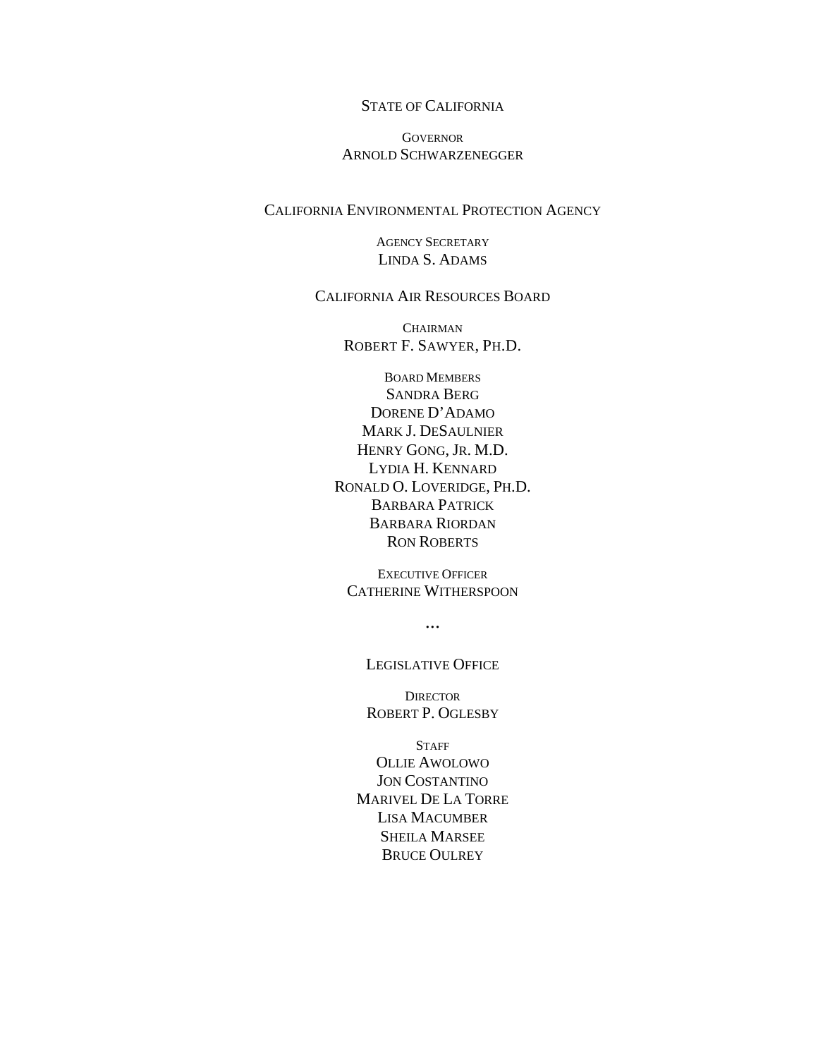STATE OF CALIFORNIA

GOVERNOR
ARNOLD SCHWARZENEGGER

CALIFORNIA ENVIRONMENTAL PROTECTION AGENCY

AGENCY SECRETARY
LINDA S. ADAMS

CALIFORNIA AIR RESOURCES BOARD

CHAIRMAN
ROBERT F. SAWYER, PH.D.

BOARD MEMBERS
SANDRA BERG
DORENE D'ADAMO
MARK J. DESAULNIER
HENRY GONG, JR. M.D.
LYDIA H. KENNARD
RONALD O. LOVERIDGE, PH.D.
BARBARA PATRICK
BARBARA RIORDAN
RON ROBERTS

EXECUTIVE OFFICER
CATHERINE WITHERSPOON

...

LEGISLATIVE OFFICE

DIRECTOR
ROBERT P. OGLESBY

STAFF
OLLIE AWOLOWO
JON COSTANTINO
MARIVEL DE LA TORRE
LISA MACUMBER
SHEILA MARSEE
BRUCE OULREY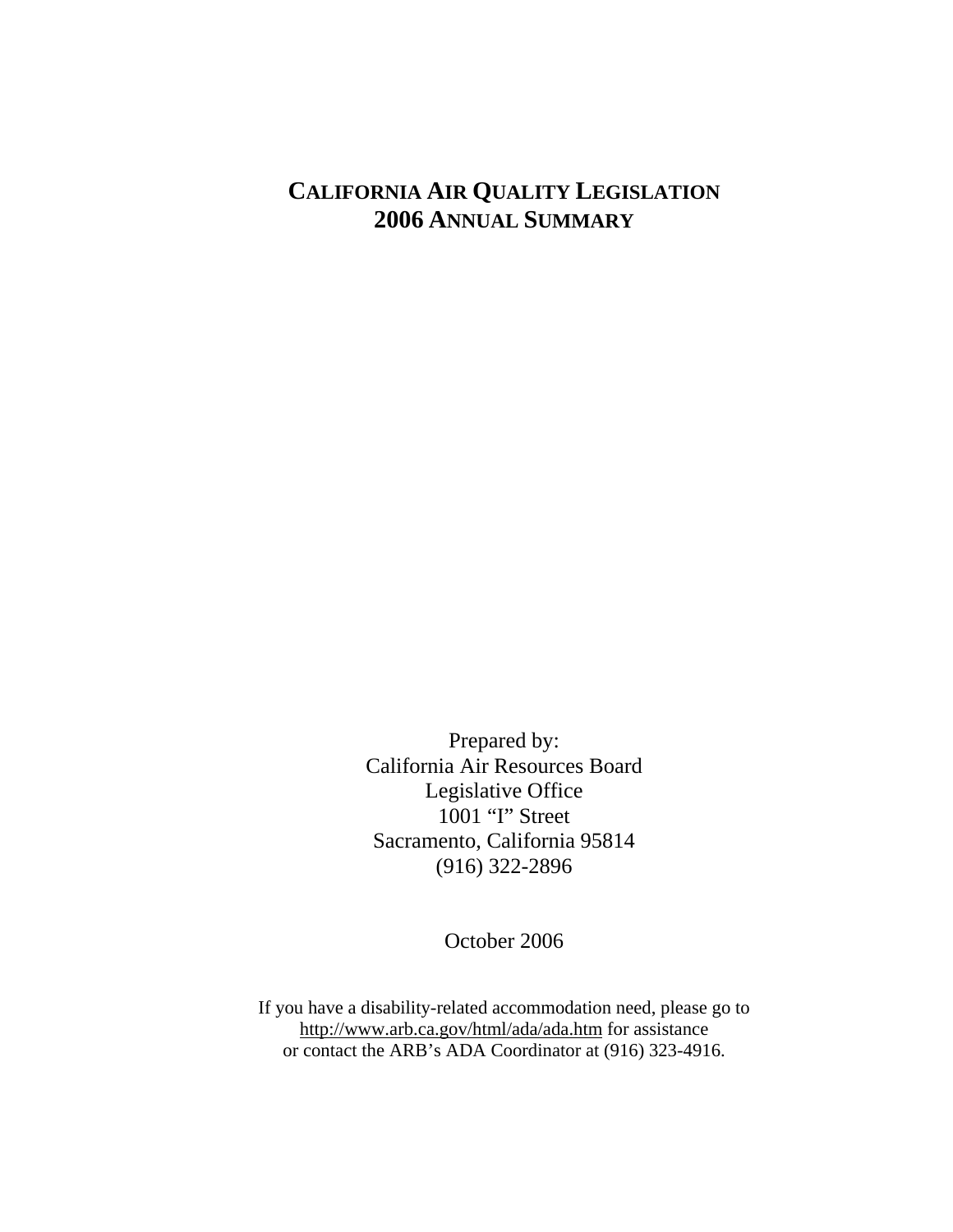# CALIFORNIA AIR QUALITY LEGISLATION
# 2006 ANNUAL SUMMARY

Prepared by:
California Air Resources Board
Legislative Office
1001 "I" Street
Sacramento, California 95814
(916) 322-2896

October 2006

If you have a disability-related accommodation need, please go to
http://www.arb.ca.gov/html/ada/ada.htm for assistance
or contact the ARB's ADA Coordinator at (916) 323-4916.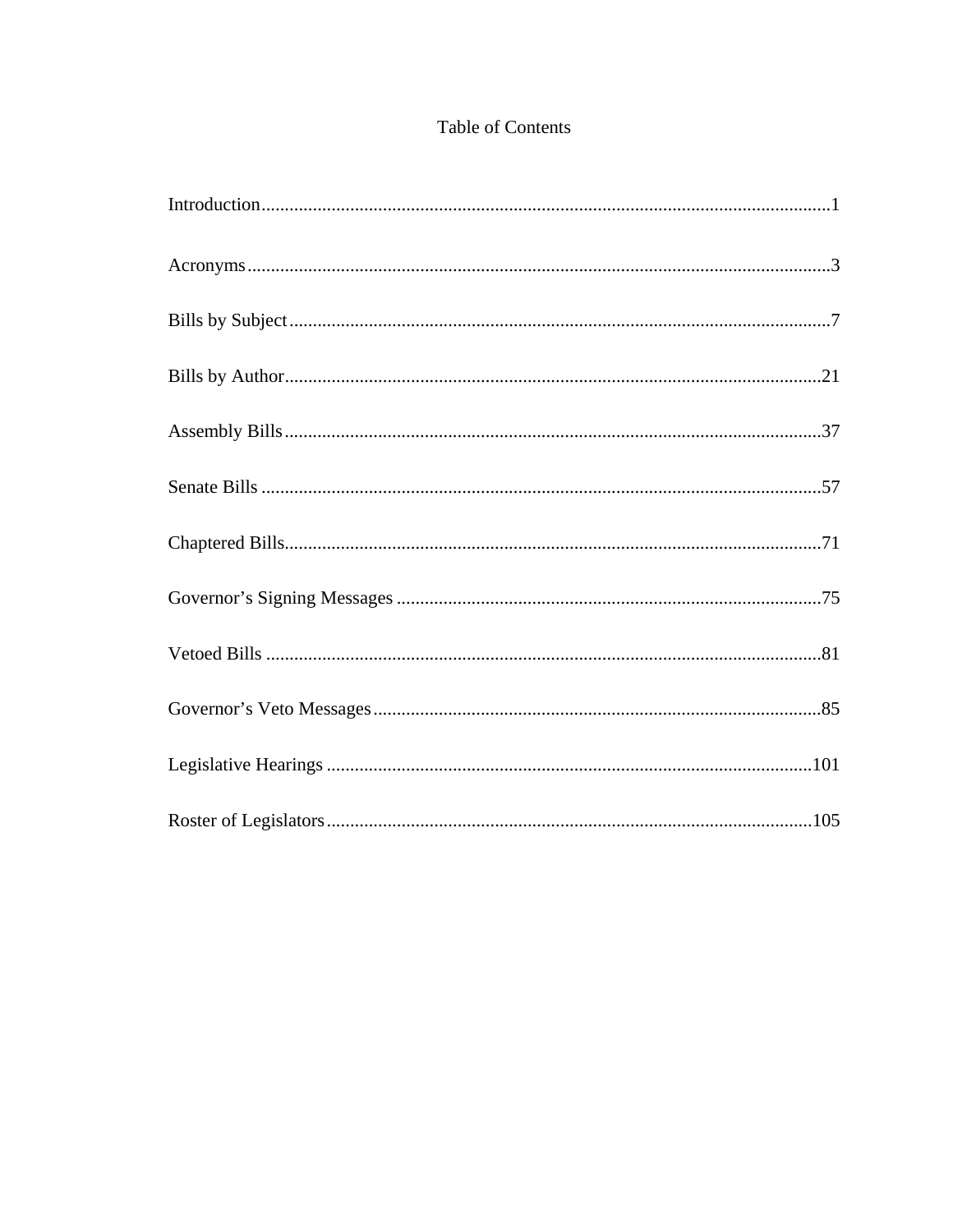# Table of Contents

Introduction........................................................................................................................1

Acronyms...........................................................................................................................3

Bills by Subject..................................................................................................................7

Bills by Author..................................................................................................................21

Assembly Bills..................................................................................................................37

Senate Bills .......................................................................................................................57

Chaptered Bills..................................................................................................................71

Governor’s Signing Messages ..........................................................................................75

Vetoed Bills ......................................................................................................................81

Governor’s Veto Messages...............................................................................................85

Legislative Hearings .......................................................................................................101

Roster of Legislators.......................................................................................................105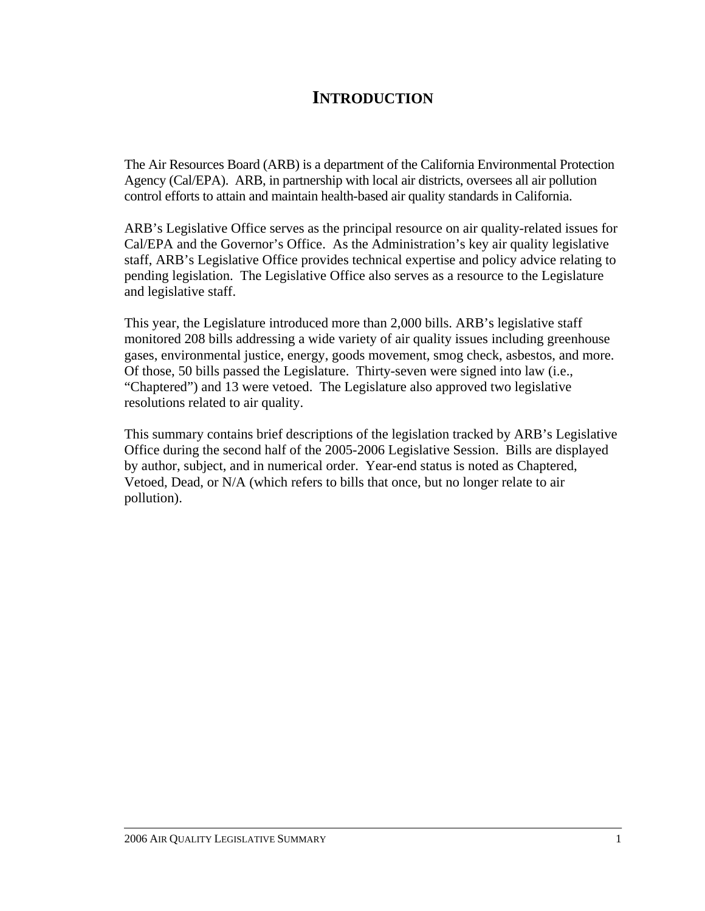# INTRODUCTION

The Air Resources Board (ARB) is a department of the California Environmental Protection Agency (Cal/EPA). ARB, in partnership with local air districts, oversees all air pollution control efforts to attain and maintain health-based air quality standards in California.

ARB's Legislative Office serves as the principal resource on air quality-related issues for Cal/EPA and the Governor's Office. As the Administration's key air quality legislative staff, ARB's Legislative Office provides technical expertise and policy advice relating to pending legislation. The Legislative Office also serves as a resource to the Legislature and legislative staff.

This year, the Legislature introduced more than 2,000 bills. ARB's legislative staff monitored 208 bills addressing a wide variety of air quality issues including greenhouse gases, environmental justice, energy, goods movement, smog check, asbestos, and more. Of those, 50 bills passed the Legislature. Thirty-seven were signed into law (i.e., "Chaptered") and 13 were vetoed. The Legislature also approved two legislative resolutions related to air quality.

This summary contains brief descriptions of the legislation tracked by ARB's Legislative Office during the second half of the 2005-2006 Legislative Session. Bills are displayed by author, subject, and in numerical order. Year-end status is noted as Chaptered, Vetoed, Dead, or N/A (which refers to bills that once, but no longer relate to air pollution).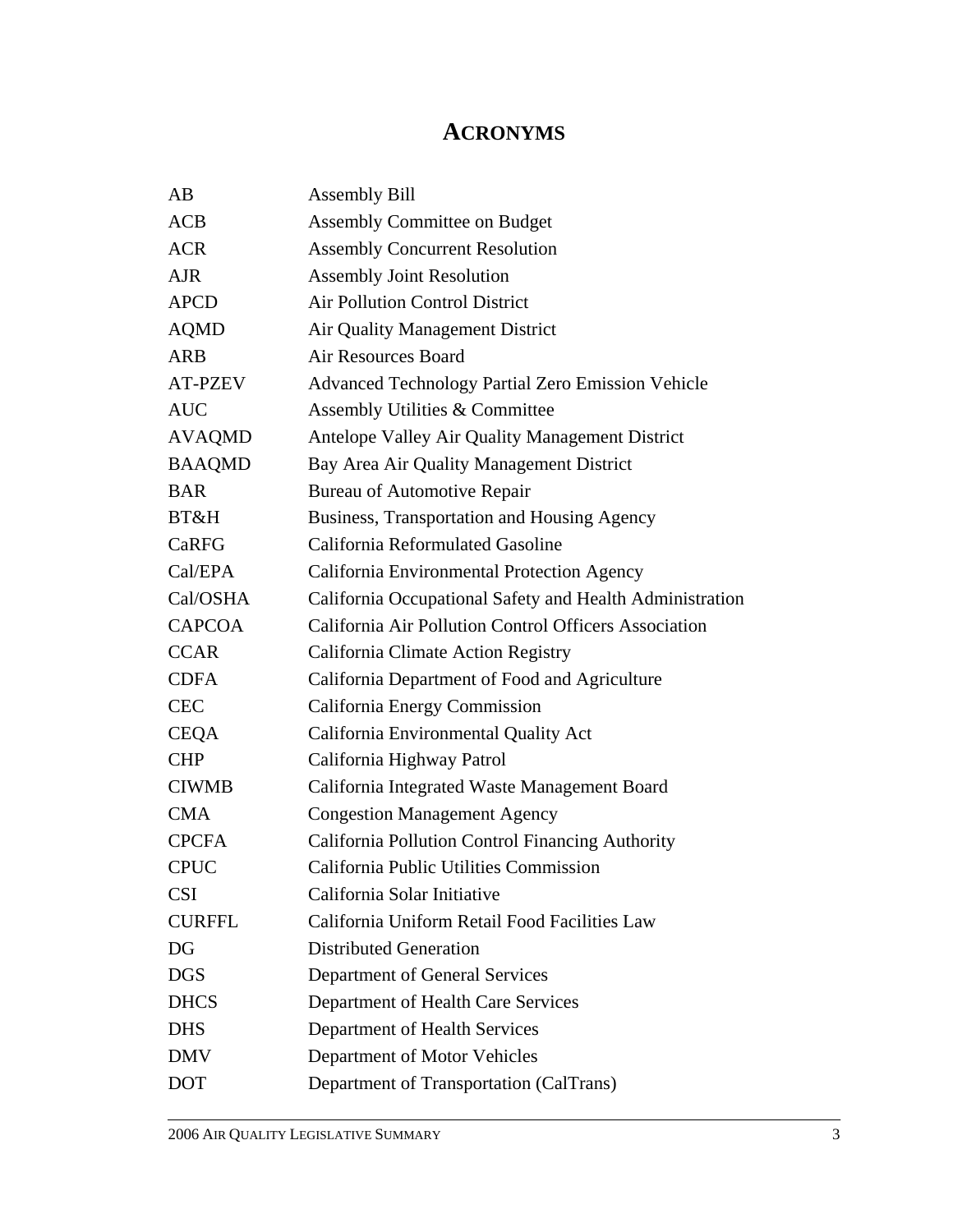# ACRONYMS

| | |
|---|---|
| AB | Assembly Bill |
| ACB | Assembly Committee on Budget |
| ACR | Assembly Concurrent Resolution |
| AJR | Assembly Joint Resolution |
| APCD | Air Pollution Control District |
| AQMD | Air Quality Management District |
| ARB | Air Resources Board |
| AT-PZEV | Advanced Technology Partial Zero Emission Vehicle |
| AUC | Assembly Utilities & Committee |
| AVAQMD | Antelope Valley Air Quality Management District |
| BAAQMD | Bay Area Air Quality Management District |
| BAR | Bureau of Automotive Repair |
| BT&H | Business, Transportation and Housing Agency |
| CaRFG | California Reformulated Gasoline |
| Cal/EPA | California Environmental Protection Agency |
| Cal/OSHA | California Occupational Safety and Health Administration |
| CAPCOA | California Air Pollution Control Officers Association |
| CCAR | California Climate Action Registry |
| CDFA | California Department of Food and Agriculture |
| CEC | California Energy Commission |
| CEQA | California Environmental Quality Act |
| CHP | California Highway Patrol |
| CIWMB | California Integrated Waste Management Board |
| CMA | Congestion Management Agency |
| CPCFA | California Pollution Control Financing Authority |
| CPUC | California Public Utilities Commission |
| CSI | California Solar Initiative |
| CURFFL | California Uniform Retail Food Facilities Law |
| DG | Distributed Generation |
| DGS | Department of General Services |
| DHCS | Department of Health Care Services |
| DHS | Department of Health Services |
| DMV | Department of Motor Vehicles |
| DOT | Department of Transportation (CalTrans) |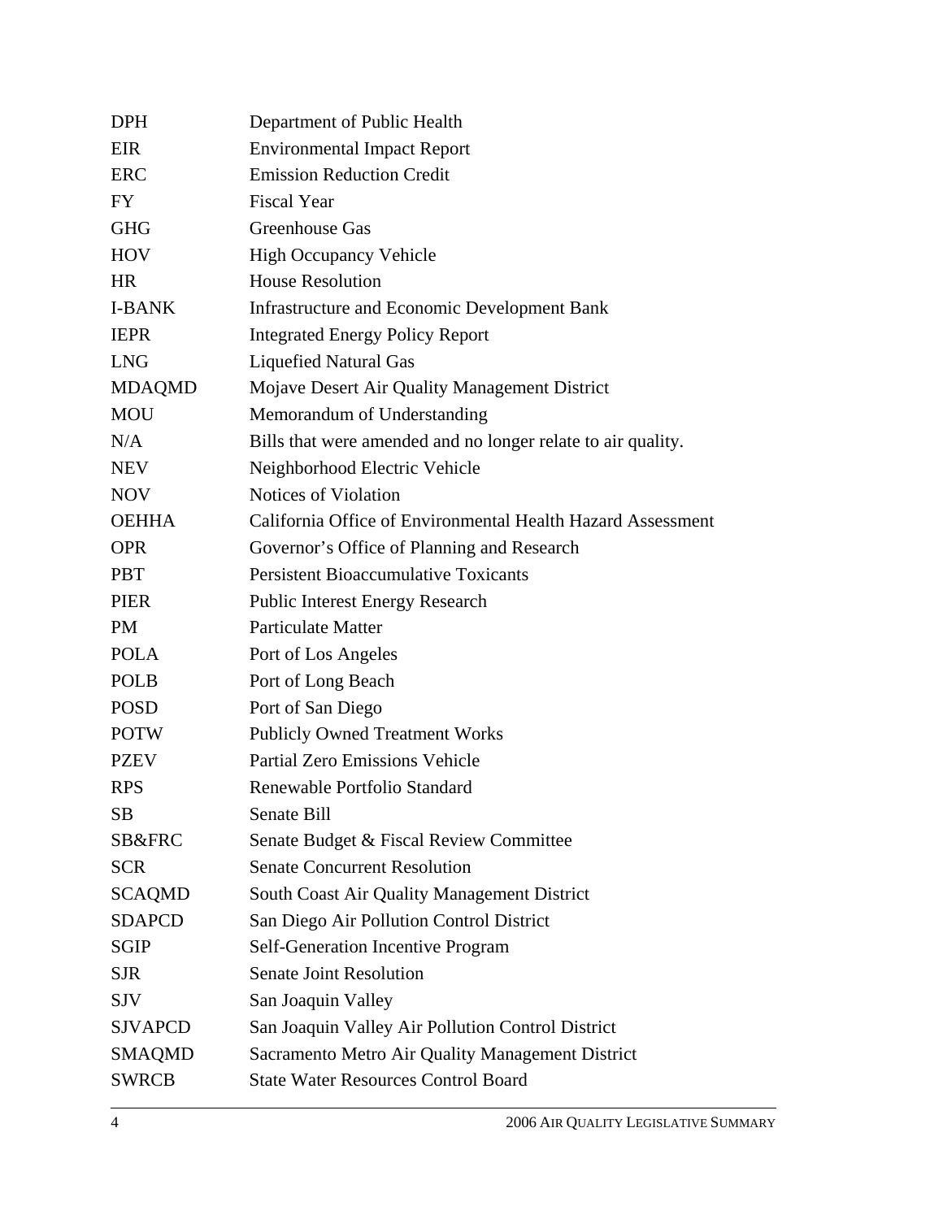| | |
|---|---|
| DPH | Department of Public Health |
| EIR | Environmental Impact Report |
| ERC | Emission Reduction Credit |
| FY | Fiscal Year |
| GHG | Greenhouse Gas |
| HOV | High Occupancy Vehicle |
| HR | House Resolution |
| I-BANK | Infrastructure and Economic Development Bank |
| IEPR | Integrated Energy Policy Report |
| LNG | Liquefied Natural Gas |
| MDAQMD | Mojave Desert Air Quality Management District |
| MOU | Memorandum of Understanding |
| N/A | Bills that were amended and no longer relate to air quality. |
| NEV | Neighborhood Electric Vehicle |
| NOV | Notices of Violation |
| OEHHA | California Office of Environmental Health Hazard Assessment |
| OPR | Governor's Office of Planning and Research |
| PBT | Persistent Bioaccumulative Toxicants |
| PIER | Public Interest Energy Research |
| PM | Particulate Matter |
| POLA | Port of Los Angeles |
| POLB | Port of Long Beach |
| POSD | Port of San Diego |
| POTW | Publicly Owned Treatment Works |
| PZEV | Partial Zero Emissions Vehicle |
| RPS | Renewable Portfolio Standard |
| SB | Senate Bill |
| SB&FRC | Senate Budget & Fiscal Review Committee |
| SCR | Senate Concurrent Resolution |
| SCAQMD | South Coast Air Quality Management District |
| SDAPCD | San Diego Air Pollution Control District |
| SGIP | Self-Generation Incentive Program |
| SJR | Senate Joint Resolution |
| SJV | San Joaquin Valley |
| SJVAPCD | San Joaquin Valley Air Pollution Control District |
| SMAQMD | Sacramento Metro Air Quality Management District |
| SWRCB | State Water Resources Control Board |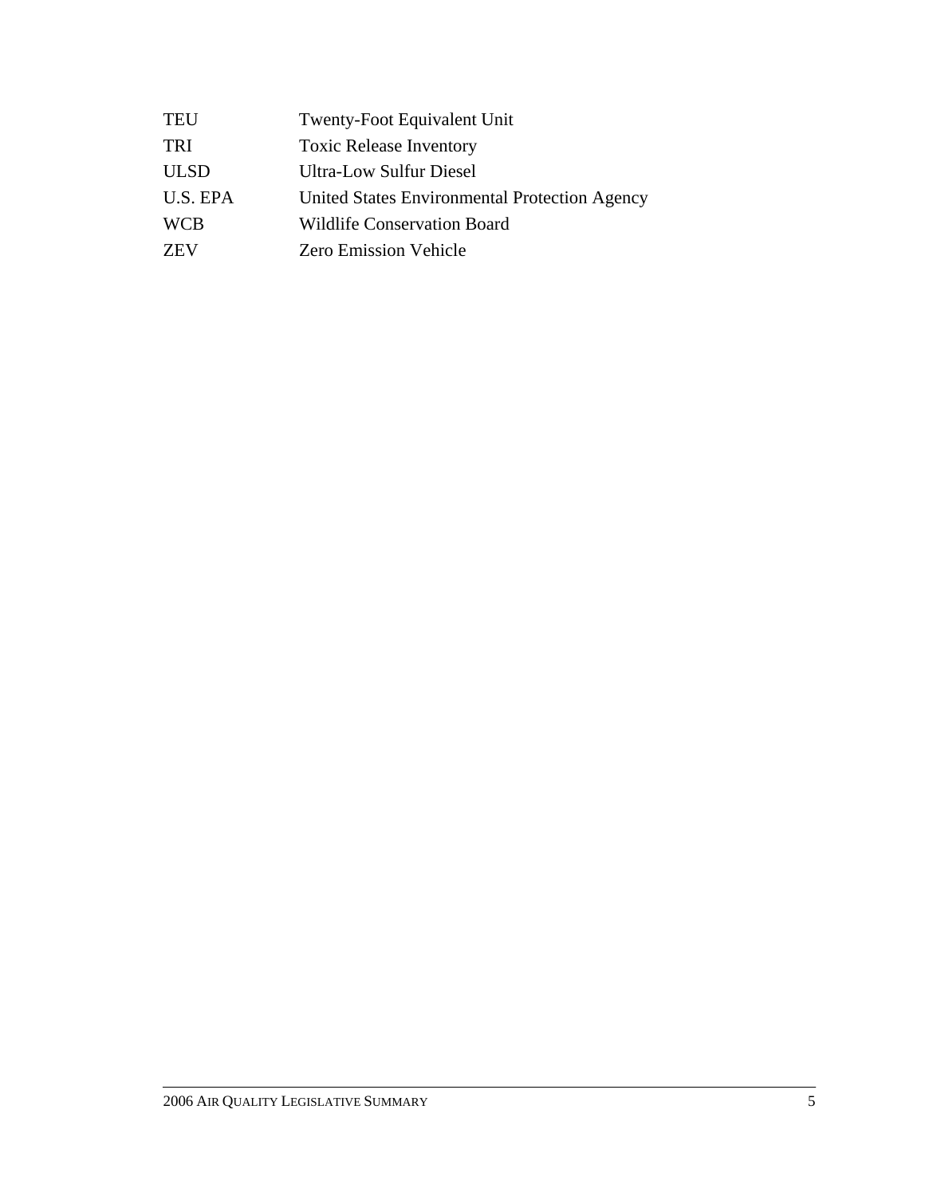| | |
|---|---|
| TEU | Twenty-Foot Equivalent Unit |
| TRI | Toxic Release Inventory |
| ULSD | Ultra-Low Sulfur Diesel |
| U.S. EPA | United States Environmental Protection Agency |
| WCB | Wildlife Conservation Board |
| ZEV | Zero Emission Vehicle |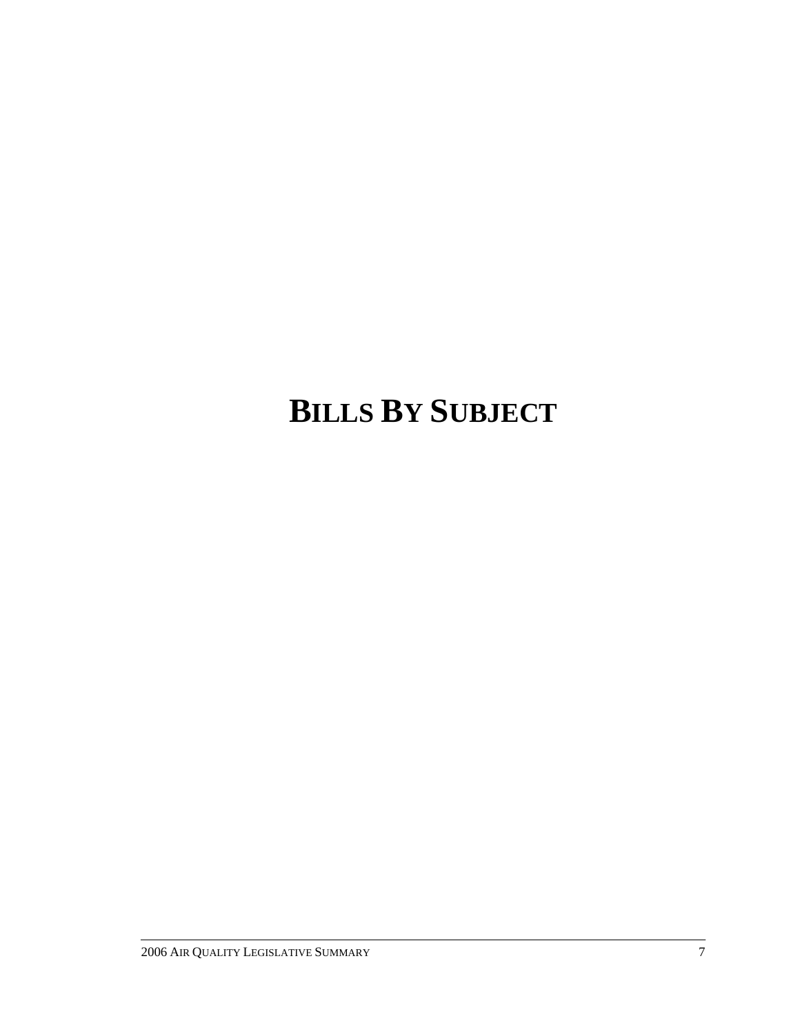# BILLS BY SUBJECT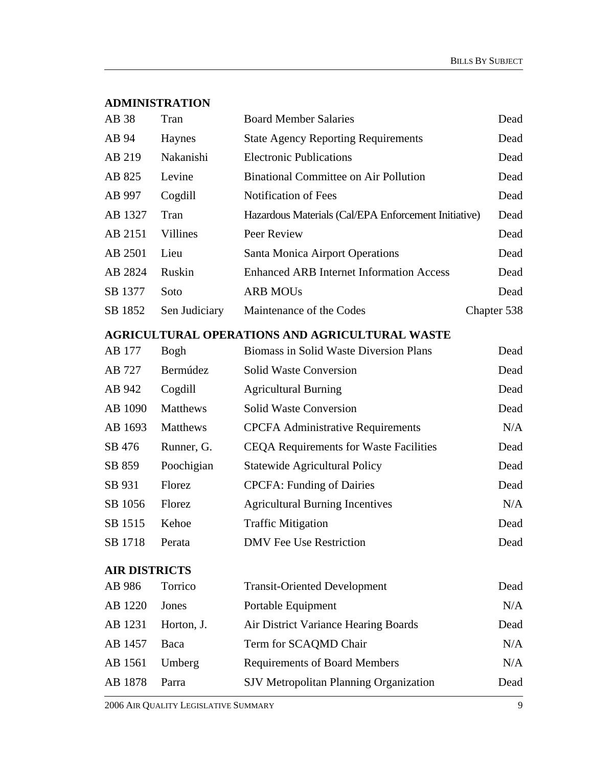## ADMINISTRATION

| | | | |
|---|---|---|---|
| AB 38 | Tran | Board Member Salaries | Dead |
| AB 94 | Haynes | State Agency Reporting Requirements | Dead |
| AB 219 | Nakanishi | Electronic Publications | Dead |
| AB 825 | Levine | Binational Committee on Air Pollution | Dead |
| AB 997 | Cogdill | Notification of Fees | Dead |
| AB 1327 | Tran | Hazardous Materials (Cal/EPA Enforcement Initiative) | Dead |
| AB 2151 | Villines | Peer Review | Dead |
| AB 2501 | Lieu | Santa Monica Airport Operations | Dead |
| AB 2824 | Ruskin | Enhanced ARB Internet Information Access | Dead |
| SB 1377 | Soto | ARB MOUs | Dead |
| SB 1852 | Sen Judiciary | Maintenance of the Codes | Chapter 538 |

## AGRICULTURAL OPERATIONS AND AGRICULTURAL WASTE

| | | | |
|---|---|---|---|
| AB 177 | Bogh | Biomass in Solid Waste Diversion Plans | Dead |
| AB 727 | Bermúdez | Solid Waste Conversion | Dead |
| AB 942 | Cogdill | Agricultural Burning | Dead |
| AB 1090 | Matthews | Solid Waste Conversion | Dead |
| AB 1693 | Matthews | CPCFA Administrative Requirements | N/A |
| SB 476 | Runner, G. | CEQA Requirements for Waste Facilities | Dead |
| SB 859 | Poochigian | Statewide Agricultural Policy | Dead |
| SB 931 | Florez | CPCFA: Funding of Dairies | Dead |
| SB 1056 | Florez | Agricultural Burning Incentives | N/A |
| SB 1515 | Kehoe | Traffic Mitigation | Dead |
| SB 1718 | Perata | DMV Fee Use Restriction | Dead |

## AIR DISTRICTS

| | | | |
|---|---|---|---|
| AB 986 | Torrico | Transit-Oriented Development | Dead |
| AB 1220 | Jones | Portable Equipment | N/A |
| AB 1231 | Horton, J. | Air District Variance Hearing Boards | Dead |
| AB 1457 | Baca | Term for SCAQMD Chair | N/A |
| AB 1561 | Umberg | Requirements of Board Members | N/A |
| AB 1878 | Parra | SJV Metropolitan Planning Organization | Dead |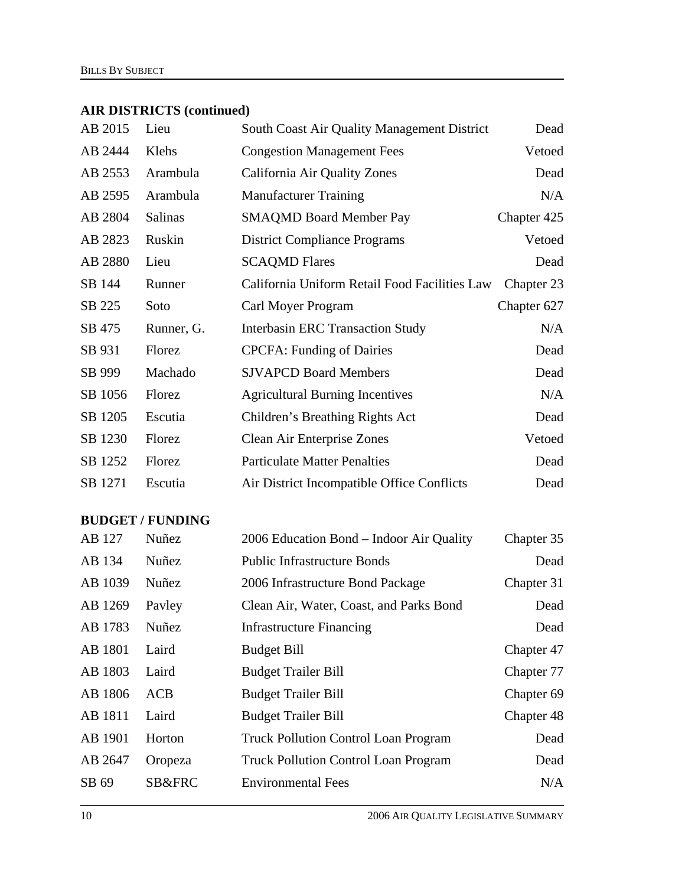## AIR DISTRICTS (continued)

| | | | |
|---|---|---|---|
| AB 2015 | Lieu | South Coast Air Quality Management District | Dead |
| AB 2444 | Klehs | Congestion Management Fees | Vetoed |
| AB 2553 | Arambula | California Air Quality Zones | Dead |
| AB 2595 | Arambula | Manufacturer Training | N/A |
| AB 2804 | Salinas | SMAQMD Board Member Pay | Chapter 425 |
| AB 2823 | Ruskin | District Compliance Programs | Vetoed |
| AB 2880 | Lieu | SCAQMD Flares | Dead |
| SB 144 | Runner | California Uniform Retail Food Facilities Law | Chapter 23 |
| SB 225 | Soto | Carl Moyer Program | Chapter 627 |
| SB 475 | Runner, G. | Interbasin ERC Transaction Study | N/A |
| SB 931 | Florez | CPCFA: Funding of Dairies | Dead |
| SB 999 | Machado | SJVAPCD Board Members | Dead |
| SB 1056 | Florez | Agricultural Burning Incentives | N/A |
| SB 1205 | Escutia | Children's Breathing Rights Act | Dead |
| SB 1230 | Florez | Clean Air Enterprise Zones | Vetoed |
| SB 1252 | Florez | Particulate Matter Penalties | Dead |
| SB 1271 | Escutia | Air District Incompatible Office Conflicts | Dead |

## BUDGET / FUNDING

| | | | |
|---|---|---|---|
| AB 127 | Nuñez | 2006 Education Bond – Indoor Air Quality | Chapter 35 |
| AB 134 | Nuñez | Public Infrastructure Bonds | Dead |
| AB 1039 | Nuñez | 2006 Infrastructure Bond Package | Chapter 31 |
| AB 1269 | Pavley | Clean Air, Water, Coast, and Parks Bond | Dead |
| AB 1783 | Nuñez | Infrastructure Financing | Dead |
| AB 1801 | Laird | Budget Bill | Chapter 47 |
| AB 1803 | Laird | Budget Trailer Bill | Chapter 77 |
| AB 1806 | ACB | Budget Trailer Bill | Chapter 69 |
| AB 1811 | Laird | Budget Trailer Bill | Chapter 48 |
| AB 1901 | Horton | Truck Pollution Control Loan Program | Dead |
| AB 2647 | Oropeza | Truck Pollution Control Loan Program | Dead |
| SB 69 | SB&FRC | Environmental Fees | N/A |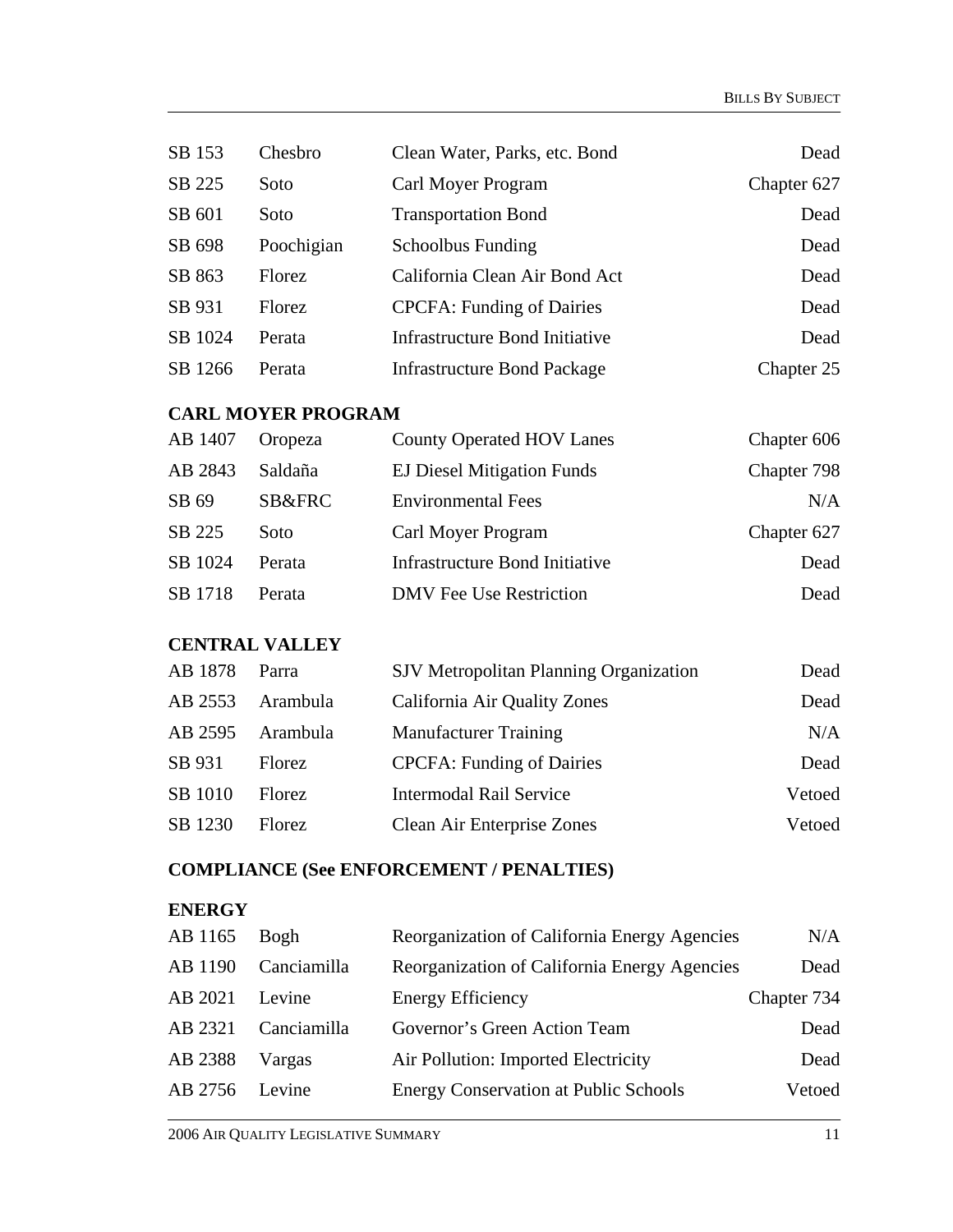| | | | |
|---|---|---|---|
| SB 153 | Chesbro | Clean Water, Parks, etc. Bond | Dead |
| SB 225 | Soto | Carl Moyer Program | Chapter 627 |
| SB 601 | Soto | Transportation Bond | Dead |
| SB 698 | Poochigian | Schoolbus Funding | Dead |
| SB 863 | Florez | California Clean Air Bond Act | Dead |
| SB 931 | Florez | CPCFA: Funding of Dairies | Dead |
| SB 1024 | Perata | Infrastructure Bond Initiative | Dead |
| SB 1266 | Perata | Infrastructure Bond Package | Chapter 25 |

**CARL MOYER PROGRAM**

| | | | |
|---|---|---|---|
| AB 1407 | Oropeza | County Operated HOV Lanes | Chapter 606 |
| AB 2843 | Saldaña | EJ Diesel Mitigation Funds | Chapter 798 |
| SB 69 | SB&FRC | Environmental Fees | N/A |
| SB 225 | Soto | Carl Moyer Program | Chapter 627 |
| SB 1024 | Perata | Infrastructure Bond Initiative | Dead |
| SB 1718 | Perata | DMV Fee Use Restriction | Dead |

**CENTRAL VALLEY**

| | | | |
|---|---|---|---|
| AB 1878 | Parra | SJV Metropolitan Planning Organization | Dead |
| AB 2553 | Arambula | California Air Quality Zones | Dead |
| AB 2595 | Arambula | Manufacturer Training | N/A |
| SB 931 | Florez | CPCFA: Funding of Dairies | Dead |
| SB 1010 | Florez | Intermodal Rail Service | Vetoed |
| SB 1230 | Florez | Clean Air Enterprise Zones | Vetoed |

**COMPLIANCE (See ENFORCEMENT / PENALTIES)**

**ENERGY**

| | | | |
|---|---|---|---|
| AB 1165 | Bogh | Reorganization of California Energy Agencies | N/A |
| AB 1190 | Canciamilla | Reorganization of California Energy Agencies | Dead |
| AB 2021 | Levine | Energy Efficiency | Chapter 734 |
| AB 2321 | Canciamilla | Governor's Green Action Team | Dead |
| AB 2388 | Vargas | Air Pollution: Imported Electricity | Dead |
| AB 2756 | Levine | Energy Conservation at Public Schools | Vetoed |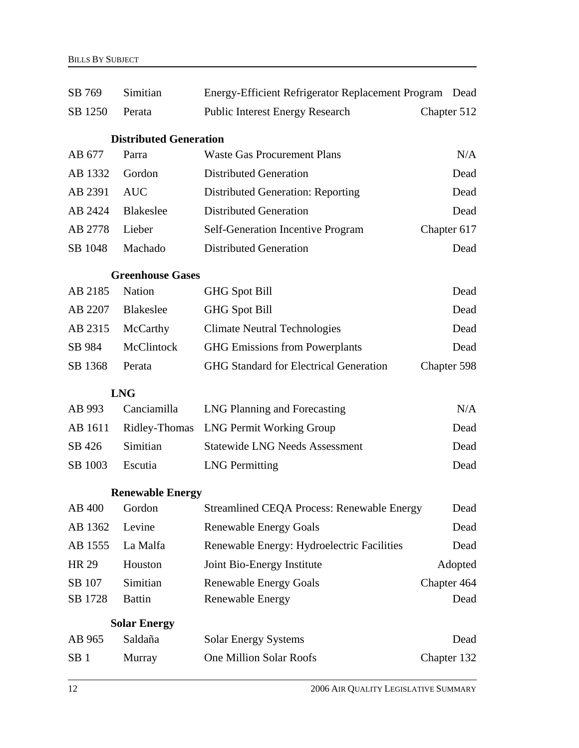| Bill | Author | Subject | Status |
|---|---|---|---|
| SB 769 | Simitian | Energy-Efficient Refrigerator Replacement Program | Dead |
| SB 1250 | Perata | Public Interest Energy Research | Chapter 512 |
| | **Distributed Generation** | | |
| AB 677 | Parra | Waste Gas Procurement Plans | N/A |
| AB 1332 | Gordon | Distributed Generation | Dead |
| AB 2391 | AUC | Distributed Generation: Reporting | Dead |
| AB 2424 | Blakeslee | Distributed Generation | Dead |
| AB 2778 | Lieber | Self-Generation Incentive Program | Chapter 617 |
| SB 1048 | Machado | Distributed Generation | Dead |
| | **Greenhouse Gases** | | |
| AB 2185 | Nation | GHG Spot Bill | Dead |
| AB 2207 | Blakeslee | GHG Spot Bill | Dead |
| AB 2315 | McCarthy | Climate Neutral Technologies | Dead |
| SB 984 | McClintock | GHG Emissions from Powerplants | Dead |
| SB 1368 | Perata | GHG Standard for Electrical Generation | Chapter 598 |
| | **LNG** | | |
| AB 993 | Canciamilla | LNG Planning and Forecasting | N/A |
| AB 1611 | Ridley-Thomas | LNG Permit Working Group | Dead |
| SB 426 | Simitian | Statewide LNG Needs Assessment | Dead |
| SB 1003 | Escutia | LNG Permitting | Dead |
| | **Renewable Energy** | | |
| AB 400 | Gordon | Streamlined CEQA Process: Renewable Energy | Dead |
| AB 1362 | Levine | Renewable Energy Goals | Dead |
| AB 1555 | La Malfa | Renewable Energy: Hydroelectric Facilities | Dead |
| HR 29 | Houston | Joint Bio-Energy Institute | Adopted |
| SB 107 | Simitian | Renewable Energy Goals | Chapter 464 |
| SB 1728 | Battin | Renewable Energy | Dead |
| | **Solar Energy** | | |
| AB 965 | Saldaña | Solar Energy Systems | Dead |
| SB 1 | Murray | One Million Solar Roofs | Chapter 132 |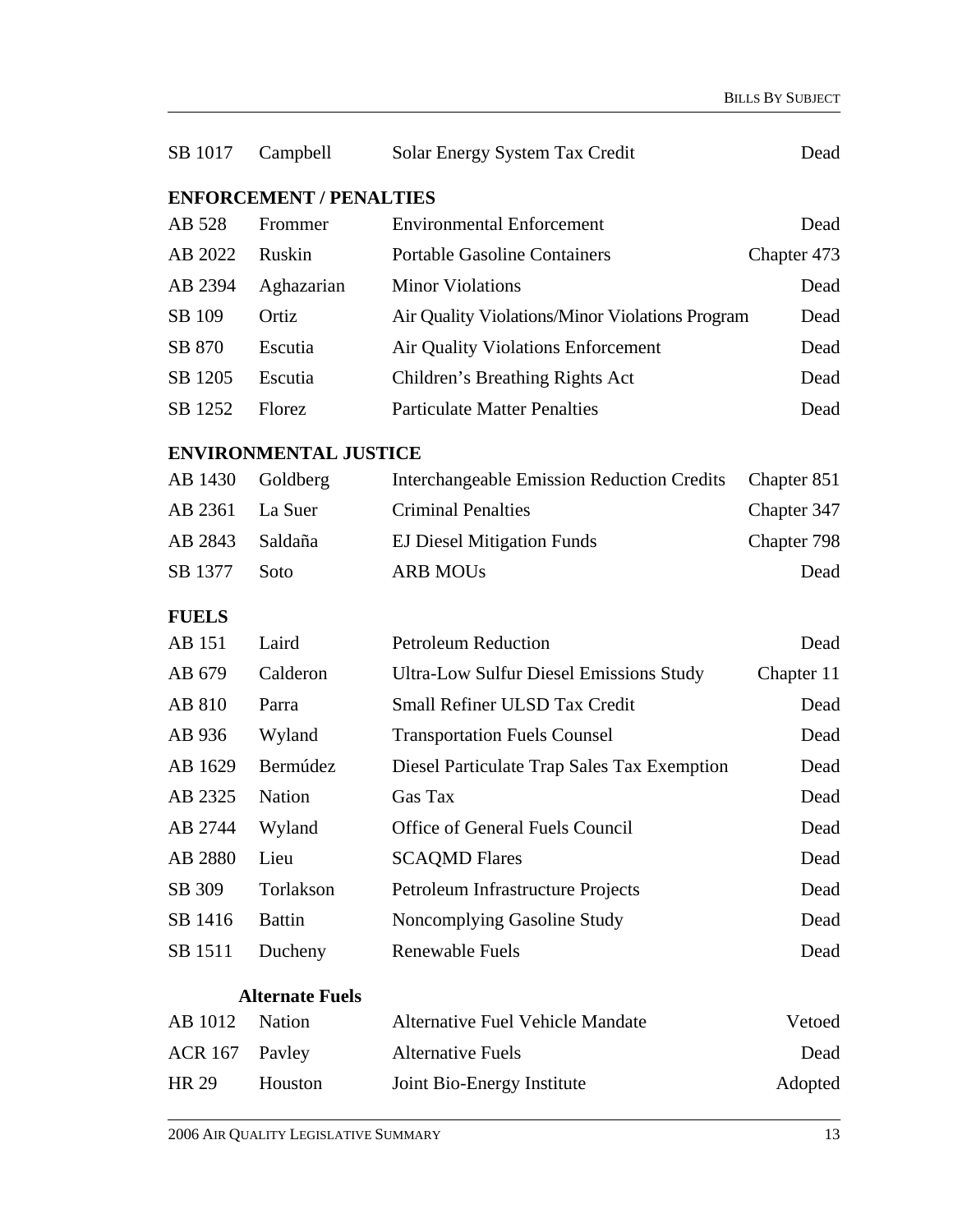| SB 1017 | Campbell | Solar Energy System Tax Credit | Dead |
|---|---|---|---|

**ENFORCEMENT / PENALTIES**

| | | | |
|---|---|---|---|
| AB 528 | Frommer | Environmental Enforcement | Dead |
| AB 2022 | Ruskin | Portable Gasoline Containers | Chapter 473 |
| AB 2394 | Aghazarian | Minor Violations | Dead |
| SB 109 | Ortiz | Air Quality Violations/Minor Violations Program | Dead |
| SB 870 | Escutia | Air Quality Violations Enforcement | Dead |
| SB 1205 | Escutia | Children's Breathing Rights Act | Dead |
| SB 1252 | Florez | Particulate Matter Penalties | Dead |

**ENVIRONMENTAL JUSTICE**

| | | | |
|---|---|---|---|
| AB 1430 | Goldberg | Interchangeable Emission Reduction Credits | Chapter 851 |
| AB 2361 | La Suer | Criminal Penalties | Chapter 347 |
| AB 2843 | Saldaña | EJ Diesel Mitigation Funds | Chapter 798 |
| SB 1377 | Soto | ARB MOUs | Dead |

**FUELS**

| | | | |
|---|---|---|---|
| AB 151 | Laird | Petroleum Reduction | Dead |
| AB 679 | Calderon | Ultra-Low Sulfur Diesel Emissions Study | Chapter 11 |
| AB 810 | Parra | Small Refiner ULSD Tax Credit | Dead |
| AB 936 | Wyland | Transportation Fuels Counsel | Dead |
| AB 1629 | Bermúdez | Diesel Particulate Trap Sales Tax Exemption | Dead |
| AB 2325 | Nation | Gas Tax | Dead |
| AB 2744 | Wyland | Office of General Fuels Council | Dead |
| AB 2880 | Lieu | SCAQMD Flares | Dead |
| SB 309 | Torlakson | Petroleum Infrastructure Projects | Dead |
| SB 1416 | Battin | Noncomplying Gasoline Study | Dead |
| SB 1511 | Ducheny | Renewable Fuels | Dead |

**Alternate Fuels**

| | | | |
|---|---|---|---|
| AB 1012 | Nation | Alternative Fuel Vehicle Mandate | Vetoed |
| ACR 167 | Pavley | Alternative Fuels | Dead |
| HR 29 | Houston | Joint Bio-Energy Institute | Adopted |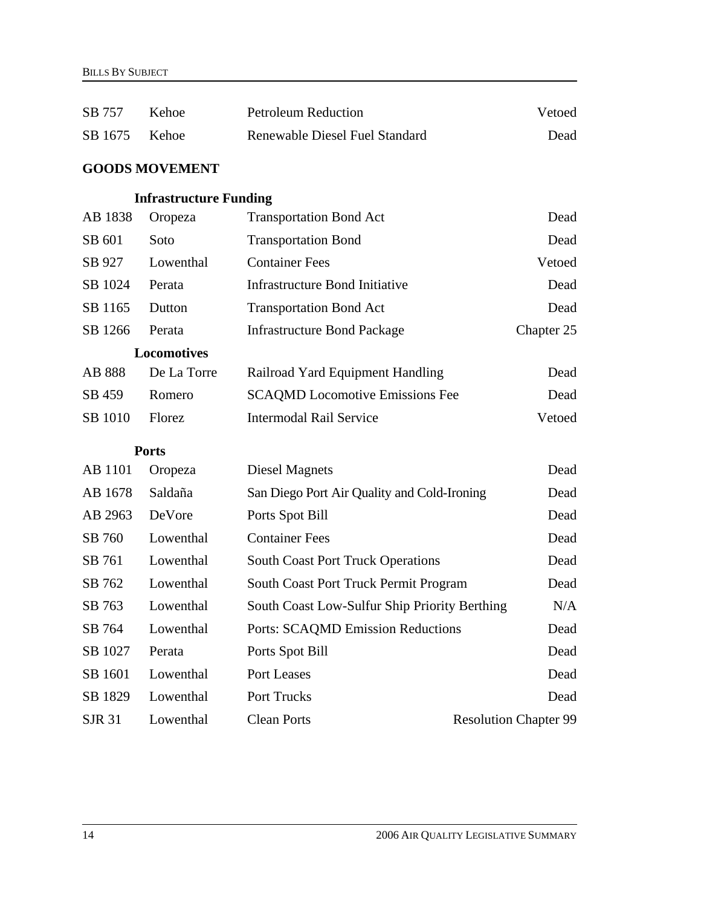| | | | |
|---|---|---|---|
| SB 757 | Kehoe | Petroleum Reduction | Vetoed |
| SB 1675 | Kehoe | Renewable Diesel Fuel Standard | Dead |

## GOODS MOVEMENT

### Infrastructure Funding

| | | | |
|---|---|---|---|
| AB 1838 | Oropeza | Transportation Bond Act | Dead |
| SB 601 | Soto | Transportation Bond | Dead |
| SB 927 | Lowenthal | Container Fees | Vetoed |
| SB 1024 | Perata | Infrastructure Bond Initiative | Dead |
| SB 1165 | Dutton | Transportation Bond Act | Dead |
| SB 1266 | Perata | Infrastructure Bond Package | Chapter 25 |

### Locomotives

| | | | |
|---|---|---|---|
| AB 888 | De La Torre | Railroad Yard Equipment Handling | Dead |
| SB 459 | Romero | SCAQMD Locomotive Emissions Fee | Dead |
| SB 1010 | Florez | Intermodal Rail Service | Vetoed |

### Ports

| | | | |
|---|---|---|---|
| AB 1101 | Oropeza | Diesel Magnets | Dead |
| AB 1678 | Saldaña | San Diego Port Air Quality and Cold-Ironing | Dead |
| AB 2963 | DeVore | Ports Spot Bill | Dead |
| SB 760 | Lowenthal | Container Fees | Dead |
| SB 761 | Lowenthal | South Coast Port Truck Operations | Dead |
| SB 762 | Lowenthal | South Coast Port Truck Permit Program | Dead |
| SB 763 | Lowenthal | South Coast Low-Sulfur Ship Priority Berthing | N/A |
| SB 764 | Lowenthal | Ports: SCAQMD Emission Reductions | Dead |
| SB 1027 | Perata | Ports Spot Bill | Dead |
| SB 1601 | Lowenthal | Port Leases | Dead |
| SB 1829 | Lowenthal | Port Trucks | Dead |
| SJR 31 | Lowenthal | Clean Ports | Resolution Chapter 99 |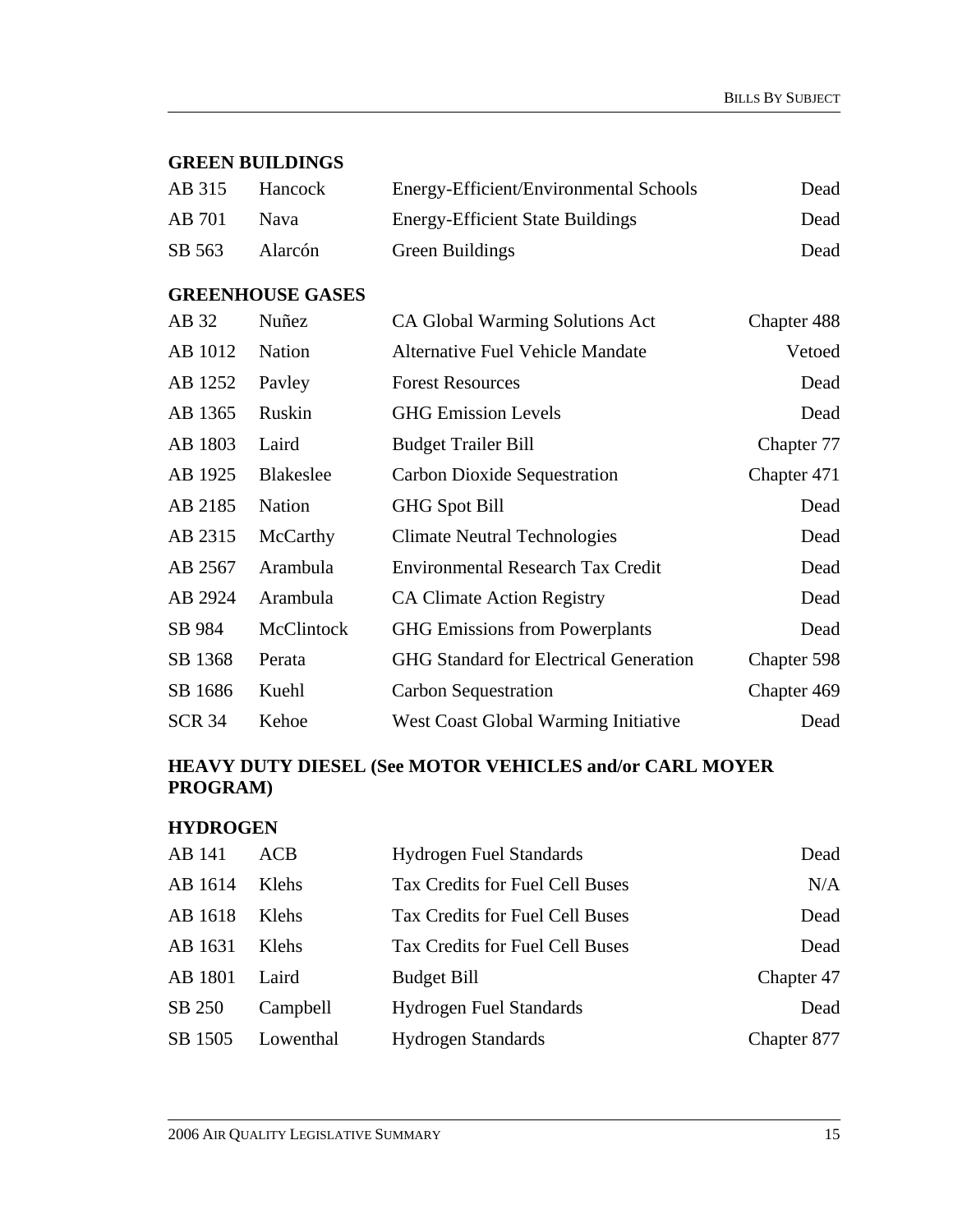## GREEN BUILDINGS

| | | | |
|---|---|---|---|
| AB 315 | Hancock | Energy-Efficient/Environmental Schools | Dead |
| AB 701 | Nava | Energy-Efficient State Buildings | Dead |
| SB 563 | Alarcón | Green Buildings | Dead |

## GREENHOUSE GASES

| | | | |
|---|---|---|---|
| AB 32 | Nuñez | CA Global Warming Solutions Act | Chapter 488 |
| AB 1012 | Nation | Alternative Fuel Vehicle Mandate | Vetoed |
| AB 1252 | Pavley | Forest Resources | Dead |
| AB 1365 | Ruskin | GHG Emission Levels | Dead |
| AB 1803 | Laird | Budget Trailer Bill | Chapter 77 |
| AB 1925 | Blakeslee | Carbon Dioxide Sequestration | Chapter 471 |
| AB 2185 | Nation | GHG Spot Bill | Dead |
| AB 2315 | McCarthy | Climate Neutral Technologies | Dead |
| AB 2567 | Arambula | Environmental Research Tax Credit | Dead |
| AB 2924 | Arambula | CA Climate Action Registry | Dead |
| SB 984 | McClintock | GHG Emissions from Powerplants | Dead |
| SB 1368 | Perata | GHG Standard for Electrical Generation | Chapter 598 |
| SB 1686 | Kuehl | Carbon Sequestration | Chapter 469 |
| SCR 34 | Kehoe | West Coast Global Warming Initiative | Dead |

## HEAVY DUTY DIESEL (See MOTOR VEHICLES and/or CARL MOYER PROGRAM)

## HYDROGEN

| | | | |
|---|---|---|---|
| AB 141 | ACB | Hydrogen Fuel Standards | Dead |
| AB 1614 | Klehs | Tax Credits for Fuel Cell Buses | N/A |
| AB 1618 | Klehs | Tax Credits for Fuel Cell Buses | Dead |
| AB 1631 | Klehs | Tax Credits for Fuel Cell Buses | Dead |
| AB 1801 | Laird | Budget Bill | Chapter 47 |
| SB 250 | Campbell | Hydrogen Fuel Standards | Dead |
| SB 1505 | Lowenthal | Hydrogen Standards | Chapter 877 |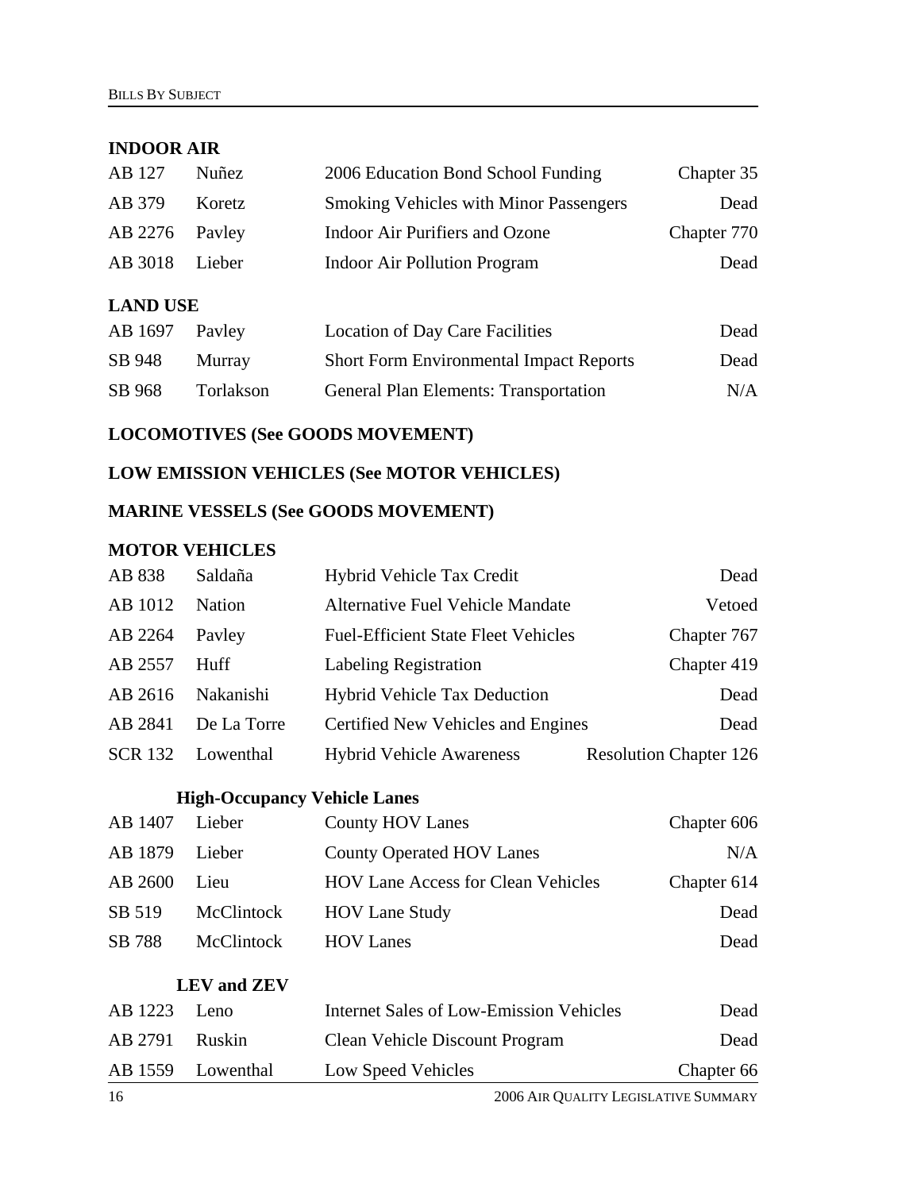## INDOOR AIR

| | | | |
|---|---|---|---|
| AB 127 | Nuñez | 2006 Education Bond School Funding | Chapter 35 |
| AB 379 | Koretz | Smoking Vehicles with Minor Passengers | Dead |
| AB 2276 | Pavley | Indoor Air Purifiers and Ozone | Chapter 770 |
| AB 3018 | Lieber | Indoor Air Pollution Program | Dead |

## LAND USE

| | | | |
|---|---|---|---|
| AB 1697 | Pavley | Location of Day Care Facilities | Dead |
| SB 948 | Murray | Short Form Environmental Impact Reports | Dead |
| SB 968 | Torlakson | General Plan Elements: Transportation | N/A |

## LOCOMOTIVES (See GOODS MOVEMENT)

## LOW EMISSION VEHICLES (See MOTOR VEHICLES)

## MARINE VESSELS (See GOODS MOVEMENT)

## MOTOR VEHICLES

| | | | |
|---|---|---|---|
| AB 838 | Saldaña | Hybrid Vehicle Tax Credit | Dead |
| AB 1012 | Nation | Alternative Fuel Vehicle Mandate | Vetoed |
| AB 2264 | Pavley | Fuel-Efficient State Fleet Vehicles | Chapter 767 |
| AB 2557 | Huff | Labeling Registration | Chapter 419 |
| AB 2616 | Nakanishi | Hybrid Vehicle Tax Deduction | Dead |
| AB 2841 | De La Torre | Certified New Vehicles and Engines | Dead |
| SCR 132 | Lowenthal | Hybrid Vehicle Awareness | Resolution Chapter 126 |

### High-Occupancy Vehicle Lanes

| | | | |
|---|---|---|---|
| AB 1407 | Lieber | County HOV Lanes | Chapter 606 |
| AB 1879 | Lieber | County Operated HOV Lanes | N/A |
| AB 2600 | Lieu | HOV Lane Access for Clean Vehicles | Chapter 614 |
| SB 519 | McClintock | HOV Lane Study | Dead |
| SB 788 | McClintock | HOV Lanes | Dead |

### LEV and ZEV

| | | | |
|---|---|---|---|
| AB 1223 | Leno | Internet Sales of Low-Emission Vehicles | Dead |
| AB 2791 | Ruskin | Clean Vehicle Discount Program | Dead |
| AB 1559 | Lowenthal | Low Speed Vehicles | Chapter 66 |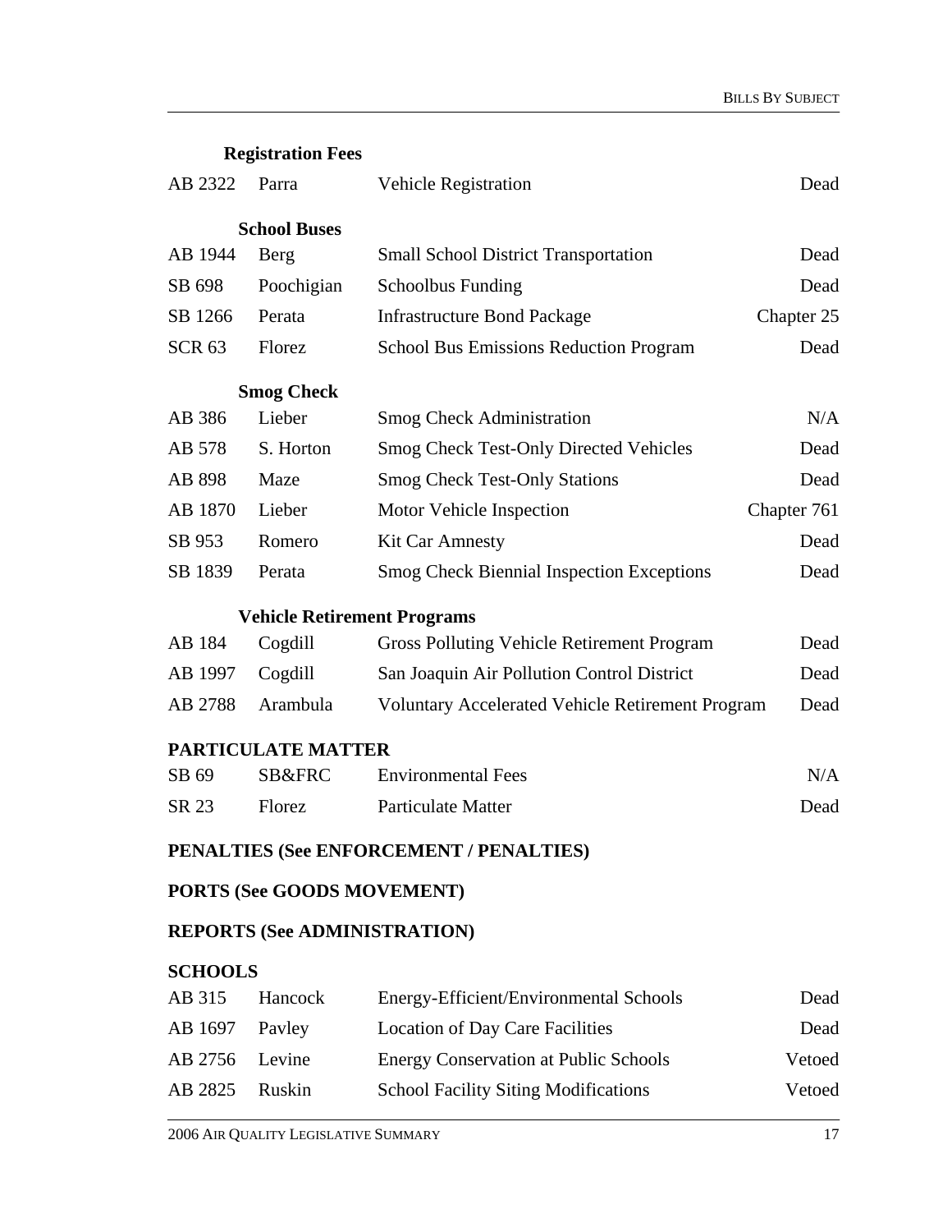#### Registration Fees

| | | | |
|---|---|---|---|
| AB 2322 | Parra | Vehicle Registration | Dead |

#### School Buses

| | | | |
|---|---|---|---|
| AB 1944 | Berg | Small School District Transportation | Dead |
| SB 698 | Poochigian | Schoolbus Funding | Dead |
| SB 1266 | Perata | Infrastructure Bond Package | Chapter 25 |
| SCR 63 | Florez | School Bus Emissions Reduction Program | Dead |

#### Smog Check

| | | | |
|---|---|---|---|
| AB 386 | Lieber | Smog Check Administration | N/A |
| AB 578 | S. Horton | Smog Check Test-Only Directed Vehicles | Dead |
| AB 898 | Maze | Smog Check Test-Only Stations | Dead |
| AB 1870 | Lieber | Motor Vehicle Inspection | Chapter 761 |
| SB 953 | Romero | Kit Car Amnesty | Dead |
| SB 1839 | Perata | Smog Check Biennial Inspection Exceptions | Dead |

#### Vehicle Retirement Programs

| | | | |
|---|---|---|---|
| AB 184 | Cogdill | Gross Polluting Vehicle Retirement Program | Dead |
| AB 1997 | Cogdill | San Joaquin Air Pollution Control District | Dead |
| AB 2788 | Arambula | Voluntary Accelerated Vehicle Retirement Program | Dead |

### PARTICULATE MATTER

| | | | |
|---|---|---|---|
| SB 69 | SB&FRC | Environmental Fees | N/A |
| SR 23 | Florez | Particulate Matter | Dead |

### PENALTIES (See ENFORCEMENT / PENALTIES)

### PORTS (See GOODS MOVEMENT)

### REPORTS (See ADMINISTRATION)

### SCHOOLS

| | | | |
|---|---|---|---|
| AB 315 | Hancock | Energy-Efficient/Environmental Schools | Dead |
| AB 1697 | Pavley | Location of Day Care Facilities | Dead |
| AB 2756 | Levine | Energy Conservation at Public Schools | Vetoed |
| AB 2825 | Ruskin | School Facility Siting Modifications | Vetoed |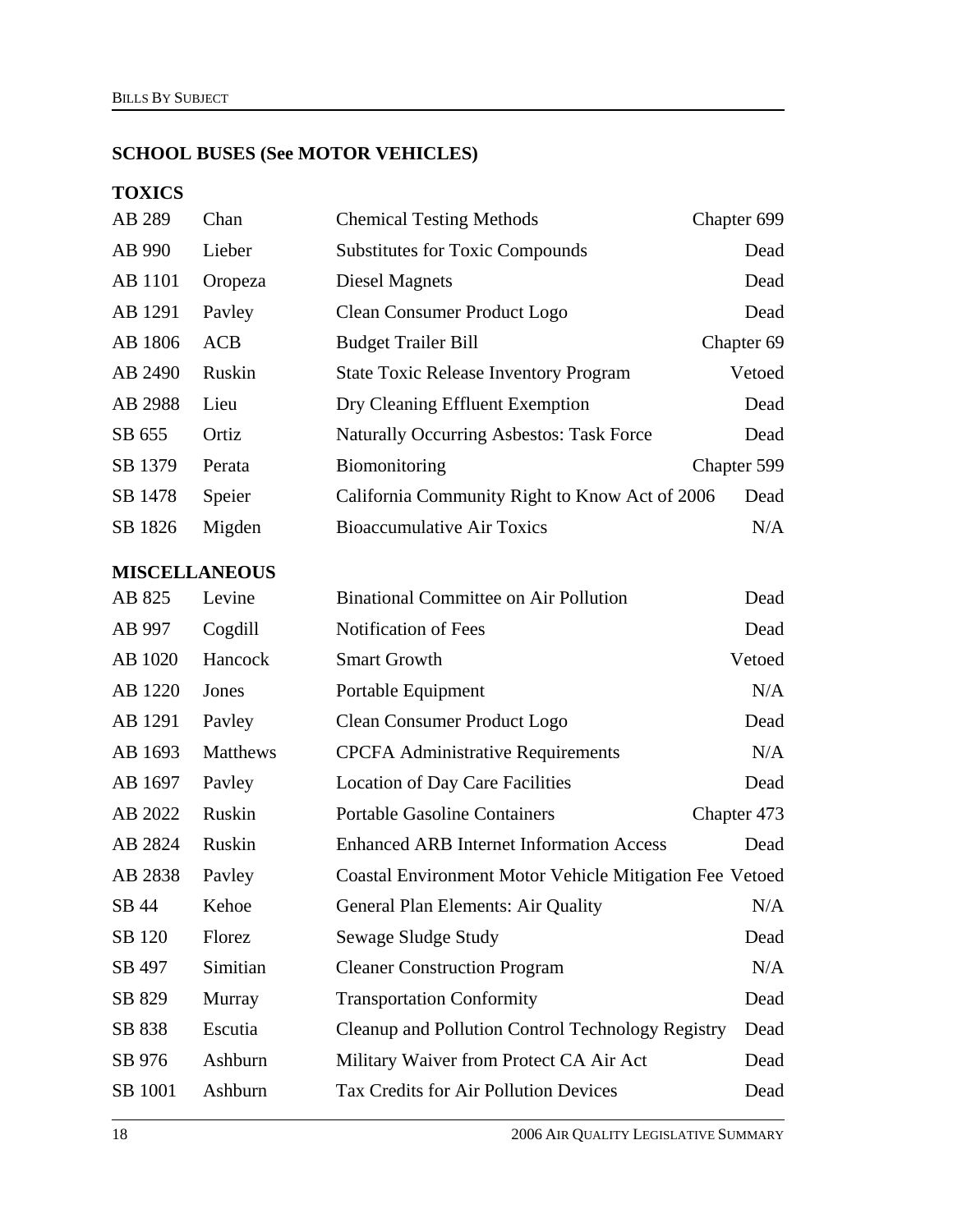## SCHOOL BUSES (See MOTOR VEHICLES)

## TOXICS

| | | | |
|---|---|---|---|
| AB 289 | Chan | Chemical Testing Methods | Chapter 699 |
| AB 990 | Lieber | Substitutes for Toxic Compounds | Dead |
| AB 1101 | Oropeza | Diesel Magnets | Dead |
| AB 1291 | Pavley | Clean Consumer Product Logo | Dead |
| AB 1806 | ACB | Budget Trailer Bill | Chapter 69 |
| AB 2490 | Ruskin | State Toxic Release Inventory Program | Vetoed |
| AB 2988 | Lieu | Dry Cleaning Effluent Exemption | Dead |
| SB 655 | Ortiz | Naturally Occurring Asbestos: Task Force | Dead |
| SB 1379 | Perata | Biomonitoring | Chapter 599 |
| SB 1478 | Speier | California Community Right to Know Act of 2006 | Dead |
| SB 1826 | Migden | Bioaccumulative Air Toxics | N/A |

## MISCELLANEOUS

| | | | |
|---|---|---|---|
| AB 825 | Levine | Binational Committee on Air Pollution | Dead |
| AB 997 | Cogdill | Notification of Fees | Dead |
| AB 1020 | Hancock | Smart Growth | Vetoed |
| AB 1220 | Jones | Portable Equipment | N/A |
| AB 1291 | Pavley | Clean Consumer Product Logo | Dead |
| AB 1693 | Matthews | CPCFA Administrative Requirements | N/A |
| AB 1697 | Pavley | Location of Day Care Facilities | Dead |
| AB 2022 | Ruskin | Portable Gasoline Containers | Chapter 473 |
| AB 2824 | Ruskin | Enhanced ARB Internet Information Access | Dead |
| AB 2838 | Pavley | Coastal Environment Motor Vehicle Mitigation Fee | Vetoed |
| SB 44 | Kehoe | General Plan Elements: Air Quality | N/A |
| SB 120 | Florez | Sewage Sludge Study | Dead |
| SB 497 | Simitian | Cleaner Construction Program | N/A |
| SB 829 | Murray | Transportation Conformity | Dead |
| SB 838 | Escutia | Cleanup and Pollution Control Technology Registry | Dead |
| SB 976 | Ashburn | Military Waiver from Protect CA Air Act | Dead |
| SB 1001 | Ashburn | Tax Credits for Air Pollution Devices | Dead |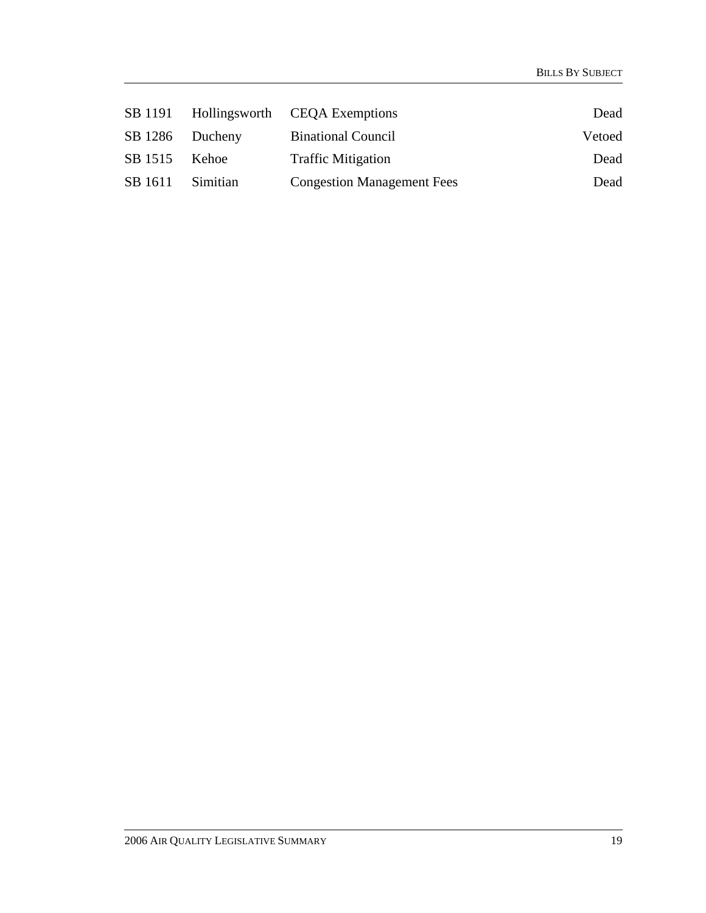| | | | |
|---|---|---|---|
| SB 1191 | Hollingsworth | CEQA Exemptions | Dead |
| SB 1286 | Ducheny | Binational Council | Vetoed |
| SB 1515 | Kehoe | Traffic Mitigation | Dead |
| SB 1611 | Simitian | Congestion Management Fees | Dead |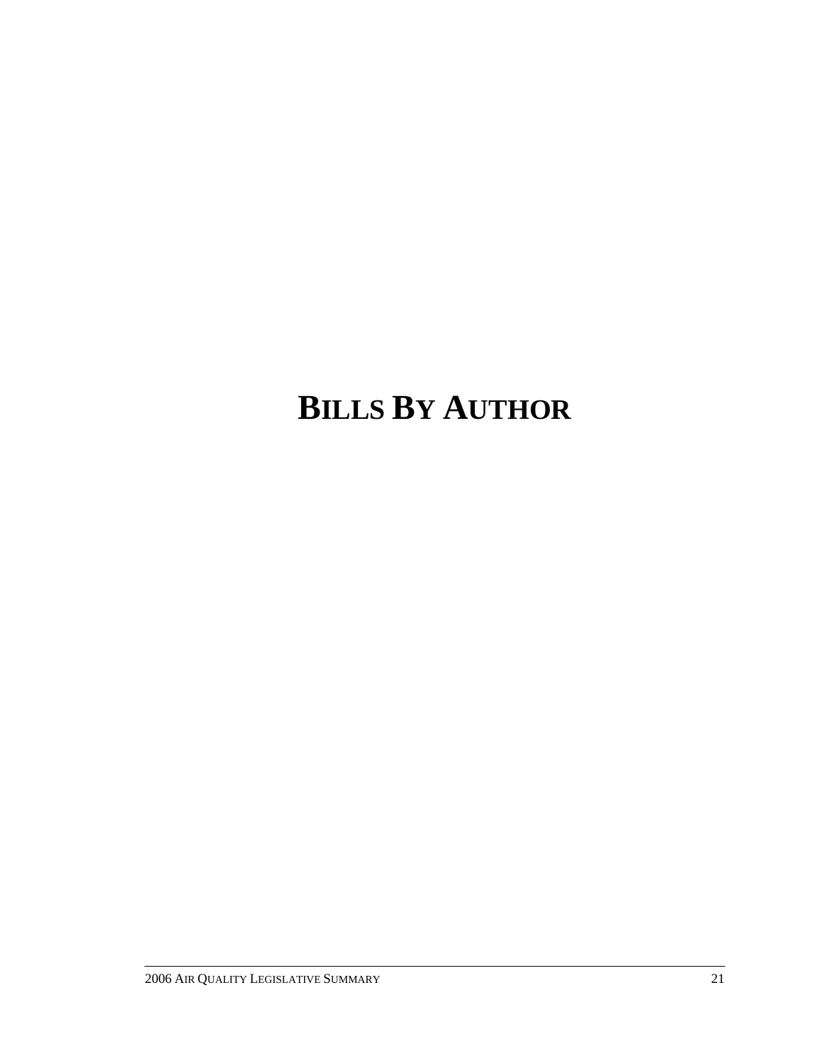# BILLS BY AUTHOR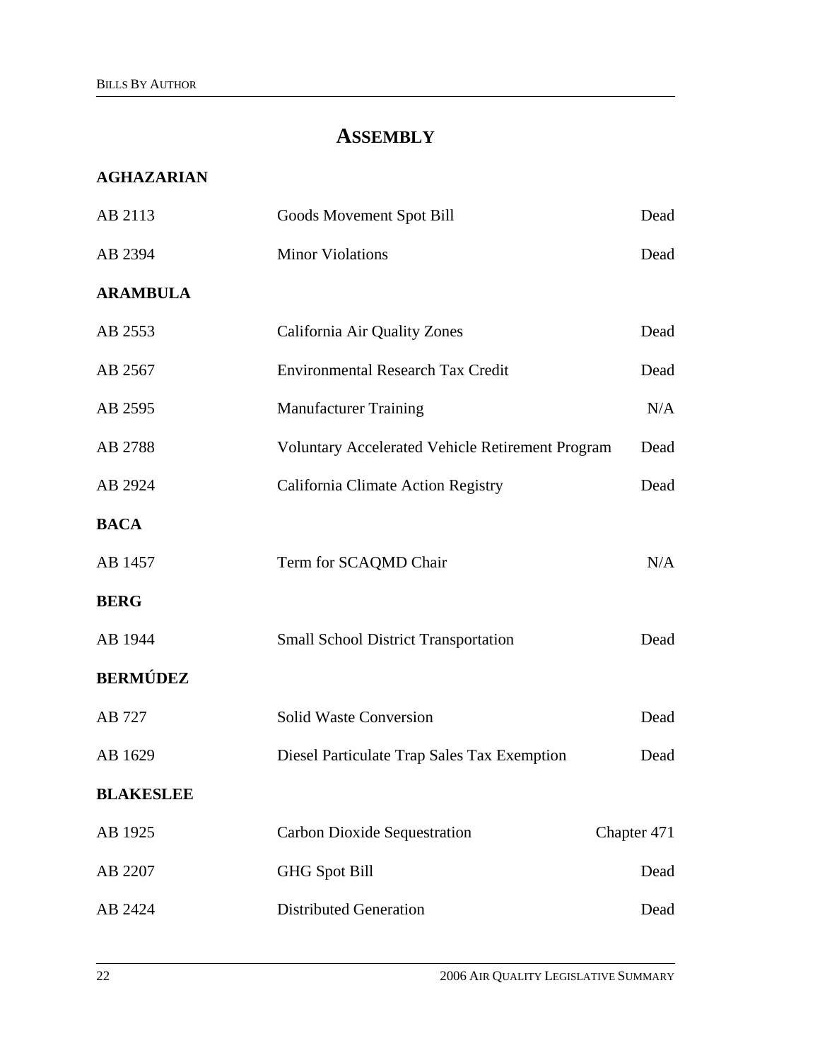# ASSEMBLY

## AGHAZARIAN

| | | |
|---|---|---|
| AB 2113 | Goods Movement Spot Bill | Dead |
| AB 2394 | Minor Violations | Dead |

## ARAMBULA

| | | |
|---|---|---|
| AB 2553 | California Air Quality Zones | Dead |
| AB 2567 | Environmental Research Tax Credit | Dead |
| AB 2595 | Manufacturer Training | N/A |
| AB 2788 | Voluntary Accelerated Vehicle Retirement Program | Dead |
| AB 2924 | California Climate Action Registry | Dead |

## BACA

| | | |
|---|---|---|
| AB 1457 | Term for SCAQMD Chair | N/A |

## BERG

| | | |
|---|---|---|
| AB 1944 | Small School District Transportation | Dead |

## BERMÚDEZ

| | | |
|---|---|---|
| AB 727 | Solid Waste Conversion | Dead |
| AB 1629 | Diesel Particulate Trap Sales Tax Exemption | Dead |

## BLAKESLEE

| | | |
|---|---|---|
| AB 1925 | Carbon Dioxide Sequestration | Chapter 471 |
| AB 2207 | GHG Spot Bill | Dead |
| AB 2424 | Distributed Generation | Dead |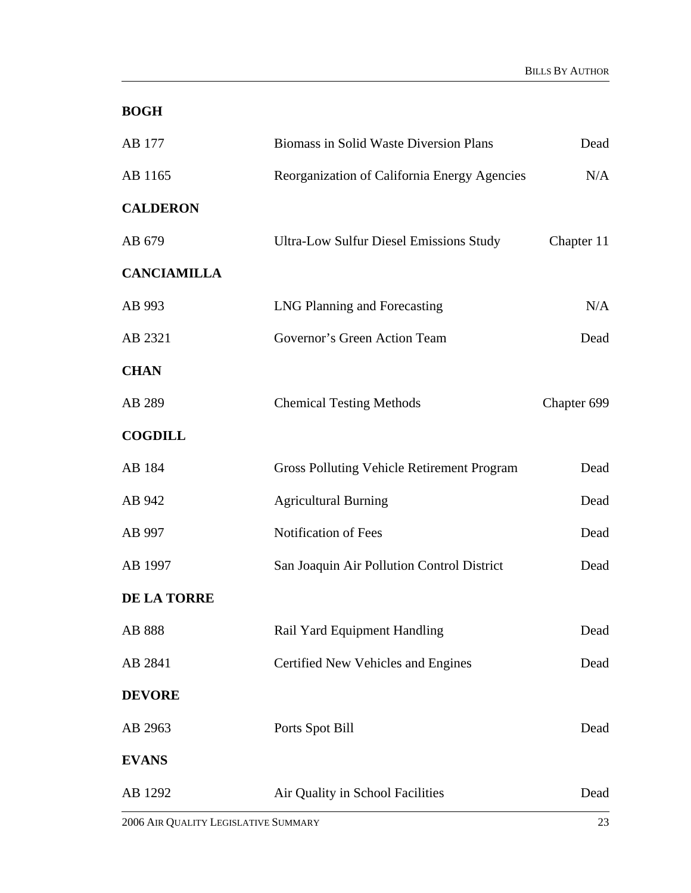**BOGH**

| | | |
|---|---|---|
| AB 177 | Biomass in Solid Waste Diversion Plans | Dead |
| AB 1165 | Reorganization of California Energy Agencies | N/A |

**CALDERON**

| | | |
|---|---|---|
| AB 679 | Ultra-Low Sulfur Diesel Emissions Study | Chapter 11 |

**CANCIAMILLA**

| | | |
|---|---|---|
| AB 993 | LNG Planning and Forecasting | N/A |
| AB 2321 | Governor's Green Action Team | Dead |

**CHAN**

| | | |
|---|---|---|
| AB 289 | Chemical Testing Methods | Chapter 699 |

**COGDILL**

| | | |
|---|---|---|
| AB 184 | Gross Polluting Vehicle Retirement Program | Dead |
| AB 942 | Agricultural Burning | Dead |
| AB 997 | Notification of Fees | Dead |
| AB 1997 | San Joaquin Air Pollution Control District | Dead |

**DE LA TORRE**

| | | |
|---|---|---|
| AB 888 | Rail Yard Equipment Handling | Dead |
| AB 2841 | Certified New Vehicles and Engines | Dead |

**DEVORE**

| | | |
|---|---|---|
| AB 2963 | Ports Spot Bill | Dead |

**EVANS**

| | | |
|---|---|---|
| AB 1292 | Air Quality in School Facilities | Dead |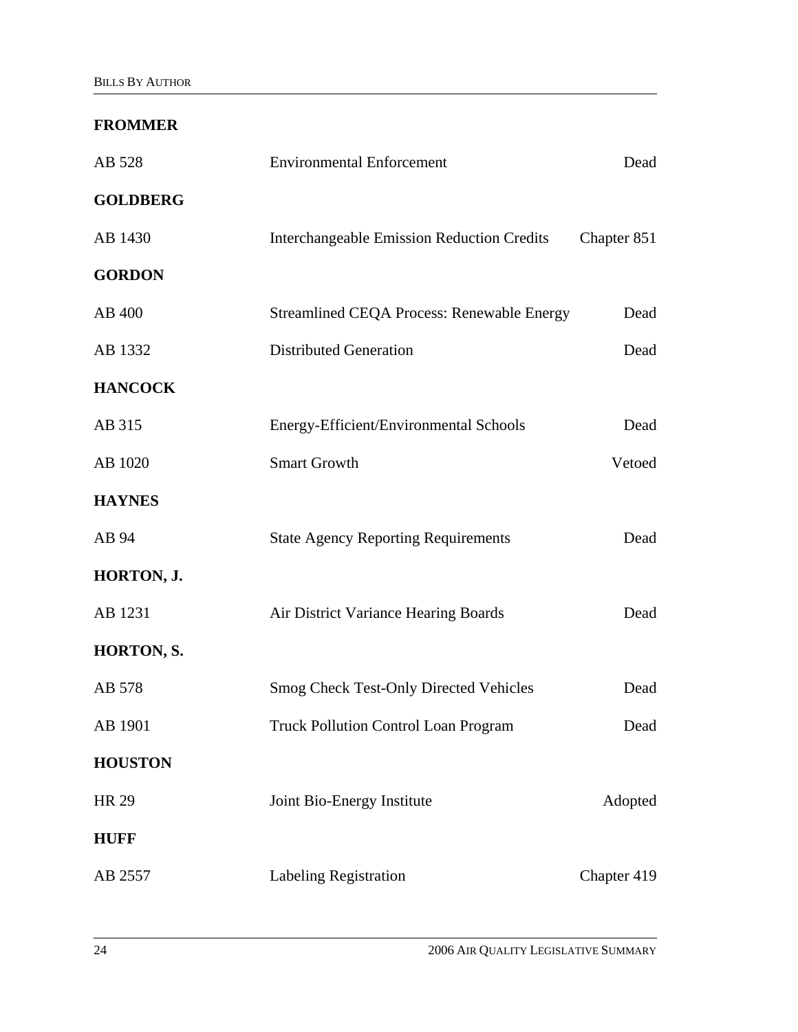**FROMMER**

| | | |
|---|---|---|
| AB 528 | Environmental Enforcement | Dead |

**GOLDBERG**

| | | |
|---|---|---|
| AB 1430 | Interchangeable Emission Reduction Credits | Chapter 851 |

**GORDON**

| | | |
|---|---|---|
| AB 400 | Streamlined CEQA Process: Renewable Energy | Dead |
| AB 1332 | Distributed Generation | Dead |

**HANCOCK**

| | | |
|---|---|---|
| AB 315 | Energy-Efficient/Environmental Schools | Dead |
| AB 1020 | Smart Growth | Vetoed |

**HAYNES**

| | | |
|---|---|---|
| AB 94 | State Agency Reporting Requirements | Dead |

**HORTON, J.**

| | | |
|---|---|---|
| AB 1231 | Air District Variance Hearing Boards | Dead |

**HORTON, S.**

| | | |
|---|---|---|
| AB 578 | Smog Check Test-Only Directed Vehicles | Dead |
| AB 1901 | Truck Pollution Control Loan Program | Dead |

**HOUSTON**

| | | |
|---|---|---|
| HR 29 | Joint Bio-Energy Institute | Adopted |

**HUFF**

| | | |
|---|---|---|
| AB 2557 | Labeling Registration | Chapter 419 |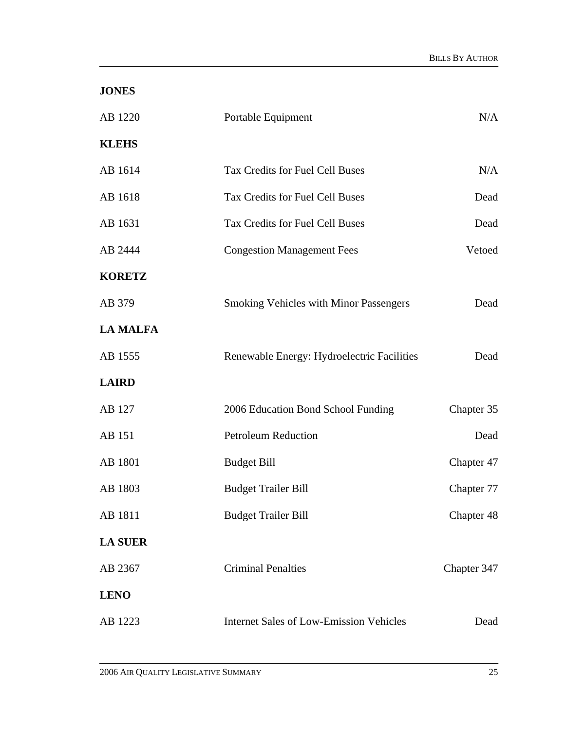**JONES**

| | | |
|---|---|---|
| AB 1220 | Portable Equipment | N/A |

**KLEHS**

| | | |
|---|---|---|
| AB 1614 | Tax Credits for Fuel Cell Buses | N/A |
| AB 1618 | Tax Credits for Fuel Cell Buses | Dead |
| AB 1631 | Tax Credits for Fuel Cell Buses | Dead |
| AB 2444 | Congestion Management Fees | Vetoed |

**KORETZ**

| | | |
|---|---|---|
| AB 379 | Smoking Vehicles with Minor Passengers | Dead |

**LA MALFA**

| | | |
|---|---|---|
| AB 1555 | Renewable Energy: Hydroelectric Facilities | Dead |

**LAIRD**

| | | |
|---|---|---|
| AB 127 | 2006 Education Bond School Funding | Chapter 35 |
| AB 151 | Petroleum Reduction | Dead |
| AB 1801 | Budget Bill | Chapter 47 |
| AB 1803 | Budget Trailer Bill | Chapter 77 |
| AB 1811 | Budget Trailer Bill | Chapter 48 |

**LA SUER**

| | | |
|---|---|---|
| AB 2367 | Criminal Penalties | Chapter 347 |

**LENO**

| | | |
|---|---|---|
| AB 1223 | Internet Sales of Low-Emission Vehicles | Dead |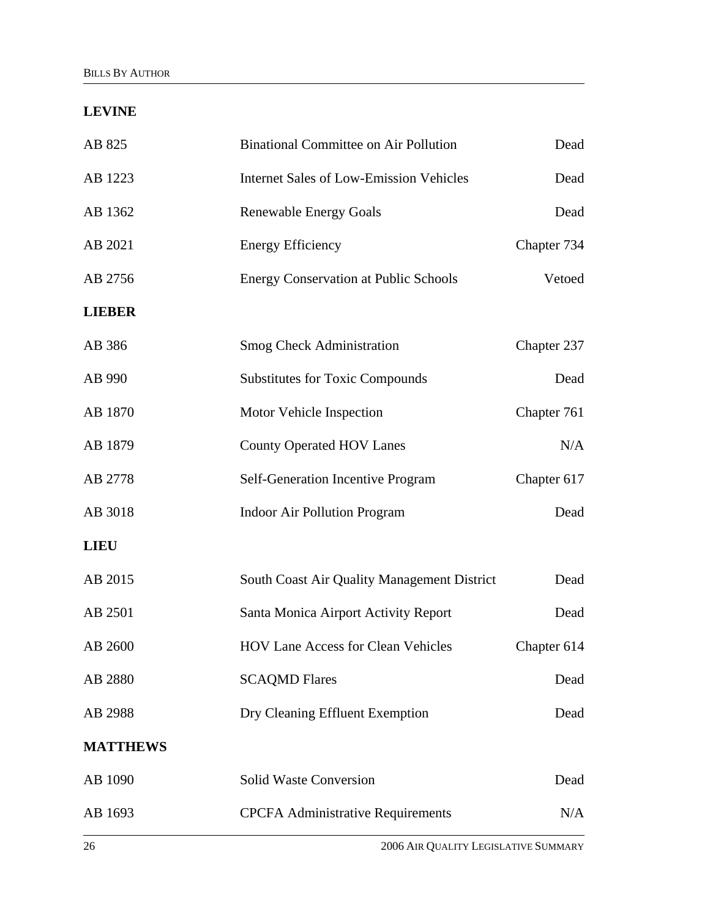**LEVINE**

| | | |
|---|---|---|
| AB 825 | Binational Committee on Air Pollution | Dead |
| AB 1223 | Internet Sales of Low-Emission Vehicles | Dead |
| AB 1362 | Renewable Energy Goals | Dead |
| AB 2021 | Energy Efficiency | Chapter 734 |
| AB 2756 | Energy Conservation at Public Schools | Vetoed |

**LIEBER**

| | | |
|---|---|---|
| AB 386 | Smog Check Administration | Chapter 237 |
| AB 990 | Substitutes for Toxic Compounds | Dead |
| AB 1870 | Motor Vehicle Inspection | Chapter 761 |
| AB 1879 | County Operated HOV Lanes | N/A |
| AB 2778 | Self-Generation Incentive Program | Chapter 617 |
| AB 3018 | Indoor Air Pollution Program | Dead |

**LIEU**

| | | |
|---|---|---|
| AB 2015 | South Coast Air Quality Management District | Dead |
| AB 2501 | Santa Monica Airport Activity Report | Dead |
| AB 2600 | HOV Lane Access for Clean Vehicles | Chapter 614 |
| AB 2880 | SCAQMD Flares | Dead |
| AB 2988 | Dry Cleaning Effluent Exemption | Dead |

**MATTHEWS**

| | | |
|---|---|---|
| AB 1090 | Solid Waste Conversion | Dead |
| AB 1693 | CPCFA Administrative Requirements | N/A |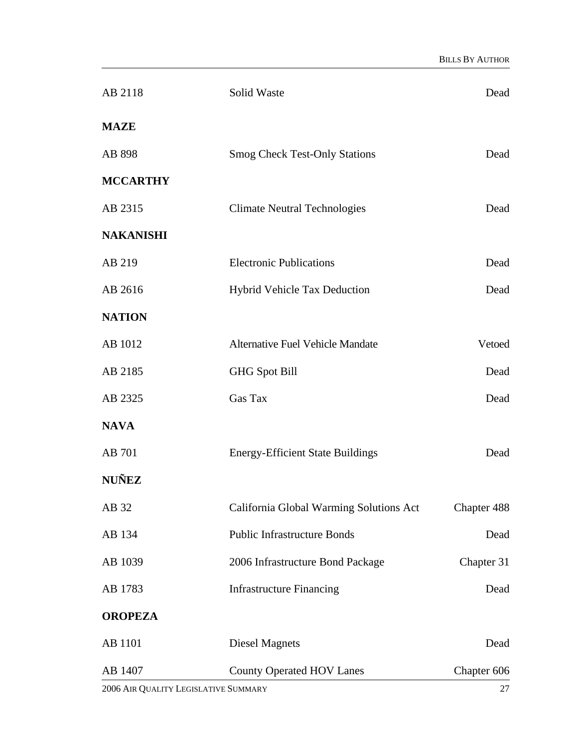| | | |
|---|---|---|
| AB 2118 | Solid Waste | Dead |
| **MAZE** | | |
| AB 898 | Smog Check Test-Only Stations | Dead |
| **MCCARTHY** | | |
| AB 2315 | Climate Neutral Technologies | Dead |
| **NAKANISHI** | | |
| AB 219 | Electronic Publications | Dead |
| AB 2616 | Hybrid Vehicle Tax Deduction | Dead |
| **NATION** | | |
| AB 1012 | Alternative Fuel Vehicle Mandate | Vetoed |
| AB 2185 | GHG Spot Bill | Dead |
| AB 2325 | Gas Tax | Dead |
| **NAVA** | | |
| AB 701 | Energy-Efficient State Buildings | Dead |
| **NUÑEZ** | | |
| AB 32 | California Global Warming Solutions Act | Chapter 488 |
| AB 134 | Public Infrastructure Bonds | Dead |
| AB 1039 | 2006 Infrastructure Bond Package | Chapter 31 |
| AB 1783 | Infrastructure Financing | Dead |
| **OROPEZA** | | |
| AB 1101 | Diesel Magnets | Dead |
| AB 1407 | County Operated HOV Lanes | Chapter 606 |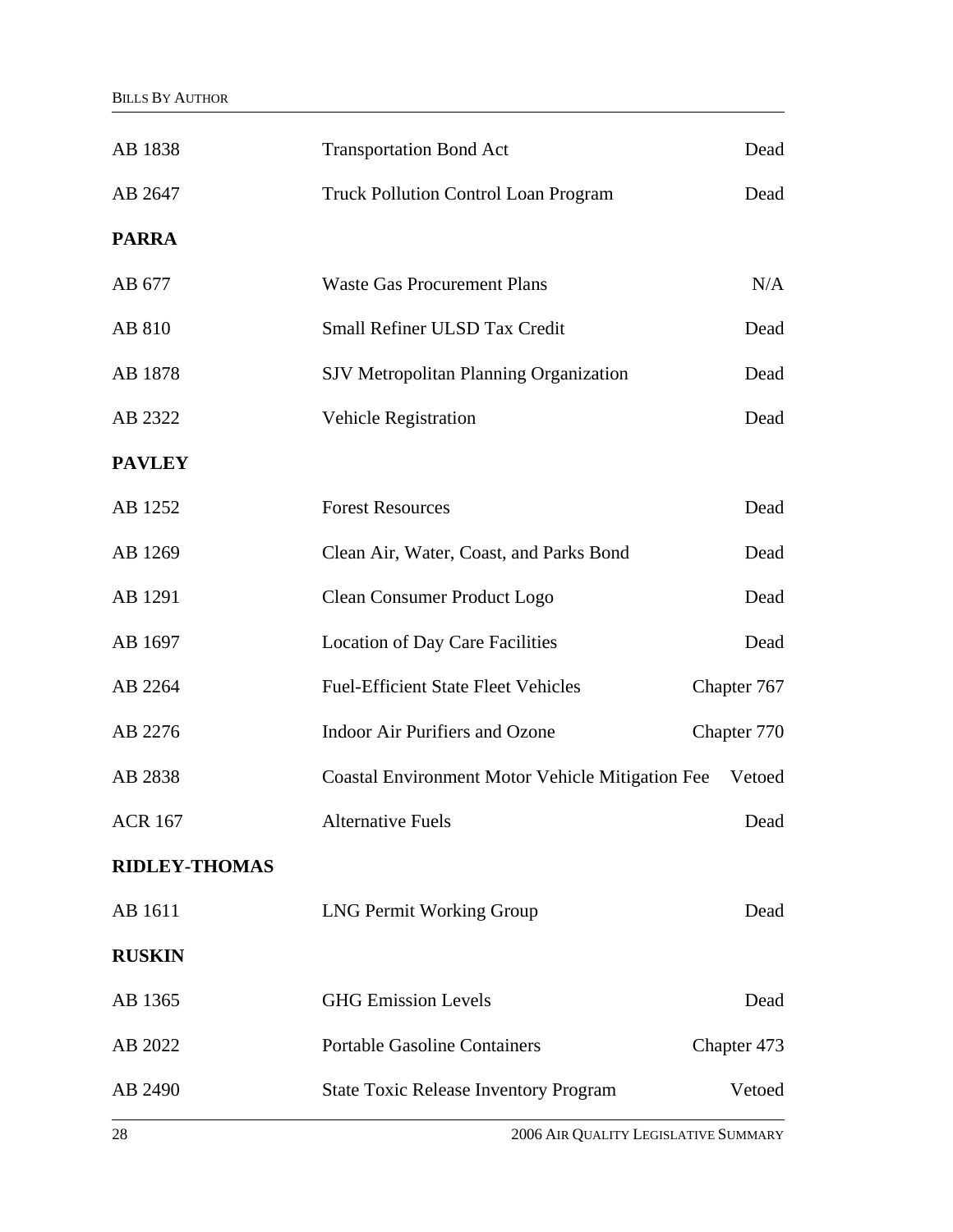| | | |
|---|---|---|
| AB 1838 | Transportation Bond Act | Dead |
| AB 2647 | Truck Pollution Control Loan Program | Dead |

**PARRA**

| | | |
|---|---|---|
| AB 677 | Waste Gas Procurement Plans | N/A |
| AB 810 | Small Refiner ULSD Tax Credit | Dead |
| AB 1878 | SJV Metropolitan Planning Organization | Dead |
| AB 2322 | Vehicle Registration | Dead |

**PAVLEY**

| | | |
|---|---|---|
| AB 1252 | Forest Resources | Dead |
| AB 1269 | Clean Air, Water, Coast, and Parks Bond | Dead |
| AB 1291 | Clean Consumer Product Logo | Dead |
| AB 1697 | Location of Day Care Facilities | Dead |
| AB 2264 | Fuel-Efficient State Fleet Vehicles | Chapter 767 |
| AB 2276 | Indoor Air Purifiers and Ozone | Chapter 770 |
| AB 2838 | Coastal Environment Motor Vehicle Mitigation Fee | Vetoed |
| ACR 167 | Alternative Fuels | Dead |

**RIDLEY-THOMAS**

| | | |
|---|---|---|
| AB 1611 | LNG Permit Working Group | Dead |

**RUSKIN**

| | | |
|---|---|---|
| AB 1365 | GHG Emission Levels | Dead |
| AB 2022 | Portable Gasoline Containers | Chapter 473 |
| AB 2490 | State Toxic Release Inventory Program | Vetoed |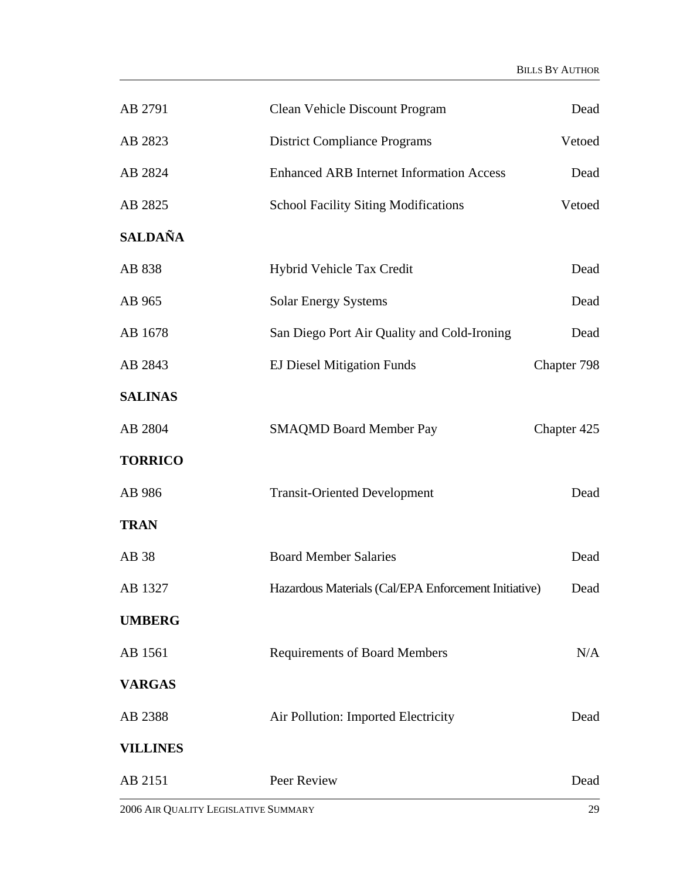| | | |
|---|---|---|
| AB 2791 | Clean Vehicle Discount Program | Dead |
| AB 2823 | District Compliance Programs | Vetoed |
| AB 2824 | Enhanced ARB Internet Information Access | Dead |
| AB 2825 | School Facility Siting Modifications | Vetoed |
| **SALDAÑA** | | |
| AB 838 | Hybrid Vehicle Tax Credit | Dead |
| AB 965 | Solar Energy Systems | Dead |
| AB 1678 | San Diego Port Air Quality and Cold-Ironing | Dead |
| AB 2843 | EJ Diesel Mitigation Funds | Chapter 798 |
| **SALINAS** | | |
| AB 2804 | SMAQMD Board Member Pay | Chapter 425 |
| **TORRICO** | | |
| AB 986 | Transit-Oriented Development | Dead |
| **TRAN** | | |
| AB 38 | Board Member Salaries | Dead |
| AB 1327 | Hazardous Materials (Cal/EPA Enforcement Initiative) | Dead |
| **UMBERG** | | |
| AB 1561 | Requirements of Board Members | N/A |
| **VARGAS** | | |
| AB 2388 | Air Pollution: Imported Electricity | Dead |
| **VILLINES** | | |
| AB 2151 | Peer Review | Dead |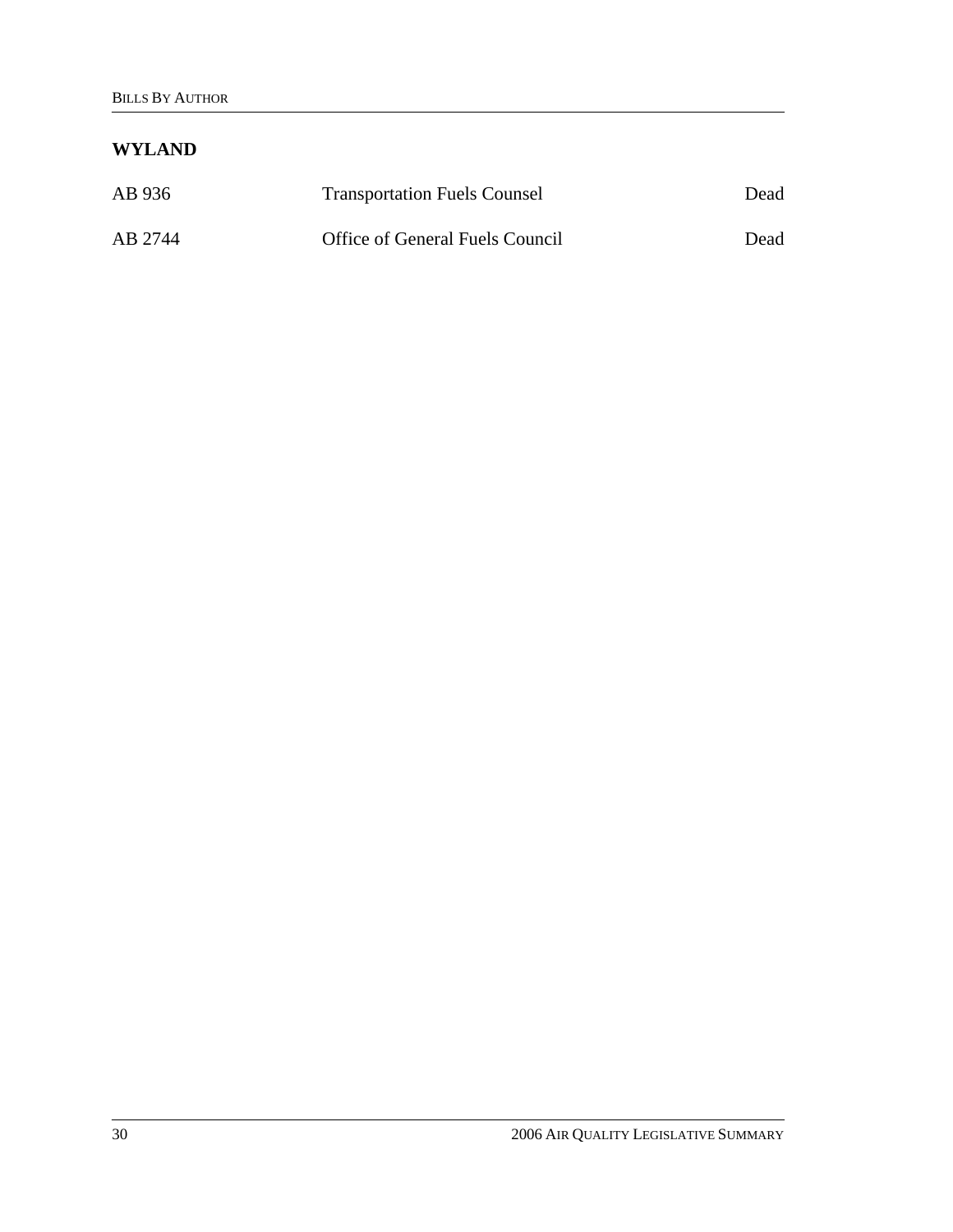## WYLAND

| | | |
|---|---|---|
| AB 936 | Transportation Fuels Counsel | Dead |
| AB 2744 | Office of General Fuels Council | Dead |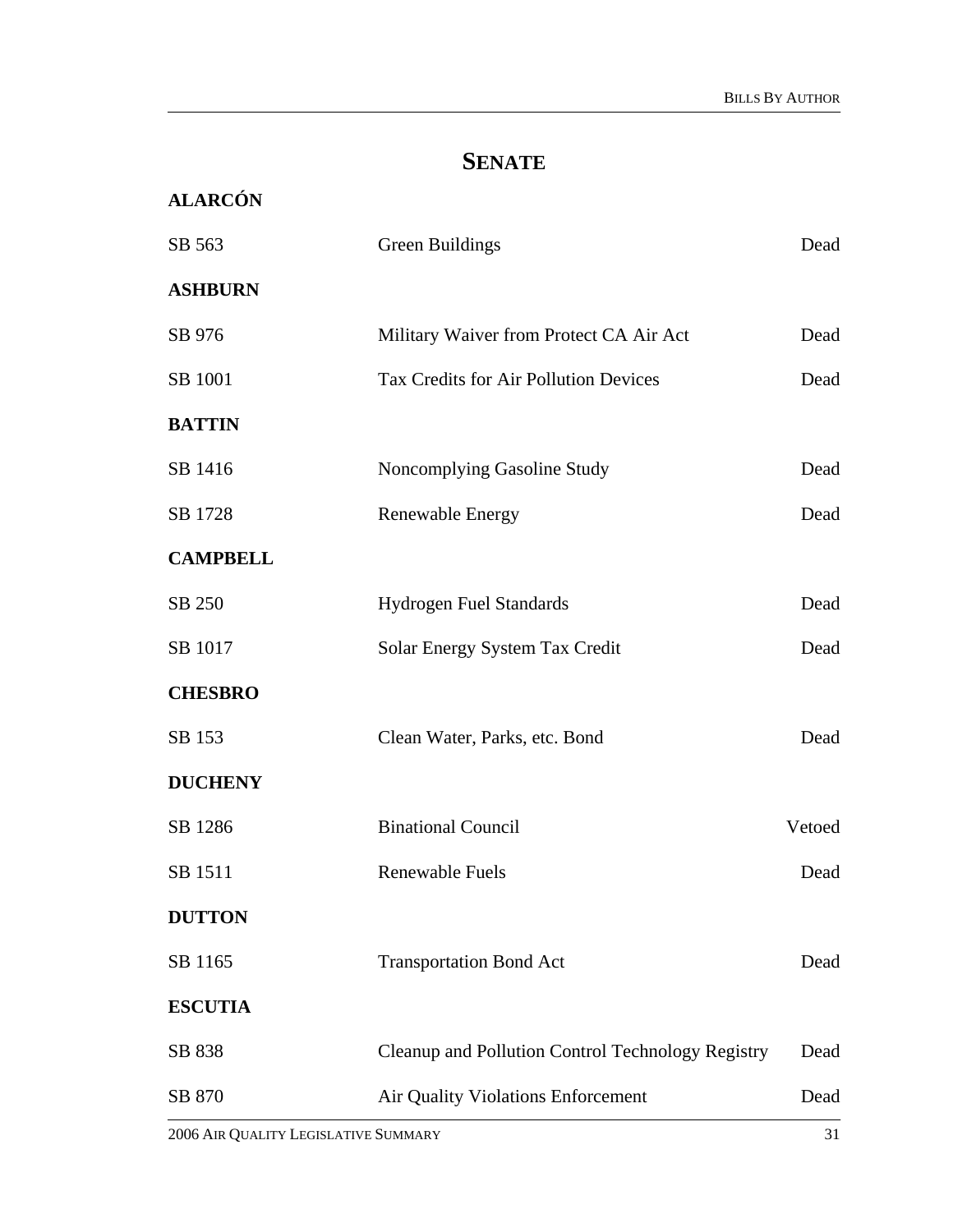# SENATE

**ALARCÓN**

| | | |
|---|---|---|
| SB 563 | Green Buildings | Dead |

**ASHBURN**

| | | |
|---|---|---|
| SB 976 | Military Waiver from Protect CA Air Act | Dead |
| SB 1001 | Tax Credits for Air Pollution Devices | Dead |

**BATTIN**

| | | |
|---|---|---|
| SB 1416 | Noncomplying Gasoline Study | Dead |
| SB 1728 | Renewable Energy | Dead |

**CAMPBELL**

| | | |
|---|---|---|
| SB 250 | Hydrogen Fuel Standards | Dead |
| SB 1017 | Solar Energy System Tax Credit | Dead |

**CHESBRO**

| | | |
|---|---|---|
| SB 153 | Clean Water, Parks, etc. Bond | Dead |

**DUCHENY**

| | | |
|---|---|---|
| SB 1286 | Binational Council | Vetoed |
| SB 1511 | Renewable Fuels | Dead |

**DUTTON**

| | | |
|---|---|---|
| SB 1165 | Transportation Bond Act | Dead |

**ESCUTIA**

| | | |
|---|---|---|
| SB 838 | Cleanup and Pollution Control Technology Registry | Dead |
| SB 870 | Air Quality Violations Enforcement | Dead |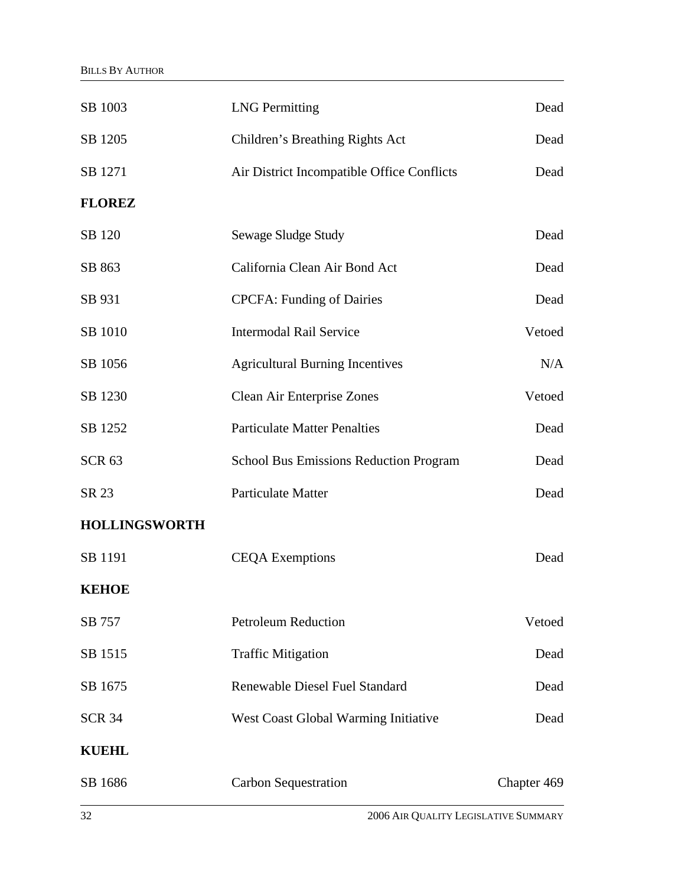| | | |
|---|---|---|
| SB 1003 | LNG Permitting | Dead |
| SB 1205 | Children's Breathing Rights Act | Dead |
| SB 1271 | Air District Incompatible Office Conflicts | Dead |

**FLOREZ**

| | | |
|---|---|---|
| SB 120 | Sewage Sludge Study | Dead |
| SB 863 | California Clean Air Bond Act | Dead |
| SB 931 | CPCFA: Funding of Dairies | Dead |
| SB 1010 | Intermodal Rail Service | Vetoed |
| SB 1056 | Agricultural Burning Incentives | N/A |
| SB 1230 | Clean Air Enterprise Zones | Vetoed |
| SB 1252 | Particulate Matter Penalties | Dead |
| SCR 63 | School Bus Emissions Reduction Program | Dead |
| SR 23 | Particulate Matter | Dead |

**HOLLINGSWORTH**

| | | |
|---|---|---|
| SB 1191 | CEQA Exemptions | Dead |

**KEHOE**

| | | |
|---|---|---|
| SB 757 | Petroleum Reduction | Vetoed |
| SB 1515 | Traffic Mitigation | Dead |
| SB 1675 | Renewable Diesel Fuel Standard | Dead |
| SCR 34 | West Coast Global Warming Initiative | Dead |

**KUEHL**

| | | |
|---|---|---|
| SB 1686 | Carbon Sequestration | Chapter 469 |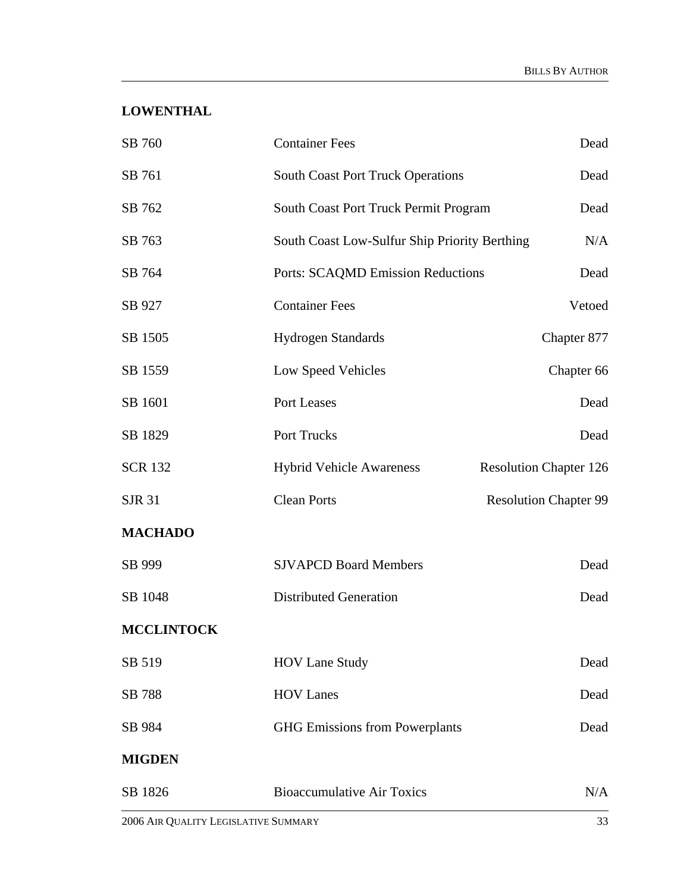**LOWENTHAL**

| | | |
|---|---|---|
| SB 760 | Container Fees | Dead |
| SB 761 | South Coast Port Truck Operations | Dead |
| SB 762 | South Coast Port Truck Permit Program | Dead |
| SB 763 | South Coast Low-Sulfur Ship Priority Berthing | N/A |
| SB 764 | Ports: SCAQMD Emission Reductions | Dead |
| SB 927 | Container Fees | Vetoed |
| SB 1505 | Hydrogen Standards | Chapter 877 |
| SB 1559 | Low Speed Vehicles | Chapter 66 |
| SB 1601 | Port Leases | Dead |
| SB 1829 | Port Trucks | Dead |
| SCR 132 | Hybrid Vehicle Awareness | Resolution Chapter 126 |
| SJR 31 | Clean Ports | Resolution Chapter 99 |

**MACHADO**

| | | |
|---|---|---|
| SB 999 | SJVAPCD Board Members | Dead |
| SB 1048 | Distributed Generation | Dead |

**MCCLINTOCK**

| | | |
|---|---|---|
| SB 519 | HOV Lane Study | Dead |
| SB 788 | HOV Lanes | Dead |
| SB 984 | GHG Emissions from Powerplants | Dead |

**MIGDEN**

| | | |
|---|---|---|
| SB 1826 | Bioaccumulative Air Toxics | N/A |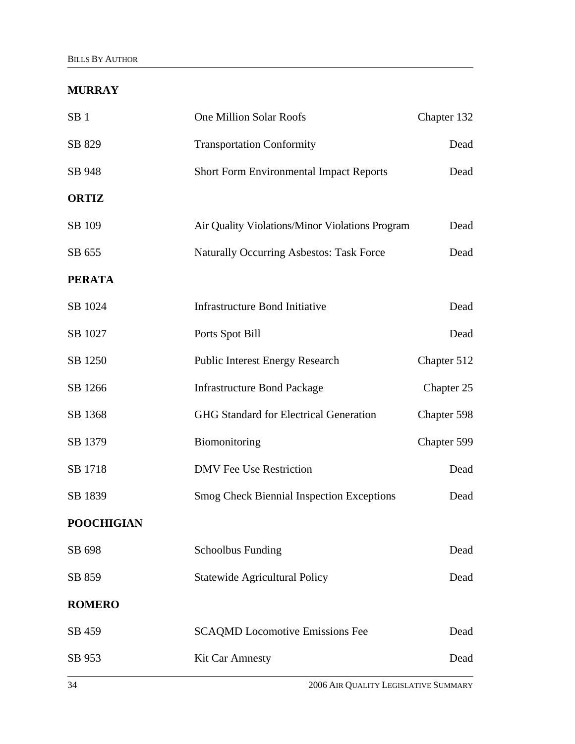### MURRAY

| | | |
|---|---|---|
| SB 1 | One Million Solar Roofs | Chapter 132 |
| SB 829 | Transportation Conformity | Dead |
| SB 948 | Short Form Environmental Impact Reports | Dead |

### ORTIZ

| | | |
|---|---|---|
| SB 109 | Air Quality Violations/Minor Violations Program | Dead |
| SB 655 | Naturally Occurring Asbestos: Task Force | Dead |

### PERATA

| | | |
|---|---|---|
| SB 1024 | Infrastructure Bond Initiative | Dead |
| SB 1027 | Ports Spot Bill | Dead |
| SB 1250 | Public Interest Energy Research | Chapter 512 |
| SB 1266 | Infrastructure Bond Package | Chapter 25 |
| SB 1368 | GHG Standard for Electrical Generation | Chapter 598 |
| SB 1379 | Biomonitoring | Chapter 599 |
| SB 1718 | DMV Fee Use Restriction | Dead |
| SB 1839 | Smog Check Biennial Inspection Exceptions | Dead |

### POOCHIGIAN

| | | |
|---|---|---|
| SB 698 | Schoolbus Funding | Dead |
| SB 859 | Statewide Agricultural Policy | Dead |

### ROMERO

| | | |
|---|---|---|
| SB 459 | SCAQMD Locomotive Emissions Fee | Dead |
| SB 953 | Kit Car Amnesty | Dead |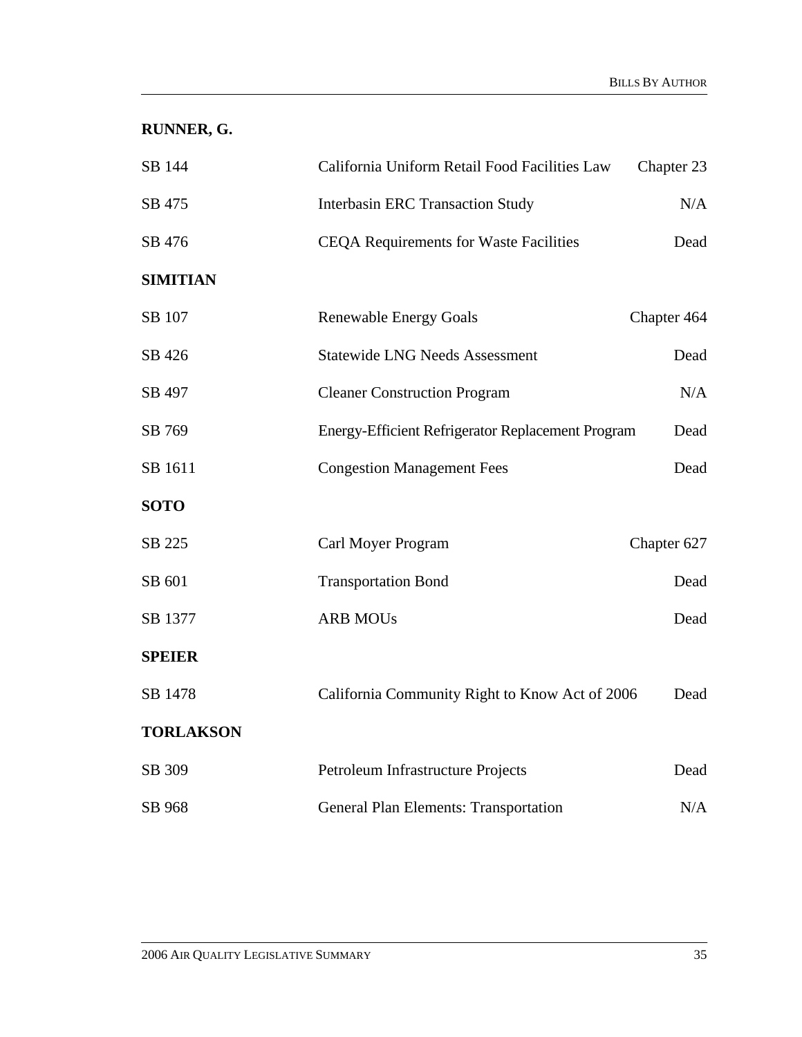**RUNNER, G.**

| | | |
|---|---|---|
| SB 144 | California Uniform Retail Food Facilities Law | Chapter 23 |
| SB 475 | Interbasin ERC Transaction Study | N/A |
| SB 476 | CEQA Requirements for Waste Facilities | Dead |

**SIMITIAN**

| | | |
|---|---|---|
| SB 107 | Renewable Energy Goals | Chapter 464 |
| SB 426 | Statewide LNG Needs Assessment | Dead |
| SB 497 | Cleaner Construction Program | N/A |
| SB 769 | Energy-Efficient Refrigerator Replacement Program | Dead |
| SB 1611 | Congestion Management Fees | Dead |

**SOTO**

| | | |
|---|---|---|
| SB 225 | Carl Moyer Program | Chapter 627 |
| SB 601 | Transportation Bond | Dead |
| SB 1377 | ARB MOUs | Dead |

**SPEIER**

| | | |
|---|---|---|
| SB 1478 | California Community Right to Know Act of 2006 | Dead |

**TORLAKSON**

| | | |
|---|---|---|
| SB 309 | Petroleum Infrastructure Projects | Dead |
| SB 968 | General Plan Elements: Transportation | N/A |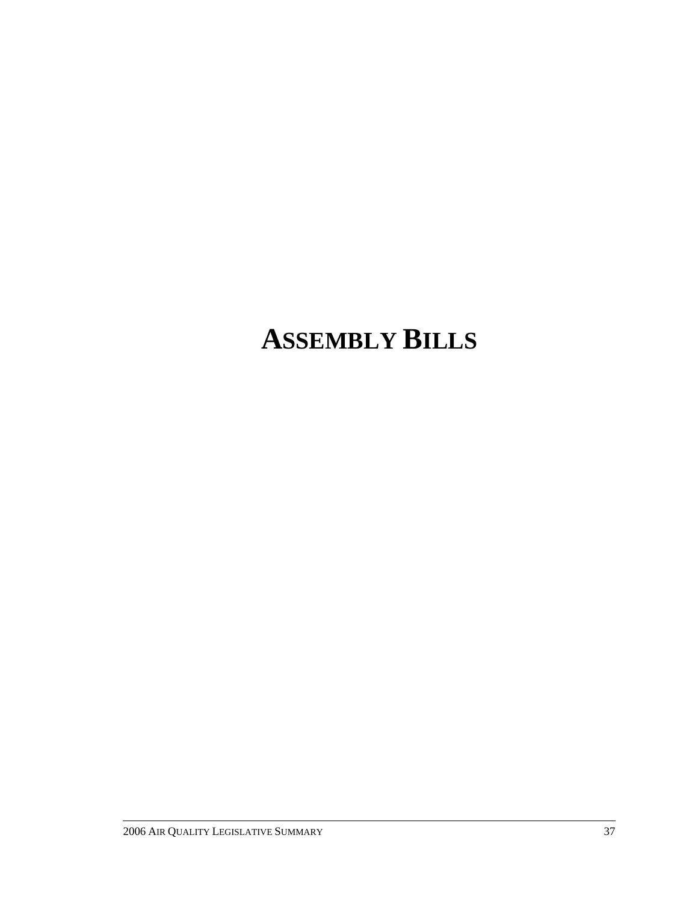# ASSEMBLY BILLS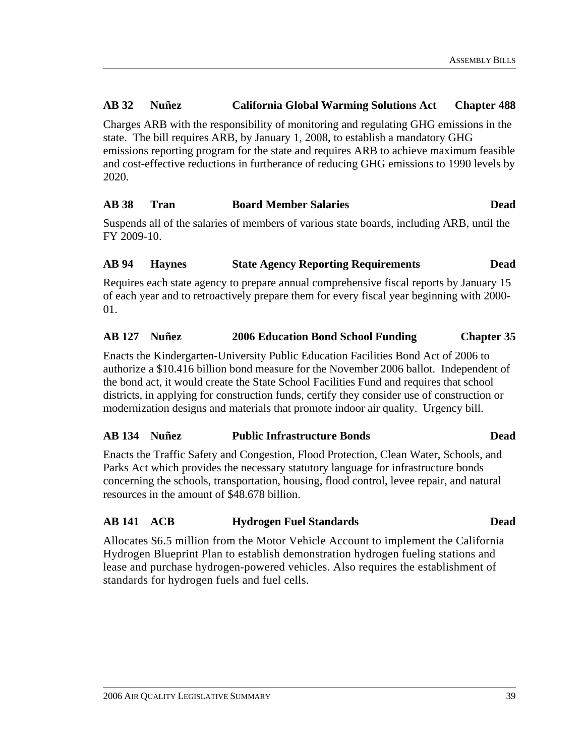**AB 32 Nuñez California Global Warming Solutions Act Chapter 488**

Charges ARB with the responsibility of monitoring and regulating GHG emissions in the state. The bill requires ARB, by January 1, 2008, to establish a mandatory GHG emissions reporting program for the state and requires ARB to achieve maximum feasible and cost-effective reductions in furtherance of reducing GHG emissions to 1990 levels by 2020.

**AB 38 Tran Board Member Salaries Dead**

Suspends all of the salaries of members of various state boards, including ARB, until the FY 2009-10.

**AB 94 Haynes State Agency Reporting Requirements Dead**

Requires each state agency to prepare annual comprehensive fiscal reports by January 15 of each year and to retroactively prepare them for every fiscal year beginning with 2000-01.

**AB 127 Nuñez 2006 Education Bond School Funding Chapter 35**

Enacts the Kindergarten-University Public Education Facilities Bond Act of 2006 to authorize a $10.416 billion bond measure for the November 2006 ballot. Independent of the bond act, it would create the State School Facilities Fund and requires that school districts, in applying for construction funds, certify they consider use of construction or modernization designs and materials that promote indoor air quality. Urgency bill.

**AB 134 Nuñez Public Infrastructure Bonds Dead**

Enacts the Traffic Safety and Congestion, Flood Protection, Clean Water, Schools, and Parks Act which provides the necessary statutory language for infrastructure bonds concerning the schools, transportation, housing, flood control, levee repair, and natural resources in the amount of $48.678 billion.

**AB 141 ACB Hydrogen Fuel Standards Dead**

Allocates $6.5 million from the Motor Vehicle Account to implement the California Hydrogen Blueprint Plan to establish demonstration hydrogen fueling stations and lease and purchase hydrogen-powered vehicles. Also requires the establishment of standards for hydrogen fuels and fuel cells.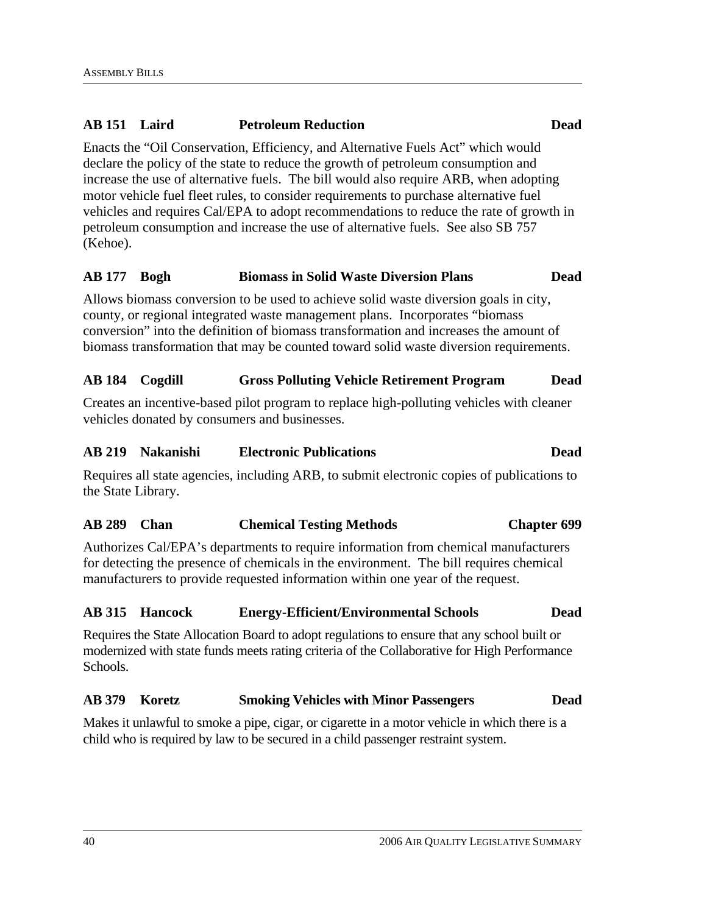**AB 151 Laird — Petroleum Reduction — Dead**

Enacts the "Oil Conservation, Efficiency, and Alternative Fuels Act" which would declare the policy of the state to reduce the growth of petroleum consumption and increase the use of alternative fuels. The bill would also require ARB, when adopting motor vehicle fuel fleet rules, to consider requirements to purchase alternative fuel vehicles and requires Cal/EPA to adopt recommendations to reduce the rate of growth in petroleum consumption and increase the use of alternative fuels. See also SB 757 (Kehoe).

**AB 177 Bogh — Biomass in Solid Waste Diversion Plans — Dead**

Allows biomass conversion to be used to achieve solid waste diversion goals in city, county, or regional integrated waste management plans. Incorporates "biomass conversion" into the definition of biomass transformation and increases the amount of biomass transformation that may be counted toward solid waste diversion requirements.

**AB 184 Cogdill — Gross Polluting Vehicle Retirement Program — Dead**

Creates an incentive-based pilot program to replace high-polluting vehicles with cleaner vehicles donated by consumers and businesses.

**AB 219 Nakanishi — Electronic Publications — Dead**

Requires all state agencies, including ARB, to submit electronic copies of publications to the State Library.

**AB 289 Chan — Chemical Testing Methods — Chapter 699**

Authorizes Cal/EPA's departments to require information from chemical manufacturers for detecting the presence of chemicals in the environment. The bill requires chemical manufacturers to provide requested information within one year of the request.

**AB 315 Hancock — Energy-Efficient/Environmental Schools — Dead**

Requires the State Allocation Board to adopt regulations to ensure that any school built or modernized with state funds meets rating criteria of the Collaborative for High Performance Schools.

**AB 379 Koretz — Smoking Vehicles with Minor Passengers — Dead**

Makes it unlawful to smoke a pipe, cigar, or cigarette in a motor vehicle in which there is a child who is required by law to be secured in a child passenger restraint system.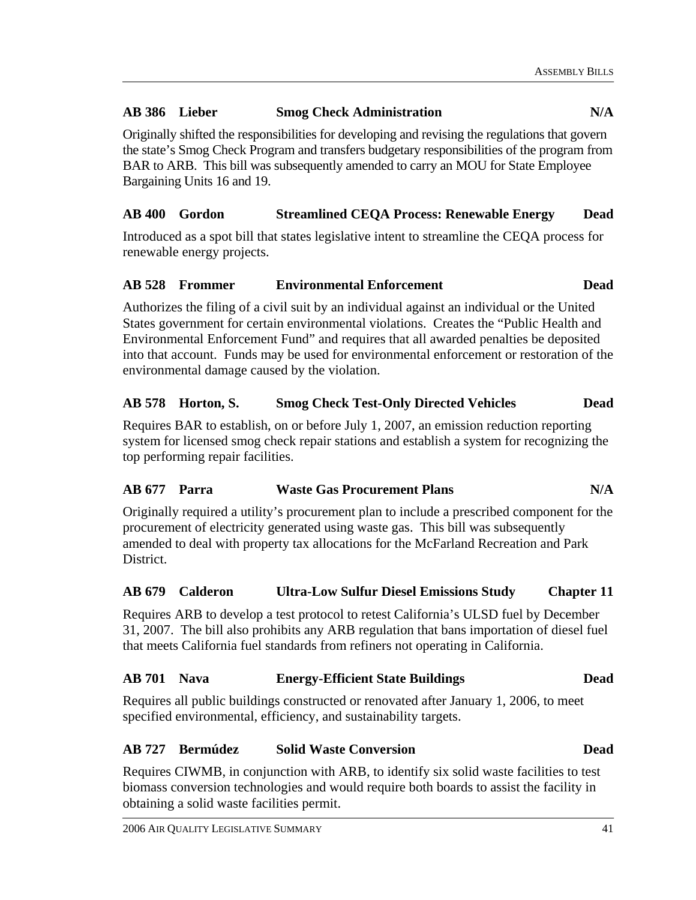**AB 386 Lieber — Smog Check Administration — N/A**

Originally shifted the responsibilities for developing and revising the regulations that govern the state's Smog Check Program and transfers budgetary responsibilities of the program from BAR to ARB. This bill was subsequently amended to carry an MOU for State Employee Bargaining Units 16 and 19.

**AB 400 Gordon — Streamlined CEQA Process: Renewable Energy — Dead**

Introduced as a spot bill that states legislative intent to streamline the CEQA process for renewable energy projects.

**AB 528 Frommer — Environmental Enforcement — Dead**

Authorizes the filing of a civil suit by an individual against an individual or the United States government for certain environmental violations. Creates the "Public Health and Environmental Enforcement Fund" and requires that all awarded penalties be deposited into that account. Funds may be used for environmental enforcement or restoration of the environmental damage caused by the violation.

**AB 578 Horton, S. — Smog Check Test-Only Directed Vehicles — Dead**

Requires BAR to establish, on or before July 1, 2007, an emission reduction reporting system for licensed smog check repair stations and establish a system for recognizing the top performing repair facilities.

**AB 677 Parra — Waste Gas Procurement Plans — N/A**

Originally required a utility's procurement plan to include a prescribed component for the procurement of electricity generated using waste gas. This bill was subsequently amended to deal with property tax allocations for the McFarland Recreation and Park District.

**AB 679 Calderon — Ultra-Low Sulfur Diesel Emissions Study — Chapter 11**

Requires ARB to develop a test protocol to retest California's ULSD fuel by December 31, 2007. The bill also prohibits any ARB regulation that bans importation of diesel fuel that meets California fuel standards from refiners not operating in California.

**AB 701 Nava — Energy-Efficient State Buildings — Dead**

Requires all public buildings constructed or renovated after January 1, 2006, to meet specified environmental, efficiency, and sustainability targets.

**AB 727 Bermúdez — Solid Waste Conversion — Dead**

Requires CIWMB, in conjunction with ARB, to identify six solid waste facilities to test biomass conversion technologies and would require both boards to assist the facility in obtaining a solid waste facilities permit.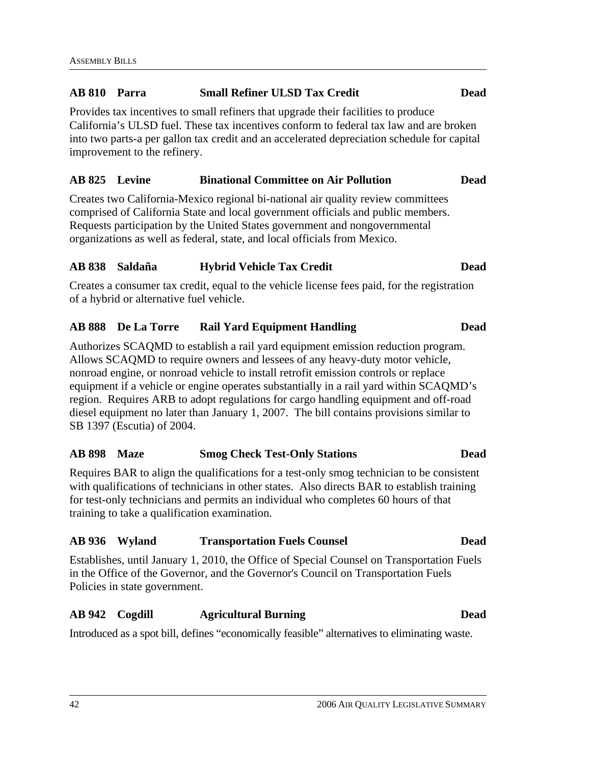**AB 810 Parra Small Refiner ULSD Tax Credit Dead**

Provides tax incentives to small refiners that upgrade their facilities to produce California's ULSD fuel. These tax incentives conform to federal tax law and are broken into two parts-a per gallon tax credit and an accelerated depreciation schedule for capital improvement to the refinery.

**AB 825 Levine Binational Committee on Air Pollution Dead**

Creates two California-Mexico regional bi-national air quality review committees comprised of California State and local government officials and public members. Requests participation by the United States government and nongovernmental organizations as well as federal, state, and local officials from Mexico.

**AB 838 Saldaña Hybrid Vehicle Tax Credit Dead**

Creates a consumer tax credit, equal to the vehicle license fees paid, for the registration of a hybrid or alternative fuel vehicle.

**AB 888 De La Torre Rail Yard Equipment Handling Dead**

Authorizes SCAQMD to establish a rail yard equipment emission reduction program. Allows SCAQMD to require owners and lessees of any heavy-duty motor vehicle, nonroad engine, or nonroad vehicle to install retrofit emission controls or replace equipment if a vehicle or engine operates substantially in a rail yard within SCAQMD's region. Requires ARB to adopt regulations for cargo handling equipment and off-road diesel equipment no later than January 1, 2007. The bill contains provisions similar to SB 1397 (Escutia) of 2004.

**AB 898 Maze Smog Check Test-Only Stations Dead**

Requires BAR to align the qualifications for a test-only smog technician to be consistent with qualifications of technicians in other states. Also directs BAR to establish training for test-only technicians and permits an individual who completes 60 hours of that training to take a qualification examination.

**AB 936 Wyland Transportation Fuels Counsel Dead**

Establishes, until January 1, 2010, the Office of Special Counsel on Transportation Fuels in the Office of the Governor, and the Governor's Council on Transportation Fuels Policies in state government.

**AB 942 Cogdill Agricultural Burning Dead**

Introduced as a spot bill, defines "economically feasible" alternatives to eliminating waste.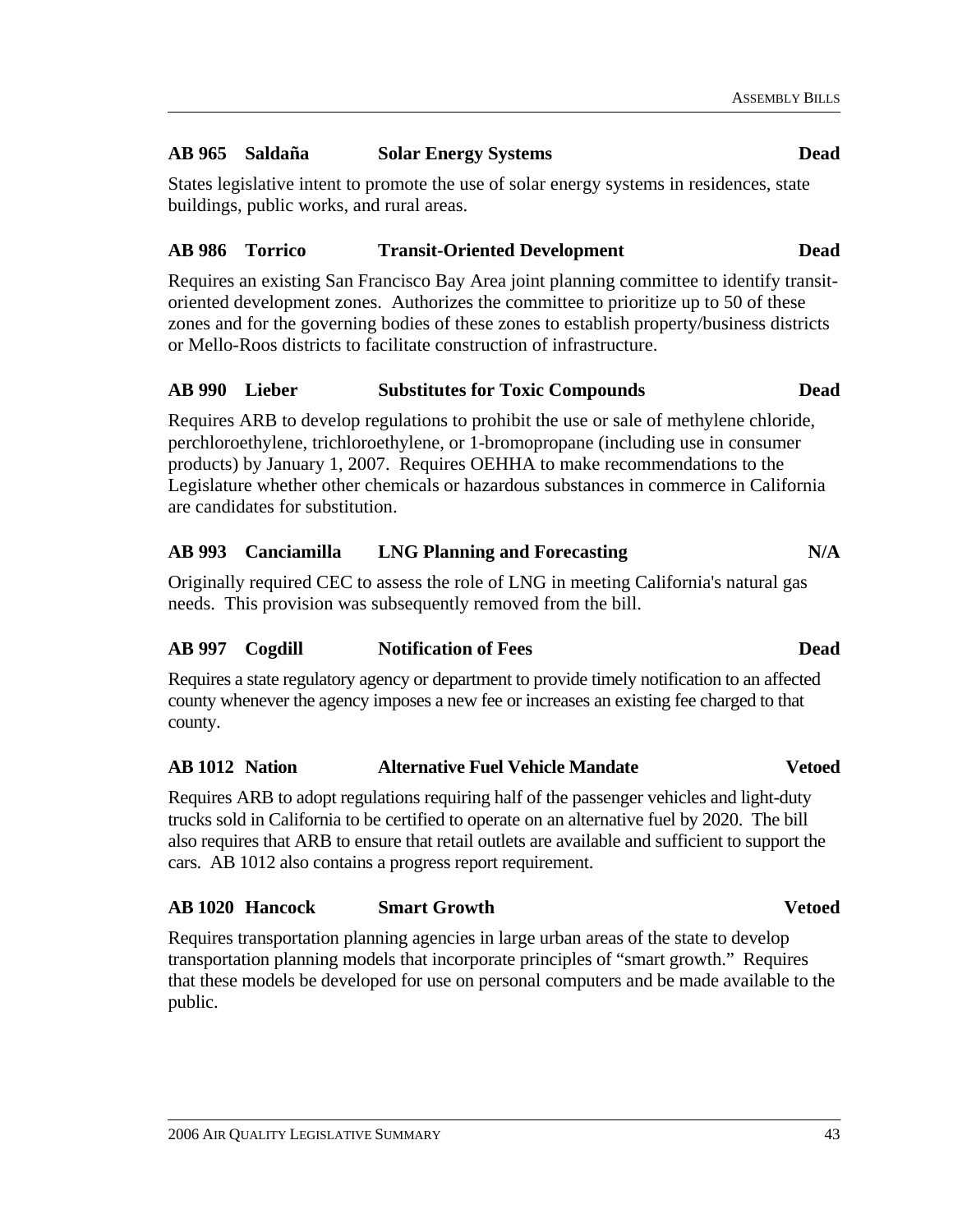**AB 965 Saldaña Solar Energy Systems Dead**

States legislative intent to promote the use of solar energy systems in residences, state buildings, public works, and rural areas.

**AB 986 Torrico Transit-Oriented Development Dead**

Requires an existing San Francisco Bay Area joint planning committee to identify transit-oriented development zones. Authorizes the committee to prioritize up to 50 of these zones and for the governing bodies of these zones to establish property/business districts or Mello-Roos districts to facilitate construction of infrastructure.

**AB 990 Lieber Substitutes for Toxic Compounds Dead**

Requires ARB to develop regulations to prohibit the use or sale of methylene chloride, perchloroethylene, trichloroethylene, or 1-bromopropane (including use in consumer products) by January 1, 2007. Requires OEHHA to make recommendations to the Legislature whether other chemicals or hazardous substances in commerce in California are candidates for substitution.

**AB 993 Canciamilla LNG Planning and Forecasting N/A**

Originally required CEC to assess the role of LNG in meeting California's natural gas needs. This provision was subsequently removed from the bill.

**AB 997 Cogdill Notification of Fees Dead**

Requires a state regulatory agency or department to provide timely notification to an affected county whenever the agency imposes a new fee or increases an existing fee charged to that county.

**AB 1012 Nation Alternative Fuel Vehicle Mandate Vetoed**

Requires ARB to adopt regulations requiring half of the passenger vehicles and light-duty trucks sold in California to be certified to operate on an alternative fuel by 2020. The bill also requires that ARB to ensure that retail outlets are available and sufficient to support the cars. AB 1012 also contains a progress report requirement.

**AB 1020 Hancock Smart Growth Vetoed**

Requires transportation planning agencies in large urban areas of the state to develop transportation planning models that incorporate principles of "smart growth." Requires that these models be developed for use on personal computers and be made available to the public.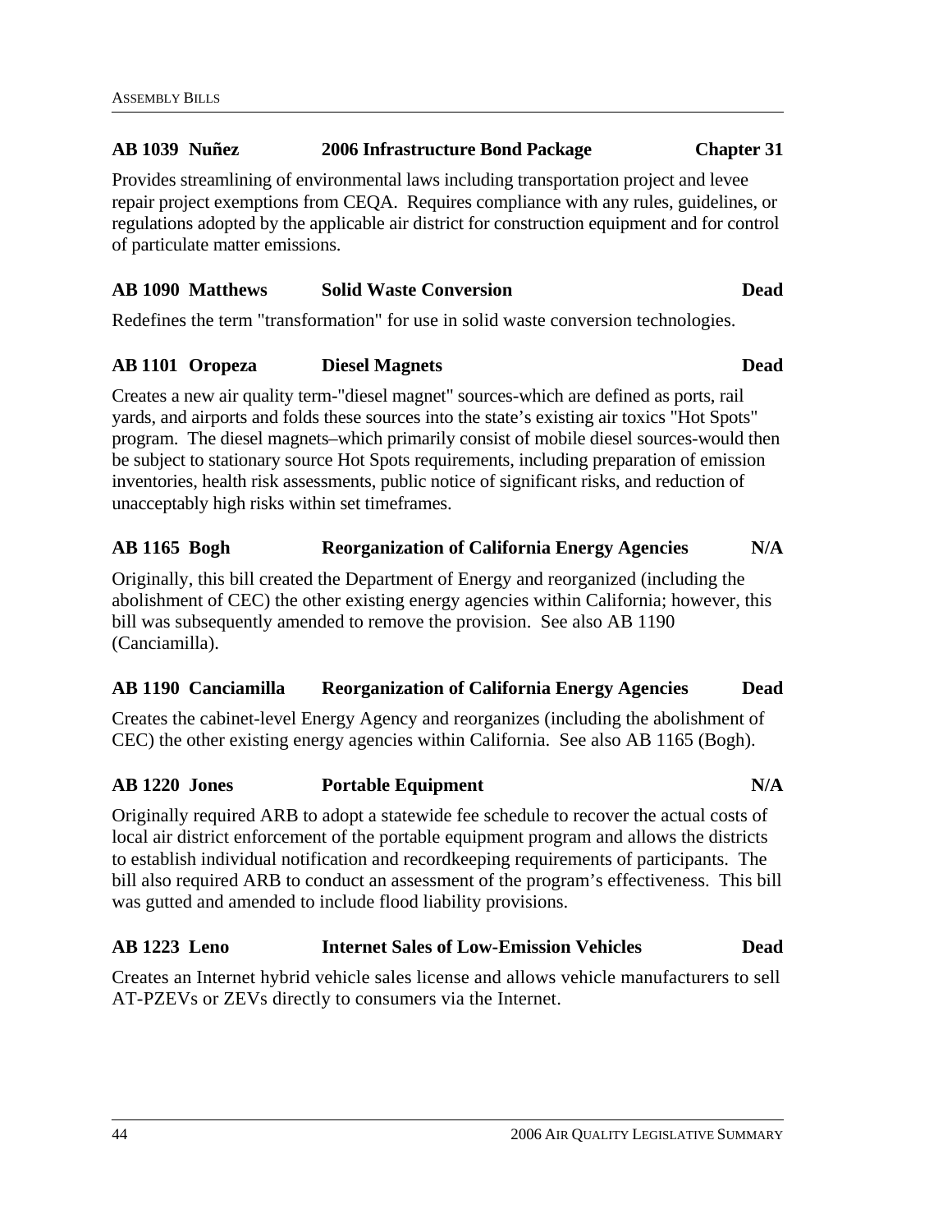**AB 1039 Nuñez** **2006 Infrastructure Bond Package** **Chapter 31**

Provides streamlining of environmental laws including transportation project and levee repair project exemptions from CEQA. Requires compliance with any rules, guidelines, or regulations adopted by the applicable air district for construction equipment and for control of particulate matter emissions.

**AB 1090 Matthews** **Solid Waste Conversion** **Dead**

Redefines the term "transformation" for use in solid waste conversion technologies.

**AB 1101 Oropeza** **Diesel Magnets** **Dead**

Creates a new air quality term-"diesel magnet" sources-which are defined as ports, rail yards, and airports and folds these sources into the state's existing air toxics "Hot Spots" program. The diesel magnets–which primarily consist of mobile diesel sources-would then be subject to stationary source Hot Spots requirements, including preparation of emission inventories, health risk assessments, public notice of significant risks, and reduction of unacceptably high risks within set timeframes.

**AB 1165 Bogh** **Reorganization of California Energy Agencies** **N/A**

Originally, this bill created the Department of Energy and reorganized (including the abolishment of CEC) the other existing energy agencies within California; however, this bill was subsequently amended to remove the provision. See also AB 1190 (Canciamilla).

**AB 1190 Canciamilla** **Reorganization of California Energy Agencies** **Dead**

Creates the cabinet-level Energy Agency and reorganizes (including the abolishment of CEC) the other existing energy agencies within California. See also AB 1165 (Bogh).

**AB 1220 Jones** **Portable Equipment** **N/A**

Originally required ARB to adopt a statewide fee schedule to recover the actual costs of local air district enforcement of the portable equipment program and allows the districts to establish individual notification and recordkeeping requirements of participants. The bill also required ARB to conduct an assessment of the program's effectiveness. This bill was gutted and amended to include flood liability provisions.

**AB 1223 Leno** **Internet Sales of Low-Emission Vehicles** **Dead**

Creates an Internet hybrid vehicle sales license and allows vehicle manufacturers to sell AT-PZEVs or ZEVs directly to consumers via the Internet.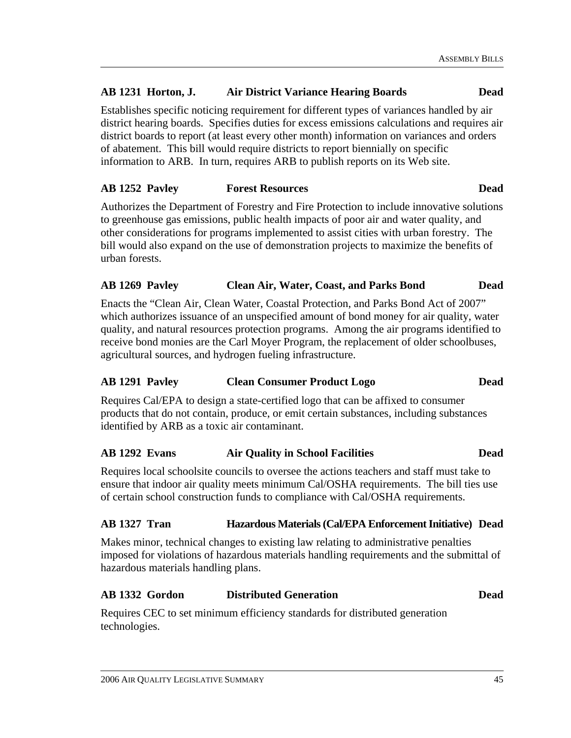**AB 1231 Horton, J. Air District Variance Hearing Boards Dead**

Establishes specific noticing requirement for different types of variances handled by air district hearing boards. Specifies duties for excess emissions calculations and requires air district boards to report (at least every other month) information on variances and orders of abatement. This bill would require districts to report biennially on specific information to ARB. In turn, requires ARB to publish reports on its Web site.

**AB 1252 Pavley Forest Resources Dead**

Authorizes the Department of Forestry and Fire Protection to include innovative solutions to greenhouse gas emissions, public health impacts of poor air and water quality, and other considerations for programs implemented to assist cities with urban forestry. The bill would also expand on the use of demonstration projects to maximize the benefits of urban forests.

**AB 1269 Pavley Clean Air, Water, Coast, and Parks Bond Dead**

Enacts the "Clean Air, Clean Water, Coastal Protection, and Parks Bond Act of 2007" which authorizes issuance of an unspecified amount of bond money for air quality, water quality, and natural resources protection programs. Among the air programs identified to receive bond monies are the Carl Moyer Program, the replacement of older schoolbuses, agricultural sources, and hydrogen fueling infrastructure.

**AB 1291 Pavley Clean Consumer Product Logo Dead**

Requires Cal/EPA to design a state-certified logo that can be affixed to consumer products that do not contain, produce, or emit certain substances, including substances identified by ARB as a toxic air contaminant.

**AB 1292 Evans Air Quality in School Facilities Dead**

Requires local schoolsite councils to oversee the actions teachers and staff must take to ensure that indoor air quality meets minimum Cal/OSHA requirements. The bill ties use of certain school construction funds to compliance with Cal/OSHA requirements.

**AB 1327 Tran Hazardous Materials (Cal/EPA Enforcement Initiative) Dead**

Makes minor, technical changes to existing law relating to administrative penalties imposed for violations of hazardous materials handling requirements and the submittal of hazardous materials handling plans.

**AB 1332 Gordon Distributed Generation Dead**

Requires CEC to set minimum efficiency standards for distributed generation technologies.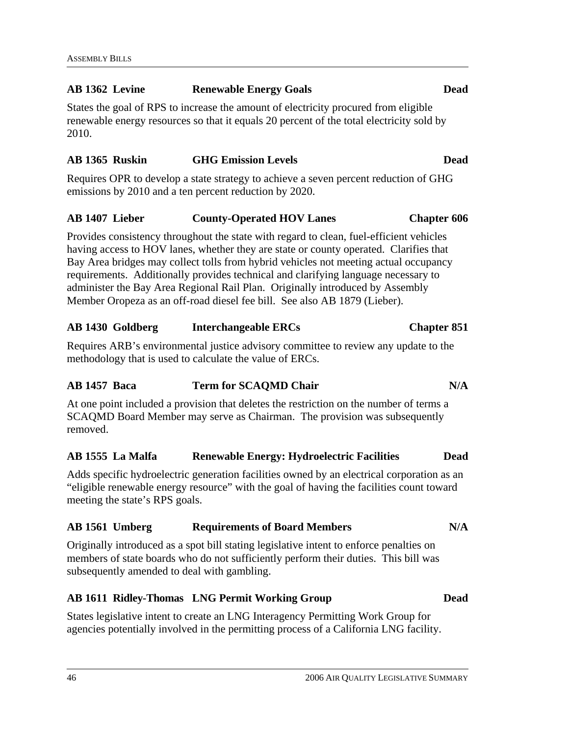### AB 1362 Levine — Renewable Energy Goals — Dead

States the goal of RPS to increase the amount of electricity procured from eligible renewable energy resources so that it equals 20 percent of the total electricity sold by 2010.

### AB 1365 Ruskin — GHG Emission Levels — Dead

Requires OPR to develop a state strategy to achieve a seven percent reduction of GHG emissions by 2010 and a ten percent reduction by 2020.

### AB 1407 Lieber — County-Operated HOV Lanes — Chapter 606

Provides consistency throughout the state with regard to clean, fuel-efficient vehicles having access to HOV lanes, whether they are state or county operated. Clarifies that Bay Area bridges may collect tolls from hybrid vehicles not meeting actual occupancy requirements. Additionally provides technical and clarifying language necessary to administer the Bay Area Regional Rail Plan. Originally introduced by Assembly Member Oropeza as an off-road diesel fee bill. See also AB 1879 (Lieber).

### AB 1430 Goldberg — Interchangeable ERCs — Chapter 851

Requires ARB's environmental justice advisory committee to review any update to the methodology that is used to calculate the value of ERCs.

### AB 1457 Baca — Term for SCAQMD Chair — N/A

At one point included a provision that deletes the restriction on the number of terms a SCAQMD Board Member may serve as Chairman. The provision was subsequently removed.

### AB 1555 La Malfa — Renewable Energy: Hydroelectric Facilities — Dead

Adds specific hydroelectric generation facilities owned by an electrical corporation as an "eligible renewable energy resource" with the goal of having the facilities count toward meeting the state's RPS goals.

### AB 1561 Umberg — Requirements of Board Members — N/A

Originally introduced as a spot bill stating legislative intent to enforce penalties on members of state boards who do not sufficiently perform their duties. This bill was subsequently amended to deal with gambling.

### AB 1611 Ridley-Thomas — LNG Permit Working Group — Dead

States legislative intent to create an LNG Interagency Permitting Work Group for agencies potentially involved in the permitting process of a California LNG facility.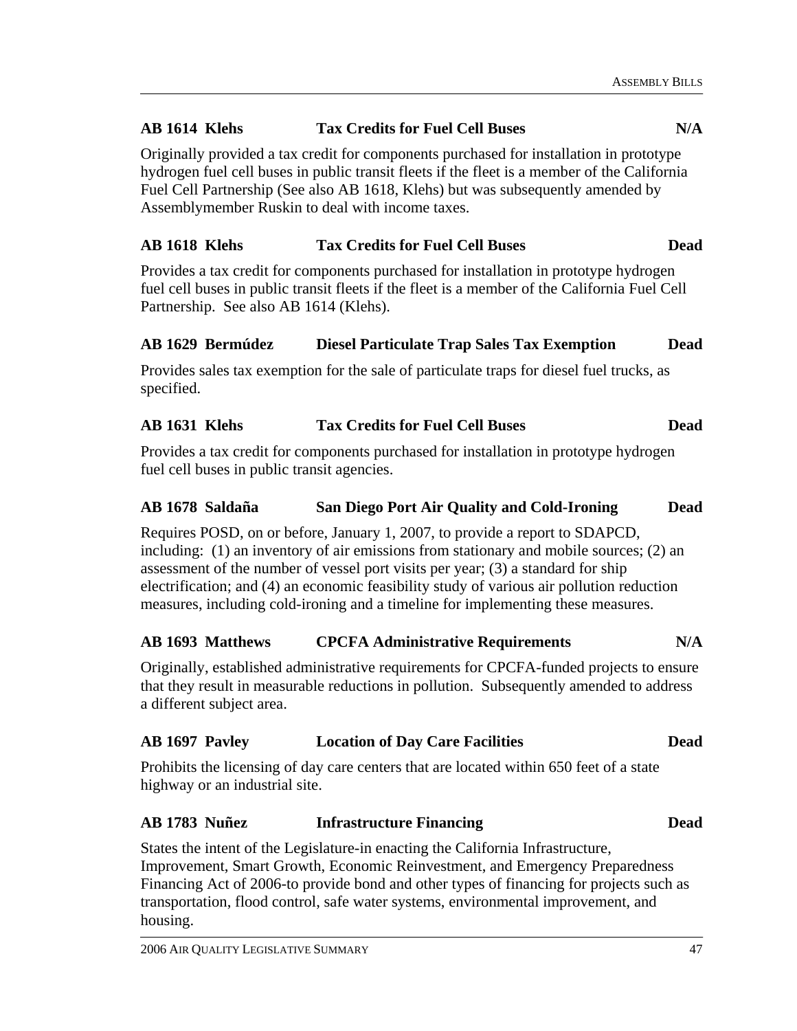**AB 1614 Klehs Tax Credits for Fuel Cell Buses N/A**

Originally provided a tax credit for components purchased for installation in prototype hydrogen fuel cell buses in public transit fleets if the fleet is a member of the California Fuel Cell Partnership (See also AB 1618, Klehs) but was subsequently amended by Assemblymember Ruskin to deal with income taxes.

**AB 1618 Klehs Tax Credits for Fuel Cell Buses Dead**

Provides a tax credit for components purchased for installation in prototype hydrogen fuel cell buses in public transit fleets if the fleet is a member of the California Fuel Cell Partnership. See also AB 1614 (Klehs).

**AB 1629 Bermúdez Diesel Particulate Trap Sales Tax Exemption Dead**

Provides sales tax exemption for the sale of particulate traps for diesel fuel trucks, as specified.

**AB 1631 Klehs Tax Credits for Fuel Cell Buses Dead**

Provides a tax credit for components purchased for installation in prototype hydrogen fuel cell buses in public transit agencies.

**AB 1678 Saldaña San Diego Port Air Quality and Cold-Ironing Dead**

Requires POSD, on or before, January 1, 2007, to provide a report to SDAPCD, including: (1) an inventory of air emissions from stationary and mobile sources; (2) an assessment of the number of vessel port visits per year; (3) a standard for ship electrification; and (4) an economic feasibility study of various air pollution reduction measures, including cold-ironing and a timeline for implementing these measures.

**AB 1693 Matthews CPCFA Administrative Requirements N/A**

Originally, established administrative requirements for CPCFA-funded projects to ensure that they result in measurable reductions in pollution. Subsequently amended to address a different subject area.

**AB 1697 Pavley Location of Day Care Facilities Dead**

Prohibits the licensing of day care centers that are located within 650 feet of a state highway or an industrial site.

**AB 1783 Nuñez Infrastructure Financing Dead**

States the intent of the Legislature-in enacting the California Infrastructure, Improvement, Smart Growth, Economic Reinvestment, and Emergency Preparedness Financing Act of 2006-to provide bond and other types of financing for projects such as transportation, flood control, safe water systems, environmental improvement, and housing.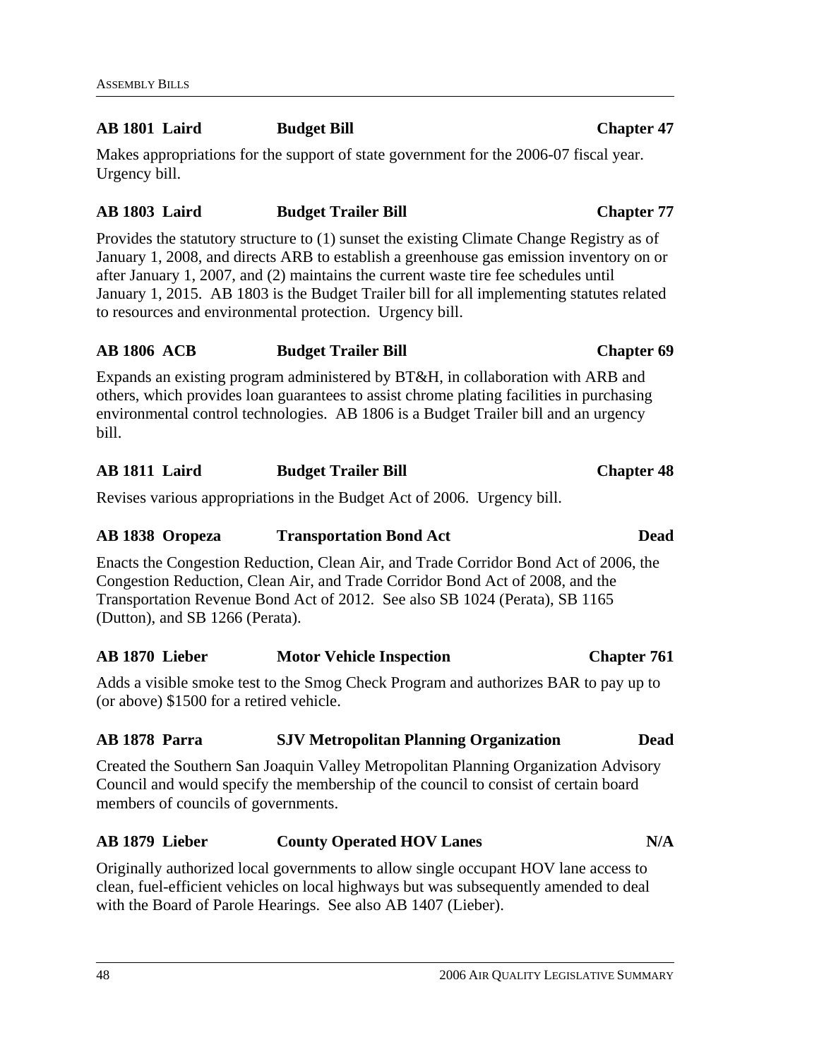**AB 1801 Laird** **Budget Bill** **Chapter 47**

Makes appropriations for the support of state government for the 2006-07 fiscal year. Urgency bill.

**AB 1803 Laird** **Budget Trailer Bill** **Chapter 77**

Provides the statutory structure to (1) sunset the existing Climate Change Registry as of January 1, 2008, and directs ARB to establish a greenhouse gas emission inventory on or after January 1, 2007, and (2) maintains the current waste tire fee schedules until January 1, 2015. AB 1803 is the Budget Trailer bill for all implementing statutes related to resources and environmental protection. Urgency bill.

**AB 1806 ACB** **Budget Trailer Bill** **Chapter 69**

Expands an existing program administered by BT&H, in collaboration with ARB and others, which provides loan guarantees to assist chrome plating facilities in purchasing environmental control technologies. AB 1806 is a Budget Trailer bill and an urgency bill.

**AB 1811 Laird** **Budget Trailer Bill** **Chapter 48**

Revises various appropriations in the Budget Act of 2006. Urgency bill.

**AB 1838 Oropeza** **Transportation Bond Act** **Dead**

Enacts the Congestion Reduction, Clean Air, and Trade Corridor Bond Act of 2006, the Congestion Reduction, Clean Air, and Trade Corridor Bond Act of 2008, and the Transportation Revenue Bond Act of 2012. See also SB 1024 (Perata), SB 1165 (Dutton), and SB 1266 (Perata).

**AB 1870 Lieber** **Motor Vehicle Inspection** **Chapter 761**

Adds a visible smoke test to the Smog Check Program and authorizes BAR to pay up to (or above) $1500 for a retired vehicle.

**AB 1878 Parra** **SJV Metropolitan Planning Organization** **Dead**

Created the Southern San Joaquin Valley Metropolitan Planning Organization Advisory Council and would specify the membership of the council to consist of certain board members of councils of governments.

**AB 1879 Lieber** **County Operated HOV Lanes** **N/A**

Originally authorized local governments to allow single occupant HOV lane access to clean, fuel-efficient vehicles on local highways but was subsequently amended to deal with the Board of Parole Hearings. See also AB 1407 (Lieber).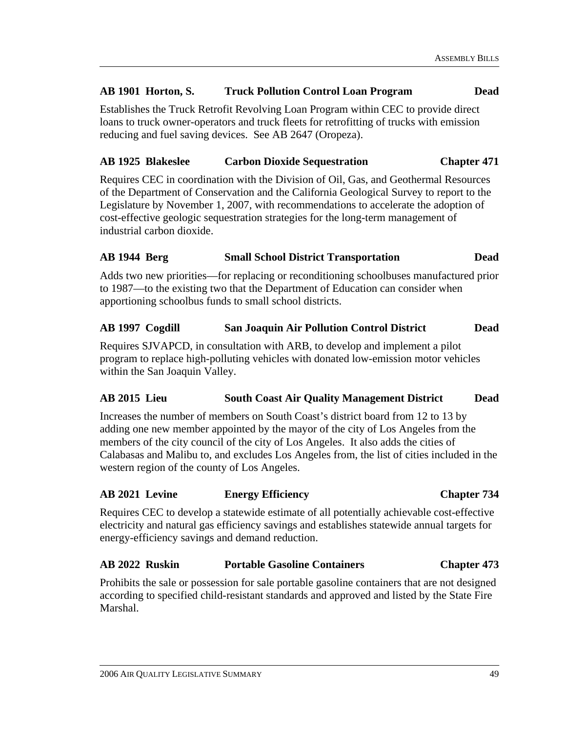**AB 1901 Horton, S. Truck Pollution Control Loan Program Dead**

Establishes the Truck Retrofit Revolving Loan Program within CEC to provide direct loans to truck owner-operators and truck fleets for retrofitting of trucks with emission reducing and fuel saving devices. See AB 2647 (Oropeza).

**AB 1925 Blakeslee Carbon Dioxide Sequestration Chapter 471**

Requires CEC in coordination with the Division of Oil, Gas, and Geothermal Resources of the Department of Conservation and the California Geological Survey to report to the Legislature by November 1, 2007, with recommendations to accelerate the adoption of cost-effective geologic sequestration strategies for the long-term management of industrial carbon dioxide.

**AB 1944 Berg Small School District Transportation Dead**

Adds two new priorities—for replacing or reconditioning schoolbuses manufactured prior to 1987—to the existing two that the Department of Education can consider when apportioning schoolbus funds to small school districts.

**AB 1997 Cogdill San Joaquin Air Pollution Control District Dead**

Requires SJVAPCD, in consultation with ARB, to develop and implement a pilot program to replace high-polluting vehicles with donated low-emission motor vehicles within the San Joaquin Valley.

**AB 2015 Lieu South Coast Air Quality Management District Dead**

Increases the number of members on South Coast's district board from 12 to 13 by adding one new member appointed by the mayor of the city of Los Angeles from the members of the city council of the city of Los Angeles. It also adds the cities of Calabasas and Malibu to, and excludes Los Angeles from, the list of cities included in the western region of the county of Los Angeles.

**AB 2021 Levine Energy Efficiency Chapter 734**

Requires CEC to develop a statewide estimate of all potentially achievable cost-effective electricity and natural gas efficiency savings and establishes statewide annual targets for energy-efficiency savings and demand reduction.

**AB 2022 Ruskin Portable Gasoline Containers Chapter 473**

Prohibits the sale or possession for sale portable gasoline containers that are not designed according to specified child-resistant standards and approved and listed by the State Fire Marshal.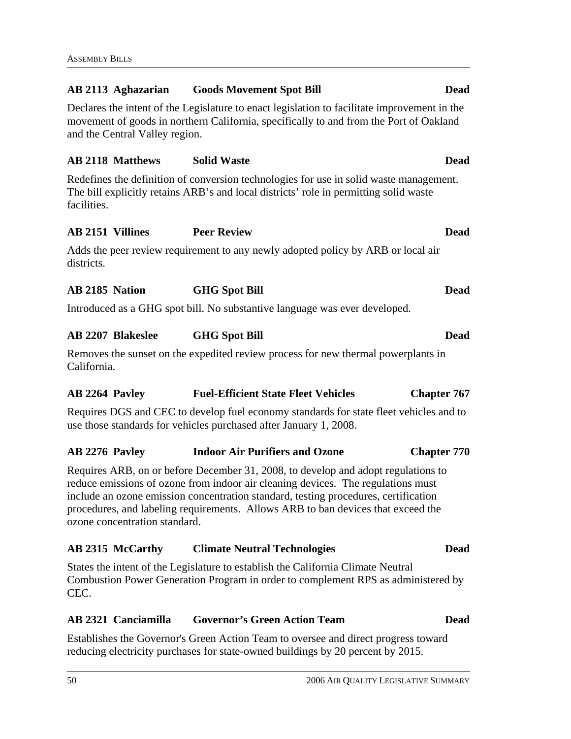**AB 2113 Aghazarian — Goods Movement Spot Bill — Dead**

Declares the intent of the Legislature to enact legislation to facilitate improvement in the movement of goods in northern California, specifically to and from the Port of Oakland and the Central Valley region.

**AB 2118 Matthews — Solid Waste — Dead**

Redefines the definition of conversion technologies for use in solid waste management. The bill explicitly retains ARB's and local districts' role in permitting solid waste facilities.

**AB 2151 Villines — Peer Review — Dead**

Adds the peer review requirement to any newly adopted policy by ARB or local air districts.

**AB 2185 Nation — GHG Spot Bill — Dead**

Introduced as a GHG spot bill. No substantive language was ever developed.

**AB 2207 Blakeslee — GHG Spot Bill — Dead**

Removes the sunset on the expedited review process for new thermal powerplants in California.

**AB 2264 Pavley — Fuel-Efficient State Fleet Vehicles — Chapter 767**

Requires DGS and CEC to develop fuel economy standards for state fleet vehicles and to use those standards for vehicles purchased after January 1, 2008.

**AB 2276 Pavley — Indoor Air Purifiers and Ozone — Chapter 770**

Requires ARB, on or before December 31, 2008, to develop and adopt regulations to reduce emissions of ozone from indoor air cleaning devices. The regulations must include an ozone emission concentration standard, testing procedures, certification procedures, and labeling requirements. Allows ARB to ban devices that exceed the ozone concentration standard.

**AB 2315 McCarthy — Climate Neutral Technologies — Dead**

States the intent of the Legislature to establish the California Climate Neutral Combustion Power Generation Program in order to complement RPS as administered by CEC.

**AB 2321 Canciamilla — Governor's Green Action Team — Dead**

Establishes the Governor's Green Action Team to oversee and direct progress toward reducing electricity purchases for state-owned buildings by 20 percent by 2015.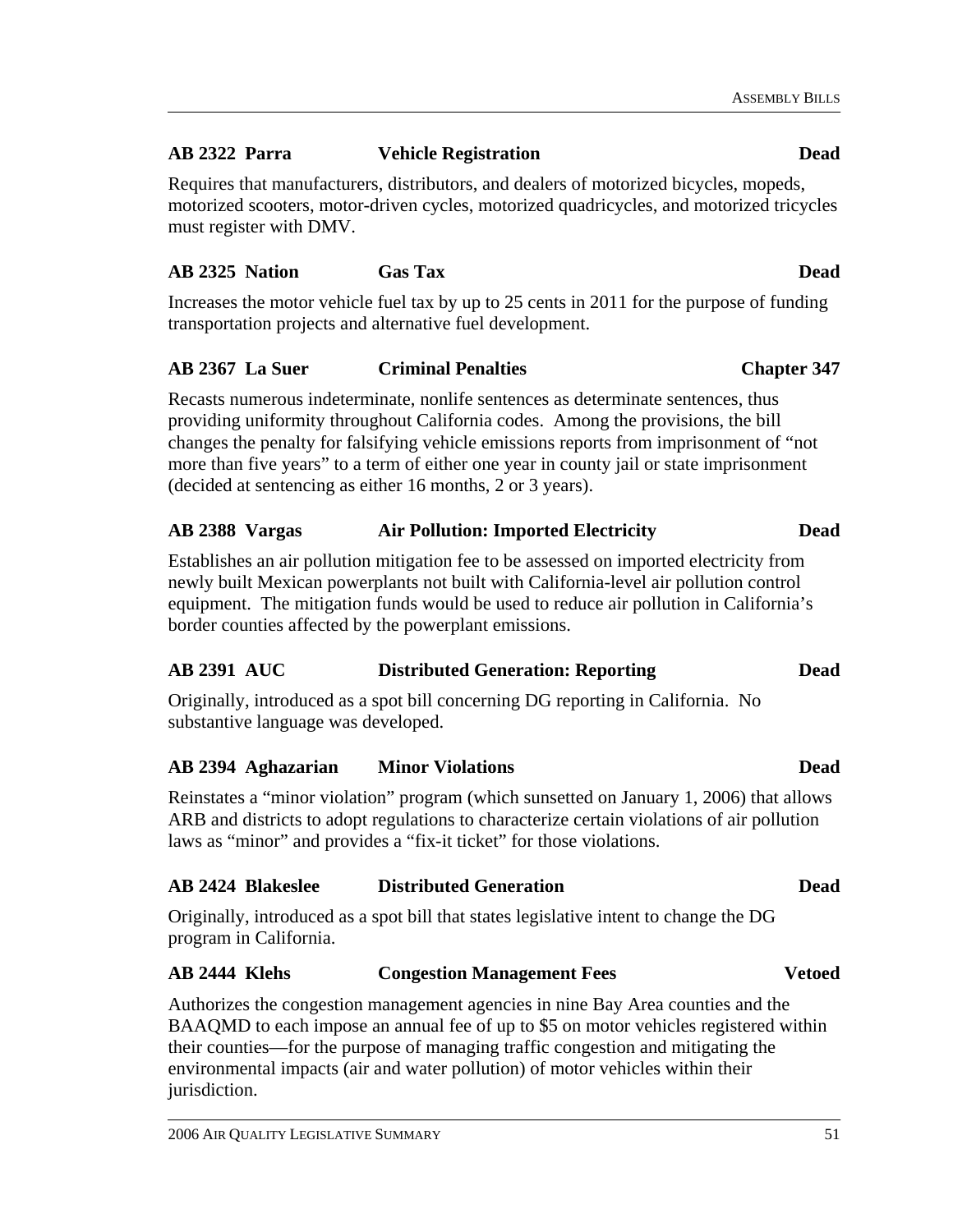**AB 2322 Parra — Vehicle Registration — Dead**

Requires that manufacturers, distributors, and dealers of motorized bicycles, mopeds, motorized scooters, motor-driven cycles, motorized quadricycles, and motorized tricycles must register with DMV.

**AB 2325 Nation — Gas Tax — Dead**

Increases the motor vehicle fuel tax by up to 25 cents in 2011 for the purpose of funding transportation projects and alternative fuel development.

**AB 2367 La Suer — Criminal Penalties — Chapter 347**

Recasts numerous indeterminate, nonlife sentences as determinate sentences, thus providing uniformity throughout California codes. Among the provisions, the bill changes the penalty for falsifying vehicle emissions reports from imprisonment of "not more than five years" to a term of either one year in county jail or state imprisonment (decided at sentencing as either 16 months, 2 or 3 years).

**AB 2388 Vargas — Air Pollution: Imported Electricity — Dead**

Establishes an air pollution mitigation fee to be assessed on imported electricity from newly built Mexican powerplants not built with California-level air pollution control equipment. The mitigation funds would be used to reduce air pollution in California's border counties affected by the powerplant emissions.

**AB 2391 AUC — Distributed Generation: Reporting — Dead**

Originally, introduced as a spot bill concerning DG reporting in California. No substantive language was developed.

**AB 2394 Aghazarian — Minor Violations — Dead**

Reinstates a "minor violation" program (which sunsetted on January 1, 2006) that allows ARB and districts to adopt regulations to characterize certain violations of air pollution laws as "minor" and provides a "fix-it ticket" for those violations.

**AB 2424 Blakeslee — Distributed Generation — Dead**

Originally, introduced as a spot bill that states legislative intent to change the DG program in California.

**AB 2444 Klehs — Congestion Management Fees — Vetoed**

Authorizes the congestion management agencies in nine Bay Area counties and the BAAQMD to each impose an annual fee of up to $5 on motor vehicles registered within their counties—for the purpose of managing traffic congestion and mitigating the environmental impacts (air and water pollution) of motor vehicles within their jurisdiction.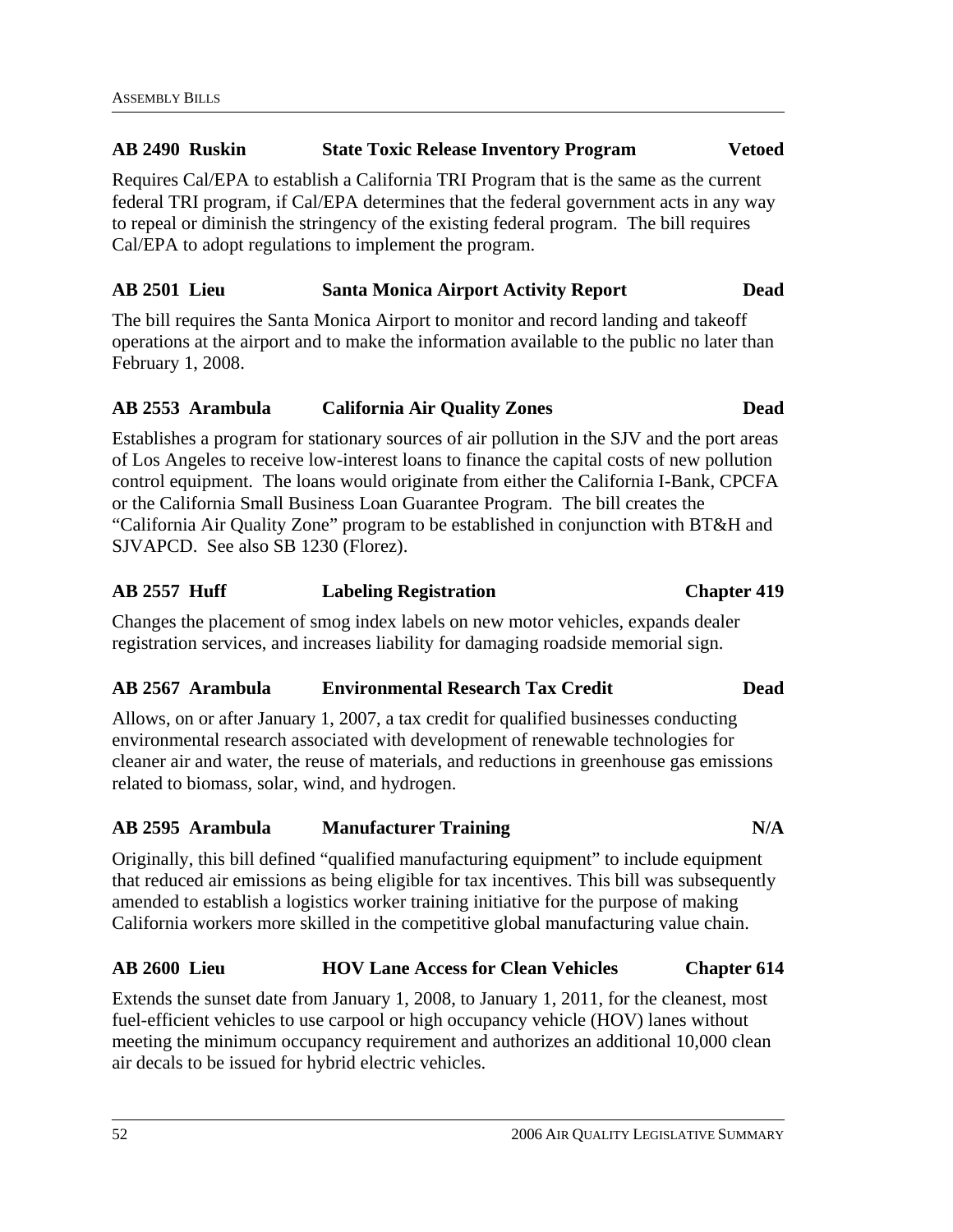### AB 2490 Ruskin — State Toxic Release Inventory Program — Vetoed

Requires Cal/EPA to establish a California TRI Program that is the same as the current federal TRI program, if Cal/EPA determines that the federal government acts in any way to repeal or diminish the stringency of the existing federal program. The bill requires Cal/EPA to adopt regulations to implement the program.

### AB 2501 Lieu — Santa Monica Airport Activity Report — Dead

The bill requires the Santa Monica Airport to monitor and record landing and takeoff operations at the airport and to make the information available to the public no later than February 1, 2008.

### AB 2553 Arambula — California Air Quality Zones — Dead

Establishes a program for stationary sources of air pollution in the SJV and the port areas of Los Angeles to receive low-interest loans to finance the capital costs of new pollution control equipment. The loans would originate from either the California I-Bank, CPCFA or the California Small Business Loan Guarantee Program. The bill creates the "California Air Quality Zone" program to be established in conjunction with BT&H and SJVAPCD. See also SB 1230 (Florez).

### AB 2557 Huff — Labeling Registration — Chapter 419

Changes the placement of smog index labels on new motor vehicles, expands dealer registration services, and increases liability for damaging roadside memorial sign.

### AB 2567 Arambula — Environmental Research Tax Credit — Dead

Allows, on or after January 1, 2007, a tax credit for qualified businesses conducting environmental research associated with development of renewable technologies for cleaner air and water, the reuse of materials, and reductions in greenhouse gas emissions related to biomass, solar, wind, and hydrogen.

### AB 2595 Arambula — Manufacturer Training — N/A

Originally, this bill defined "qualified manufacturing equipment" to include equipment that reduced air emissions as being eligible for tax incentives. This bill was subsequently amended to establish a logistics worker training initiative for the purpose of making California workers more skilled in the competitive global manufacturing value chain.

### AB 2600 Lieu — HOV Lane Access for Clean Vehicles — Chapter 614

Extends the sunset date from January 1, 2008, to January 1, 2011, for the cleanest, most fuel-efficient vehicles to use carpool or high occupancy vehicle (HOV) lanes without meeting the minimum occupancy requirement and authorizes an additional 10,000 clean air decals to be issued for hybrid electric vehicles.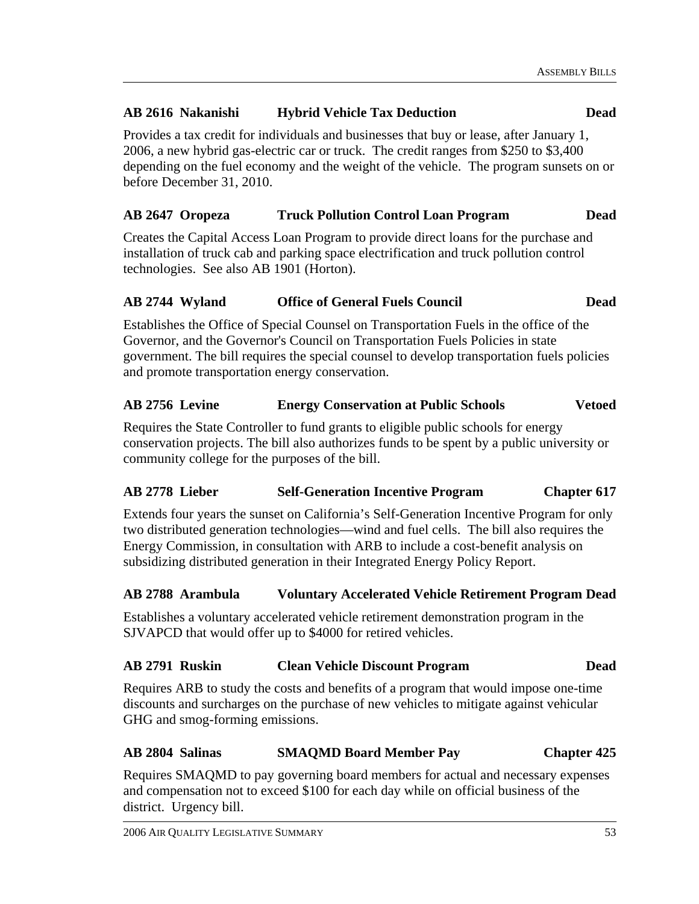**AB 2616 Nakanishi Hybrid Vehicle Tax Deduction Dead**

Provides a tax credit for individuals and businesses that buy or lease, after January 1, 2006, a new hybrid gas-electric car or truck. The credit ranges from $250 to $3,400 depending on the fuel economy and the weight of the vehicle. The program sunsets on or before December 31, 2010.

**AB 2647 Oropeza Truck Pollution Control Loan Program Dead**

Creates the Capital Access Loan Program to provide direct loans for the purchase and installation of truck cab and parking space electrification and truck pollution control technologies. See also AB 1901 (Horton).

**AB 2744 Wyland Office of General Fuels Council Dead**

Establishes the Office of Special Counsel on Transportation Fuels in the office of the Governor, and the Governor's Council on Transportation Fuels Policies in state government. The bill requires the special counsel to develop transportation fuels policies and promote transportation energy conservation.

**AB 2756 Levine Energy Conservation at Public Schools Vetoed**

Requires the State Controller to fund grants to eligible public schools for energy conservation projects. The bill also authorizes funds to be spent by a public university or community college for the purposes of the bill.

**AB 2778 Lieber Self-Generation Incentive Program Chapter 617**

Extends four years the sunset on California's Self-Generation Incentive Program for only two distributed generation technologies—wind and fuel cells. The bill also requires the Energy Commission, in consultation with ARB to include a cost-benefit analysis on subsidizing distributed generation in their Integrated Energy Policy Report.

**AB 2788 Arambula Voluntary Accelerated Vehicle Retirement Program Dead**

Establishes a voluntary accelerated vehicle retirement demonstration program in the SJVAPCD that would offer up to $4000 for retired vehicles.

**AB 2791 Ruskin Clean Vehicle Discount Program Dead**

Requires ARB to study the costs and benefits of a program that would impose one-time discounts and surcharges on the purchase of new vehicles to mitigate against vehicular GHG and smog-forming emissions.

**AB 2804 Salinas SMAQMD Board Member Pay Chapter 425**

Requires SMAQMD to pay governing board members for actual and necessary expenses and compensation not to exceed $100 for each day while on official business of the district. Urgency bill.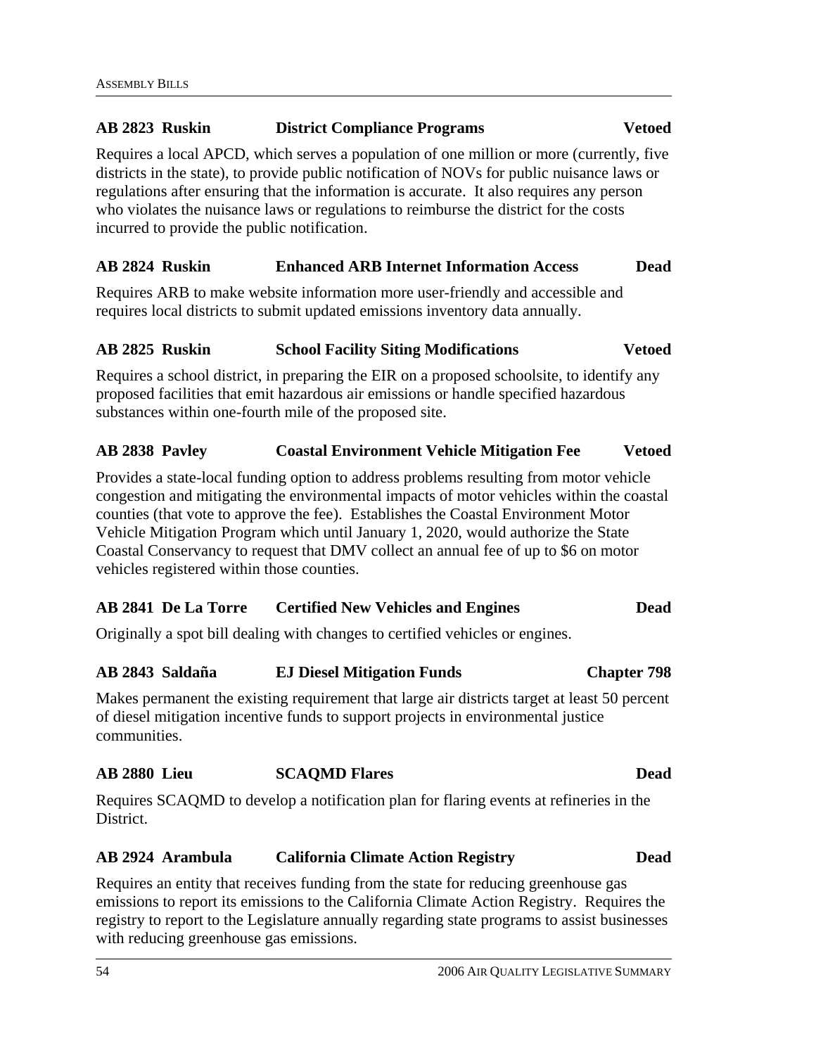**AB 2823 Ruskin — District Compliance Programs — Vetoed**

Requires a local APCD, which serves a population of one million or more (currently, five districts in the state), to provide public notification of NOVs for public nuisance laws or regulations after ensuring that the information is accurate. It also requires any person who violates the nuisance laws or regulations to reimburse the district for the costs incurred to provide the public notification.

**AB 2824 Ruskin — Enhanced ARB Internet Information Access — Dead**

Requires ARB to make website information more user-friendly and accessible and requires local districts to submit updated emissions inventory data annually.

**AB 2825 Ruskin — School Facility Siting Modifications — Vetoed**

Requires a school district, in preparing the EIR on a proposed schoolsite, to identify any proposed facilities that emit hazardous air emissions or handle specified hazardous substances within one-fourth mile of the proposed site.

**AB 2838 Pavley — Coastal Environment Vehicle Mitigation Fee — Vetoed**

Provides a state-local funding option to address problems resulting from motor vehicle congestion and mitigating the environmental impacts of motor vehicles within the coastal counties (that vote to approve the fee). Establishes the Coastal Environment Motor Vehicle Mitigation Program which until January 1, 2020, would authorize the State Coastal Conservancy to request that DMV collect an annual fee of up to $6 on motor vehicles registered within those counties.

**AB 2841 De La Torre — Certified New Vehicles and Engines — Dead**

Originally a spot bill dealing with changes to certified vehicles or engines.

**AB 2843 Saldaña — EJ Diesel Mitigation Funds — Chapter 798**

Makes permanent the existing requirement that large air districts target at least 50 percent of diesel mitigation incentive funds to support projects in environmental justice communities.

**AB 2880 Lieu — SCAQMD Flares — Dead**

Requires SCAQMD to develop a notification plan for flaring events at refineries in the District.

**AB 2924 Arambula — California Climate Action Registry — Dead**

Requires an entity that receives funding from the state for reducing greenhouse gas emissions to report its emissions to the California Climate Action Registry. Requires the registry to report to the Legislature annually regarding state programs to assist businesses with reducing greenhouse gas emissions.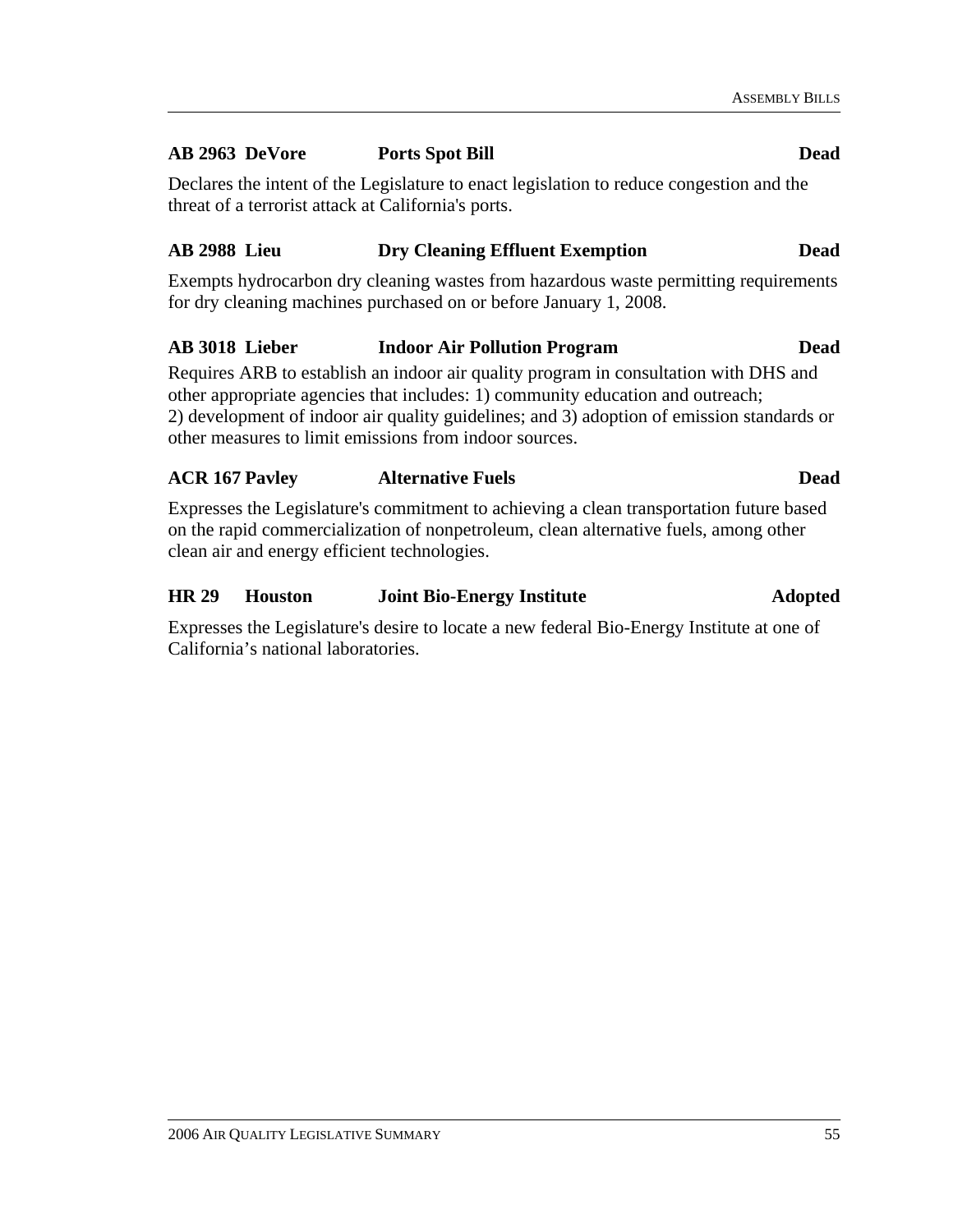**AB 2963 DeVore** **Ports Spot Bill** **Dead**

Declares the intent of the Legislature to enact legislation to reduce congestion and the threat of a terrorist attack at California's ports.

**AB 2988 Lieu** **Dry Cleaning Effluent Exemption** **Dead**

Exempts hydrocarbon dry cleaning wastes from hazardous waste permitting requirements for dry cleaning machines purchased on or before January 1, 2008.

**AB 3018 Lieber** **Indoor Air Pollution Program** **Dead**

Requires ARB to establish an indoor air quality program in consultation with DHS and other appropriate agencies that includes: 1) community education and outreach; 2) development of indoor air quality guidelines; and 3) adoption of emission standards or other measures to limit emissions from indoor sources.

**ACR 167 Pavley** **Alternative Fuels** **Dead**

Expresses the Legislature's commitment to achieving a clean transportation future based on the rapid commercialization of nonpetroleum, clean alternative fuels, among other clean air and energy efficient technologies.

**HR 29 Houston** **Joint Bio-Energy Institute** **Adopted**

Expresses the Legislature's desire to locate a new federal Bio-Energy Institute at one of California's national laboratories.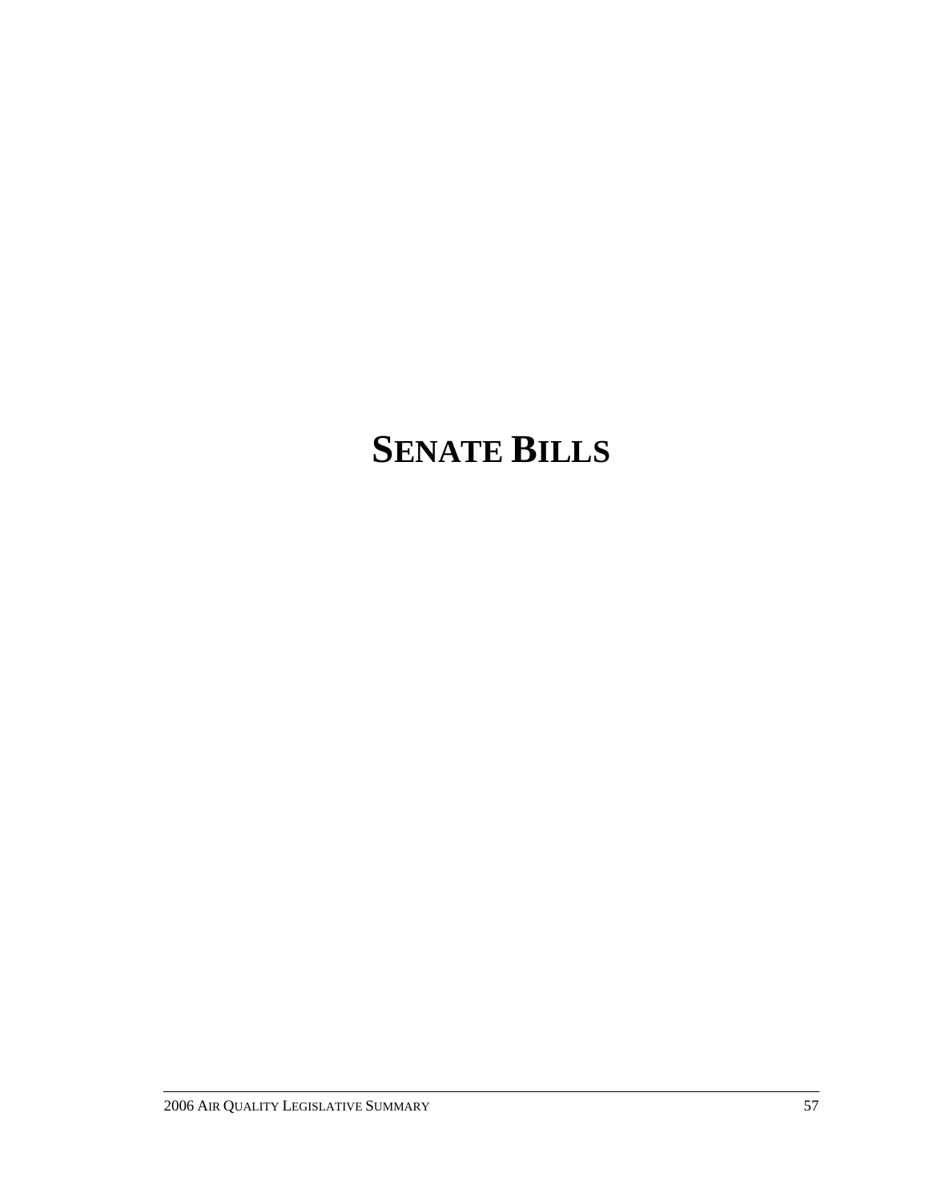# SENATE BILLS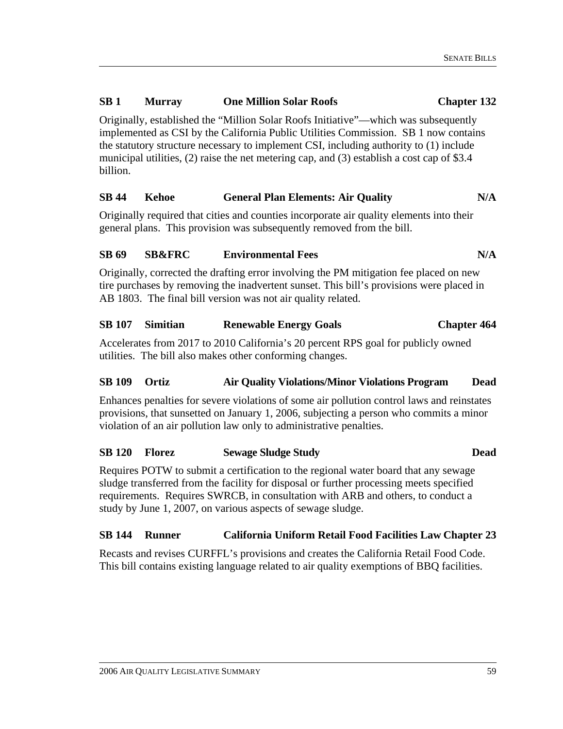**SB 1 Murray One Million Solar Roofs Chapter 132**

Originally, established the "Million Solar Roofs Initiative"—which was subsequently implemented as CSI by the California Public Utilities Commission. SB 1 now contains the statutory structure necessary to implement CSI, including authority to (1) include municipal utilities, (2) raise the net metering cap, and (3) establish a cost cap of $3.4 billion.

**SB 44 Kehoe General Plan Elements: Air Quality N/A**

Originally required that cities and counties incorporate air quality elements into their general plans. This provision was subsequently removed from the bill.

**SB 69 SB&FRC Environmental Fees N/A**

Originally, corrected the drafting error involving the PM mitigation fee placed on new tire purchases by removing the inadvertent sunset. This bill's provisions were placed in AB 1803. The final bill version was not air quality related.

**SB 107 Simitian Renewable Energy Goals Chapter 464**

Accelerates from 2017 to 2010 California's 20 percent RPS goal for publicly owned utilities. The bill also makes other conforming changes.

**SB 109 Ortiz Air Quality Violations/Minor Violations Program Dead**

Enhances penalties for severe violations of some air pollution control laws and reinstates provisions, that sunsetted on January 1, 2006, subjecting a person who commits a minor violation of an air pollution law only to administrative penalties.

**SB 120 Florez Sewage Sludge Study Dead**

Requires POTW to submit a certification to the regional water board that any sewage sludge transferred from the facility for disposal or further processing meets specified requirements. Requires SWRCB, in consultation with ARB and others, to conduct a study by June 1, 2007, on various aspects of sewage sludge.

**SB 144 Runner California Uniform Retail Food Facilities Law Chapter 23**

Recasts and revises CURFFL's provisions and creates the California Retail Food Code. This bill contains existing language related to air quality exemptions of BBQ facilities.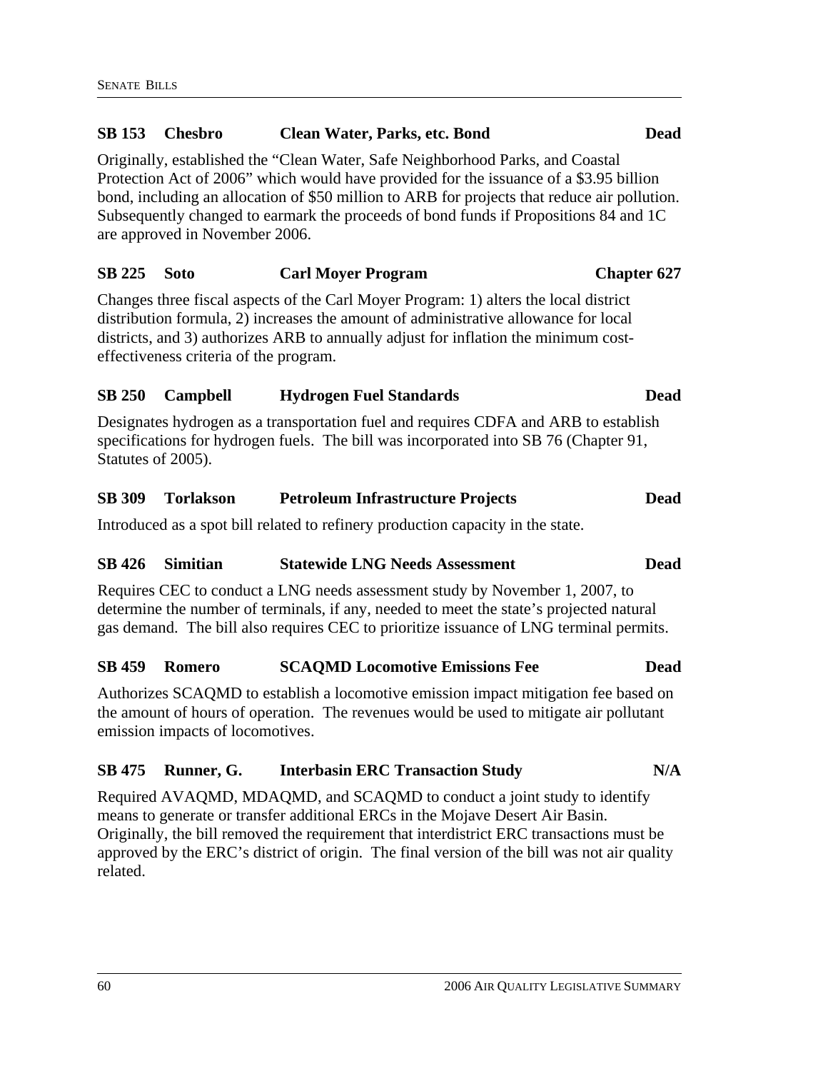**SB 153 Chesbro Clean Water, Parks, etc. Bond Dead**

Originally, established the "Clean Water, Safe Neighborhood Parks, and Coastal Protection Act of 2006" which would have provided for the issuance of a $3.95 billion bond, including an allocation of $50 million to ARB for projects that reduce air pollution. Subsequently changed to earmark the proceeds of bond funds if Propositions 84 and 1C are approved in November 2006.

**SB 225 Soto Carl Moyer Program Chapter 627**

Changes three fiscal aspects of the Carl Moyer Program: 1) alters the local district distribution formula, 2) increases the amount of administrative allowance for local districts, and 3) authorizes ARB to annually adjust for inflation the minimum cost-effectiveness criteria of the program.

**SB 250 Campbell Hydrogen Fuel Standards Dead**

Designates hydrogen as a transportation fuel and requires CDFA and ARB to establish specifications for hydrogen fuels. The bill was incorporated into SB 76 (Chapter 91, Statutes of 2005).

**SB 309 Torlakson Petroleum Infrastructure Projects Dead**

Introduced as a spot bill related to refinery production capacity in the state.

**SB 426 Simitian Statewide LNG Needs Assessment Dead**

Requires CEC to conduct a LNG needs assessment study by November 1, 2007, to determine the number of terminals, if any, needed to meet the state's projected natural gas demand. The bill also requires CEC to prioritize issuance of LNG terminal permits.

**SB 459 Romero SCAQMD Locomotive Emissions Fee Dead**

Authorizes SCAQMD to establish a locomotive emission impact mitigation fee based on the amount of hours of operation. The revenues would be used to mitigate air pollutant emission impacts of locomotives.

**SB 475 Runner, G. Interbasin ERC Transaction Study N/A**

Required AVAQMD, MDAQMD, and SCAQMD to conduct a joint study to identify means to generate or transfer additional ERCs in the Mojave Desert Air Basin. Originally, the bill removed the requirement that interdistrict ERC transactions must be approved by the ERC's district of origin. The final version of the bill was not air quality related.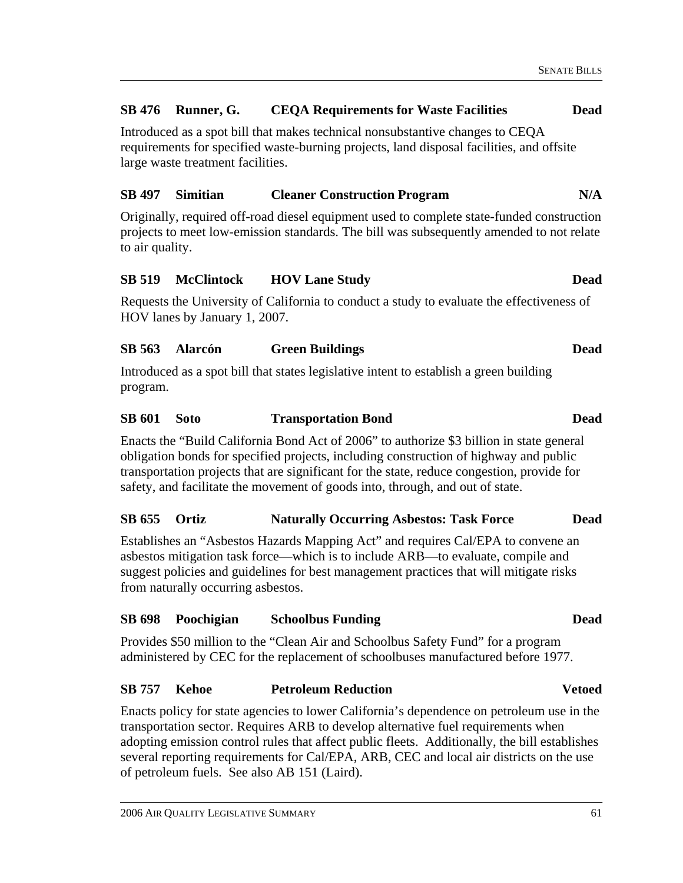**SB 476 Runner, G. CEQA Requirements for Waste Facilities Dead**

Introduced as a spot bill that makes technical nonsubstantive changes to CEQA requirements for specified waste-burning projects, land disposal facilities, and offsite large waste treatment facilities.

**SB 497 Simitian Cleaner Construction Program N/A**

Originally, required off-road diesel equipment used to complete state-funded construction projects to meet low-emission standards. The bill was subsequently amended to not relate to air quality.

**SB 519 McClintock HOV Lane Study Dead**

Requests the University of California to conduct a study to evaluate the effectiveness of HOV lanes by January 1, 2007.

**SB 563 Alarcón Green Buildings Dead**

Introduced as a spot bill that states legislative intent to establish a green building program.

**SB 601 Soto Transportation Bond Dead**

Enacts the "Build California Bond Act of 2006" to authorize $3 billion in state general obligation bonds for specified projects, including construction of highway and public transportation projects that are significant for the state, reduce congestion, provide for safety, and facilitate the movement of goods into, through, and out of state.

**SB 655 Ortiz Naturally Occurring Asbestos: Task Force Dead**

Establishes an "Asbestos Hazards Mapping Act" and requires Cal/EPA to convene an asbestos mitigation task force—which is to include ARB—to evaluate, compile and suggest policies and guidelines for best management practices that will mitigate risks from naturally occurring asbestos.

**SB 698 Poochigian Schoolbus Funding Dead**

Provides $50 million to the "Clean Air and Schoolbus Safety Fund" for a program administered by CEC for the replacement of schoolbuses manufactured before 1977.

**SB 757 Kehoe Petroleum Reduction Vetoed**

Enacts policy for state agencies to lower California's dependence on petroleum use in the transportation sector. Requires ARB to develop alternative fuel requirements when adopting emission control rules that affect public fleets. Additionally, the bill establishes several reporting requirements for Cal/EPA, ARB, CEC and local air districts on the use of petroleum fuels. See also AB 151 (Laird).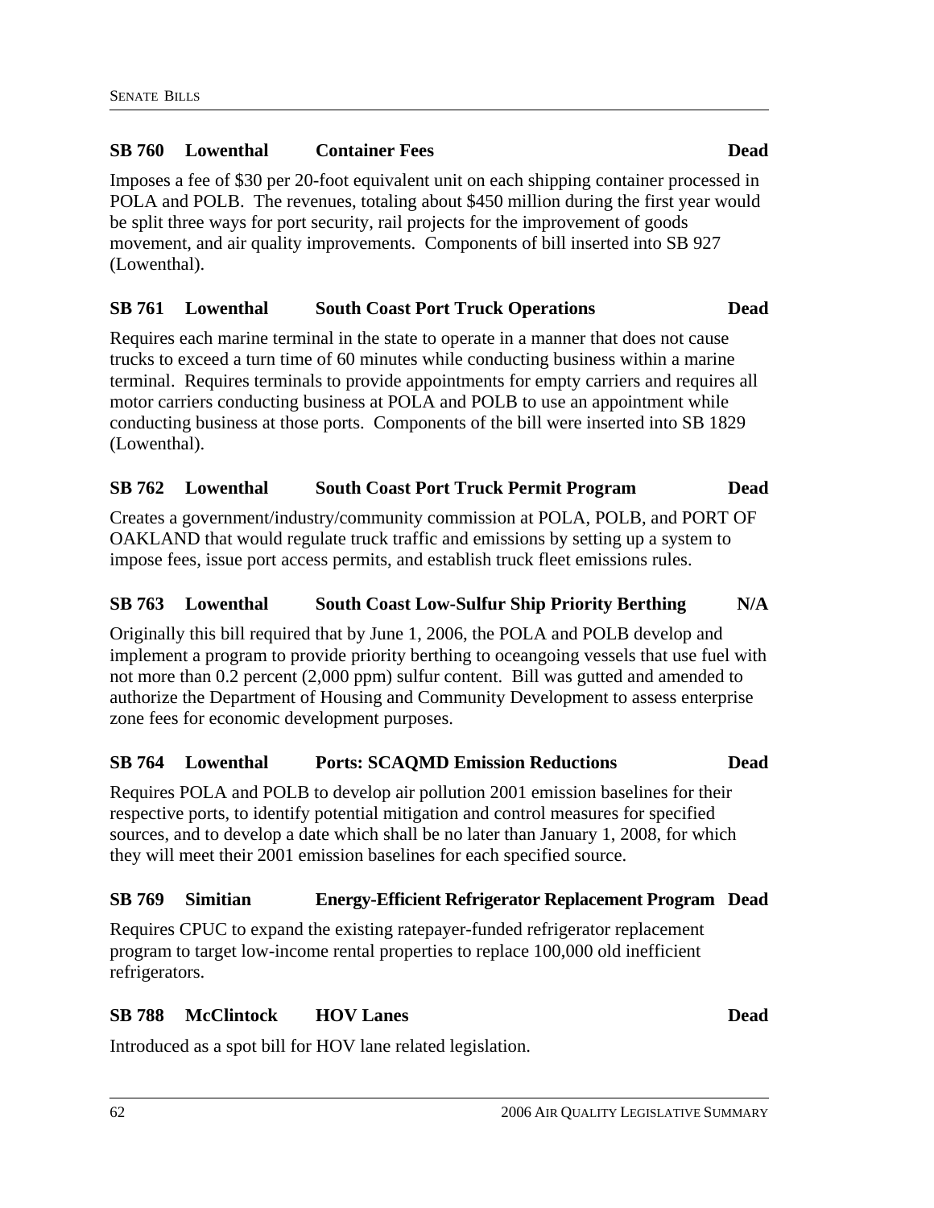**SB 760 Lowenthal Container Fees Dead**

Imposes a fee of $30 per 20-foot equivalent unit on each shipping container processed in POLA and POLB. The revenues, totaling about $450 million during the first year would be split three ways for port security, rail projects for the improvement of goods movement, and air quality improvements. Components of bill inserted into SB 927 (Lowenthal).

**SB 761 Lowenthal South Coast Port Truck Operations Dead**

Requires each marine terminal in the state to operate in a manner that does not cause trucks to exceed a turn time of 60 minutes while conducting business within a marine terminal. Requires terminals to provide appointments for empty carriers and requires all motor carriers conducting business at POLA and POLB to use an appointment while conducting business at those ports. Components of the bill were inserted into SB 1829 (Lowenthal).

**SB 762 Lowenthal South Coast Port Truck Permit Program Dead**

Creates a government/industry/community commission at POLA, POLB, and PORT OF OAKLAND that would regulate truck traffic and emissions by setting up a system to impose fees, issue port access permits, and establish truck fleet emissions rules.

**SB 763 Lowenthal South Coast Low-Sulfur Ship Priority Berthing N/A**

Originally this bill required that by June 1, 2006, the POLA and POLB develop and implement a program to provide priority berthing to oceangoing vessels that use fuel with not more than 0.2 percent (2,000 ppm) sulfur content. Bill was gutted and amended to authorize the Department of Housing and Community Development to assess enterprise zone fees for economic development purposes.

**SB 764 Lowenthal Ports: SCAQMD Emission Reductions Dead**

Requires POLA and POLB to develop air pollution 2001 emission baselines for their respective ports, to identify potential mitigation and control measures for specified sources, and to develop a date which shall be no later than January 1, 2008, for which they will meet their 2001 emission baselines for each specified source.

**SB 769 Simitian Energy-Efficient Refrigerator Replacement Program Dead**

Requires CPUC to expand the existing ratepayer-funded refrigerator replacement program to target low-income rental properties to replace 100,000 old inefficient refrigerators.

**SB 788 McClintock HOV Lanes Dead**

Introduced as a spot bill for HOV lane related legislation.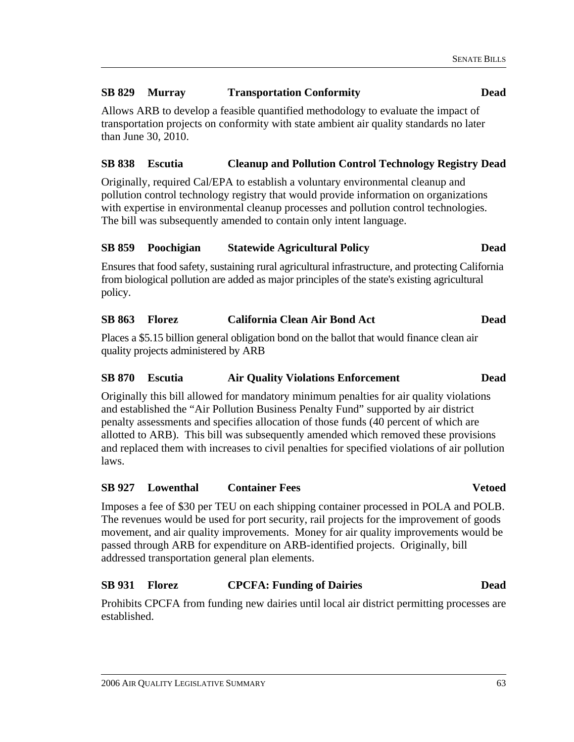### SB 829 Murray — Transportation Conformity — Dead

Allows ARB to develop a feasible quantified methodology to evaluate the impact of transportation projects on conformity with state ambient air quality standards no later than June 30, 2010.

### SB 838 Escutia — Cleanup and Pollution Control Technology Registry — Dead

Originally, required Cal/EPA to establish a voluntary environmental cleanup and pollution control technology registry that would provide information on organizations with expertise in environmental cleanup processes and pollution control technologies. The bill was subsequently amended to contain only intent language.

### SB 859 Poochigian — Statewide Agricultural Policy — Dead

Ensures that food safety, sustaining rural agricultural infrastructure, and protecting California from biological pollution are added as major principles of the state's existing agricultural policy.

### SB 863 Florez — California Clean Air Bond Act — Dead

Places a $5.15 billion general obligation bond on the ballot that would finance clean air quality projects administered by ARB

### SB 870 Escutia — Air Quality Violations Enforcement — Dead

Originally this bill allowed for mandatory minimum penalties for air quality violations and established the "Air Pollution Business Penalty Fund" supported by air district penalty assessments and specifies allocation of those funds (40 percent of which are allotted to ARB). This bill was subsequently amended which removed these provisions and replaced them with increases to civil penalties for specified violations of air pollution laws.

### SB 927 Lowenthal — Container Fees — Vetoed

Imposes a fee of $30 per TEU on each shipping container processed in POLA and POLB. The revenues would be used for port security, rail projects for the improvement of goods movement, and air quality improvements. Money for air quality improvements would be passed through ARB for expenditure on ARB-identified projects. Originally, bill addressed transportation general plan elements.

### SB 931 Florez — CPCFA: Funding of Dairies — Dead

Prohibits CPCFA from funding new dairies until local air district permitting processes are established.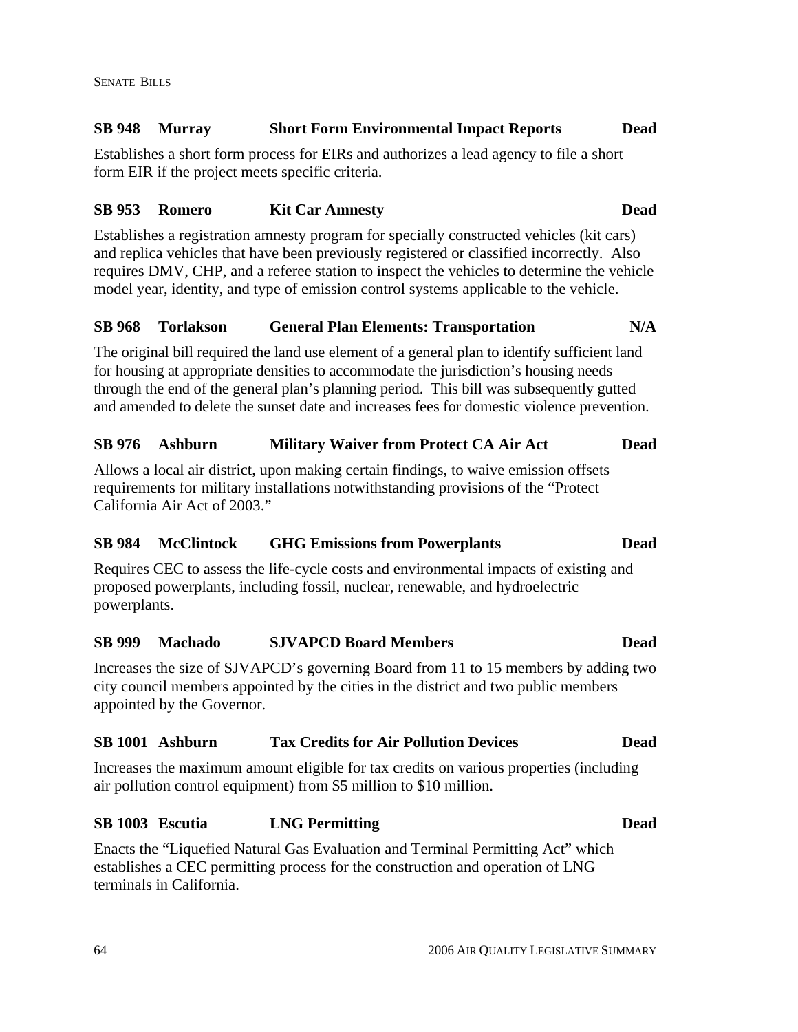### SB 948 Murray — Short Form Environmental Impact Reports — Dead

Establishes a short form process for EIRs and authorizes a lead agency to file a short form EIR if the project meets specific criteria.

### SB 953 Romero — Kit Car Amnesty — Dead

Establishes a registration amnesty program for specially constructed vehicles (kit cars) and replica vehicles that have been previously registered or classified incorrectly. Also requires DMV, CHP, and a referee station to inspect the vehicles to determine the vehicle model year, identity, and type of emission control systems applicable to the vehicle.

### SB 968 Torlakson — General Plan Elements: Transportation — N/A

The original bill required the land use element of a general plan to identify sufficient land for housing at appropriate densities to accommodate the jurisdiction's housing needs through the end of the general plan's planning period. This bill was subsequently gutted and amended to delete the sunset date and increases fees for domestic violence prevention.

### SB 976 Ashburn — Military Waiver from Protect CA Air Act — Dead

Allows a local air district, upon making certain findings, to waive emission offsets requirements for military installations notwithstanding provisions of the "Protect California Air Act of 2003."

### SB 984 McClintock — GHG Emissions from Powerplants — Dead

Requires CEC to assess the life-cycle costs and environmental impacts of existing and proposed powerplants, including fossil, nuclear, renewable, and hydroelectric powerplants.

### SB 999 Machado — SJVAPCD Board Members — Dead

Increases the size of SJVAPCD's governing Board from 11 to 15 members by adding two city council members appointed by the cities in the district and two public members appointed by the Governor.

### SB 1001 Ashburn — Tax Credits for Air Pollution Devices — Dead

Increases the maximum amount eligible for tax credits on various properties (including air pollution control equipment) from \$5 million to \$10 million.

### SB 1003 Escutia — LNG Permitting — Dead

Enacts the "Liquefied Natural Gas Evaluation and Terminal Permitting Act" which establishes a CEC permitting process for the construction and operation of LNG terminals in California.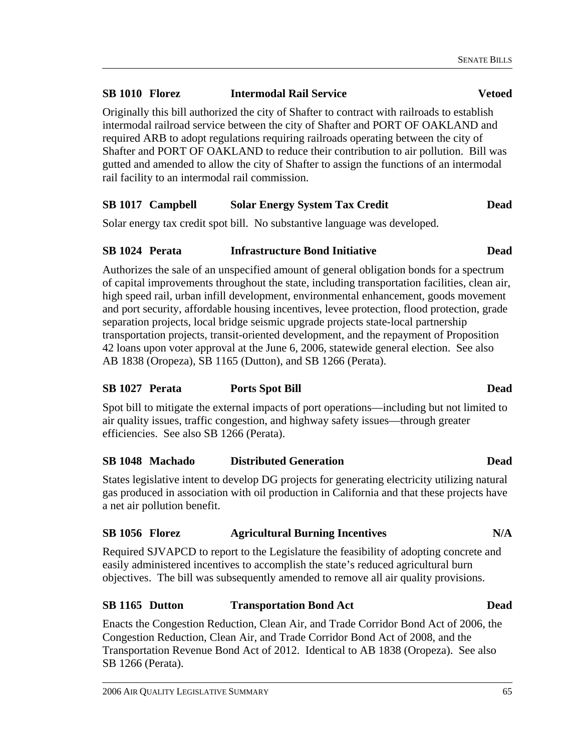**SB 1010 Florez — Intermodal Rail Service — Vetoed**

Originally this bill authorized the city of Shafter to contract with railroads to establish intermodal railroad service between the city of Shafter and PORT OF OAKLAND and required ARB to adopt regulations requiring railroads operating between the city of Shafter and PORT OF OAKLAND to reduce their contribution to air pollution. Bill was gutted and amended to allow the city of Shafter to assign the functions of an intermodal rail facility to an intermodal rail commission.

**SB 1017 Campbell — Solar Energy System Tax Credit — Dead**

Solar energy tax credit spot bill. No substantive language was developed.

**SB 1024 Perata — Infrastructure Bond Initiative — Dead**

Authorizes the sale of an unspecified amount of general obligation bonds for a spectrum of capital improvements throughout the state, including transportation facilities, clean air, high speed rail, urban infill development, environmental enhancement, goods movement and port security, affordable housing incentives, levee protection, flood protection, grade separation projects, local bridge seismic upgrade projects state-local partnership transportation projects, transit-oriented development, and the repayment of Proposition 42 loans upon voter approval at the June 6, 2006, statewide general election. See also AB 1838 (Oropeza), SB 1165 (Dutton), and SB 1266 (Perata).

**SB 1027 Perata — Ports Spot Bill — Dead**

Spot bill to mitigate the external impacts of port operations—including but not limited to air quality issues, traffic congestion, and highway safety issues—through greater efficiencies. See also SB 1266 (Perata).

**SB 1048 Machado — Distributed Generation — Dead**

States legislative intent to develop DG projects for generating electricity utilizing natural gas produced in association with oil production in California and that these projects have a net air pollution benefit.

**SB 1056 Florez — Agricultural Burning Incentives — N/A**

Required SJVAPCD to report to the Legislature the feasibility of adopting concrete and easily administered incentives to accomplish the state's reduced agricultural burn objectives. The bill was subsequently amended to remove all air quality provisions.

**SB 1165 Dutton — Transportation Bond Act — Dead**

Enacts the Congestion Reduction, Clean Air, and Trade Corridor Bond Act of 2006, the Congestion Reduction, Clean Air, and Trade Corridor Bond Act of 2008, and the Transportation Revenue Bond Act of 2012. Identical to AB 1838 (Oropeza). See also SB 1266 (Perata).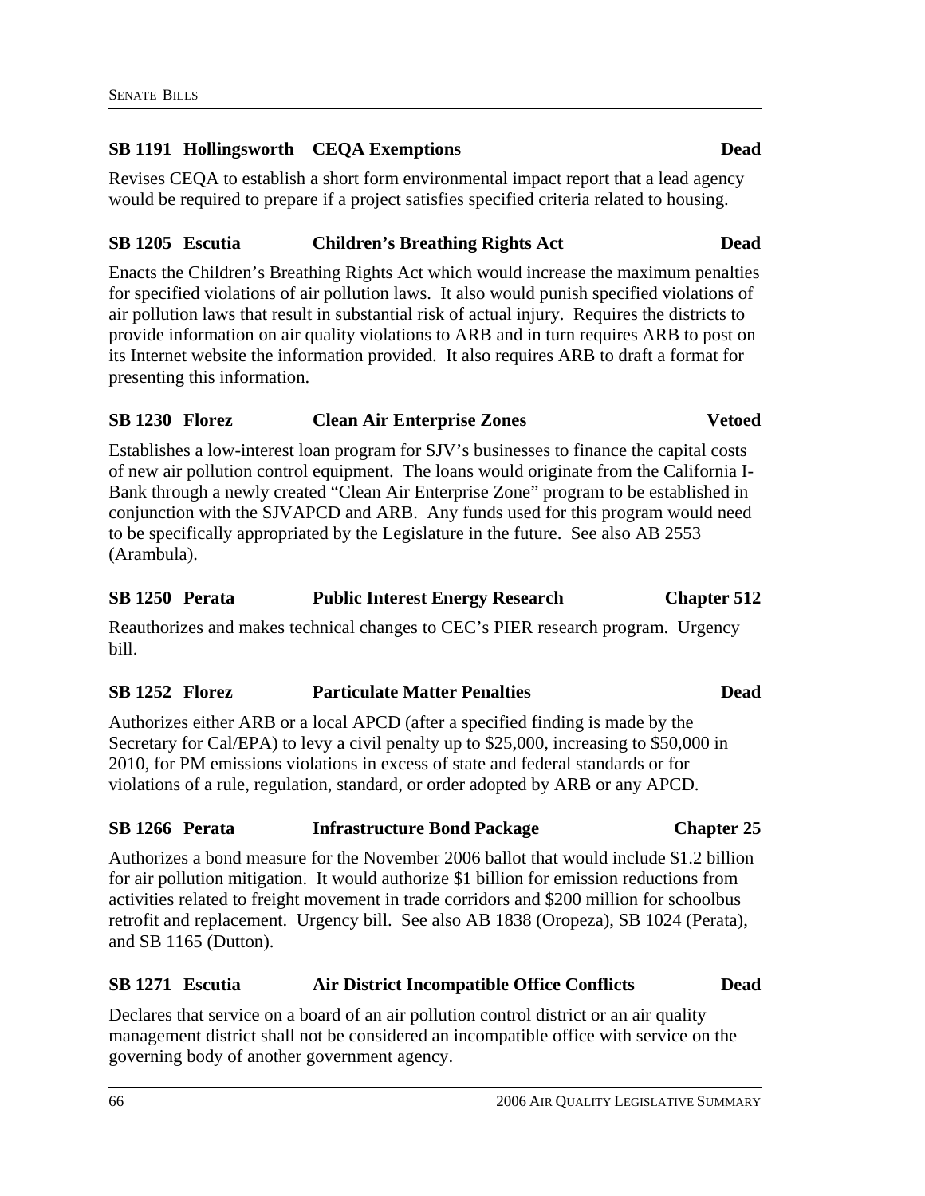**SB 1191 Hollingsworth CEQA Exemptions Dead**

Revises CEQA to establish a short form environmental impact report that a lead agency would be required to prepare if a project satisfies specified criteria related to housing.

**SB 1205 Escutia Children's Breathing Rights Act Dead**

Enacts the Children's Breathing Rights Act which would increase the maximum penalties for specified violations of air pollution laws. It also would punish specified violations of air pollution laws that result in substantial risk of actual injury. Requires the districts to provide information on air quality violations to ARB and in turn requires ARB to post on its Internet website the information provided. It also requires ARB to draft a format for presenting this information.

**SB 1230 Florez Clean Air Enterprise Zones Vetoed**

Establishes a low-interest loan program for SJV's businesses to finance the capital costs of new air pollution control equipment. The loans would originate from the California I-Bank through a newly created "Clean Air Enterprise Zone" program to be established in conjunction with the SJVAPCD and ARB. Any funds used for this program would need to be specifically appropriated by the Legislature in the future. See also AB 2553 (Arambula).

**SB 1250 Perata Public Interest Energy Research Chapter 512**

Reauthorizes and makes technical changes to CEC's PIER research program. Urgency bill.

**SB 1252 Florez Particulate Matter Penalties Dead**

Authorizes either ARB or a local APCD (after a specified finding is made by the Secretary for Cal/EPA) to levy a civil penalty up to $25,000, increasing to $50,000 in 2010, for PM emissions violations in excess of state and federal standards or for violations of a rule, regulation, standard, or order adopted by ARB or any APCD.

**SB 1266 Perata Infrastructure Bond Package Chapter 25**

Authorizes a bond measure for the November 2006 ballot that would include $1.2 billion for air pollution mitigation. It would authorize $1 billion for emission reductions from activities related to freight movement in trade corridors and $200 million for schoolbus retrofit and replacement. Urgency bill. See also AB 1838 (Oropeza), SB 1024 (Perata), and SB 1165 (Dutton).

**SB 1271 Escutia Air District Incompatible Office Conflicts Dead**

Declares that service on a board of an air pollution control district or an air quality management district shall not be considered an incompatible office with service on the governing body of another government agency.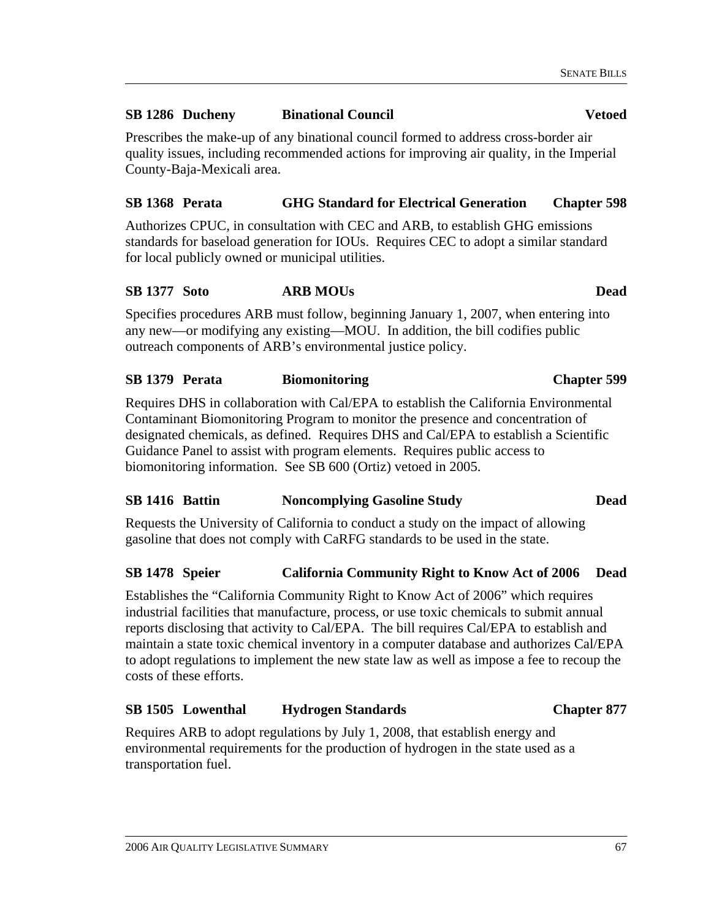**SB 1286 Ducheny Binational Council Vetoed**

Prescribes the make-up of any binational council formed to address cross-border air quality issues, including recommended actions for improving air quality, in the Imperial County-Baja-Mexicali area.

**SB 1368 Perata GHG Standard for Electrical Generation Chapter 598**

Authorizes CPUC, in consultation with CEC and ARB, to establish GHG emissions standards for baseload generation for IOUs. Requires CEC to adopt a similar standard for local publicly owned or municipal utilities.

**SB 1377 Soto ARB MOUs Dead**

Specifies procedures ARB must follow, beginning January 1, 2007, when entering into any new—or modifying any existing—MOU. In addition, the bill codifies public outreach components of ARB's environmental justice policy.

**SB 1379 Perata Biomonitoring Chapter 599**

Requires DHS in collaboration with Cal/EPA to establish the California Environmental Contaminant Biomonitoring Program to monitor the presence and concentration of designated chemicals, as defined. Requires DHS and Cal/EPA to establish a Scientific Guidance Panel to assist with program elements. Requires public access to biomonitoring information. See SB 600 (Ortiz) vetoed in 2005.

**SB 1416 Battin Noncomplying Gasoline Study Dead**

Requests the University of California to conduct a study on the impact of allowing gasoline that does not comply with CaRFG standards to be used in the state.

**SB 1478 Speier California Community Right to Know Act of 2006 Dead**

Establishes the "California Community Right to Know Act of 2006" which requires industrial facilities that manufacture, process, or use toxic chemicals to submit annual reports disclosing that activity to Cal/EPA. The bill requires Cal/EPA to establish and maintain a state toxic chemical inventory in a computer database and authorizes Cal/EPA to adopt regulations to implement the new state law as well as impose a fee to recoup the costs of these efforts.

**SB 1505 Lowenthal Hydrogen Standards Chapter 877**

Requires ARB to adopt regulations by July 1, 2008, that establish energy and environmental requirements for the production of hydrogen in the state used as a transportation fuel.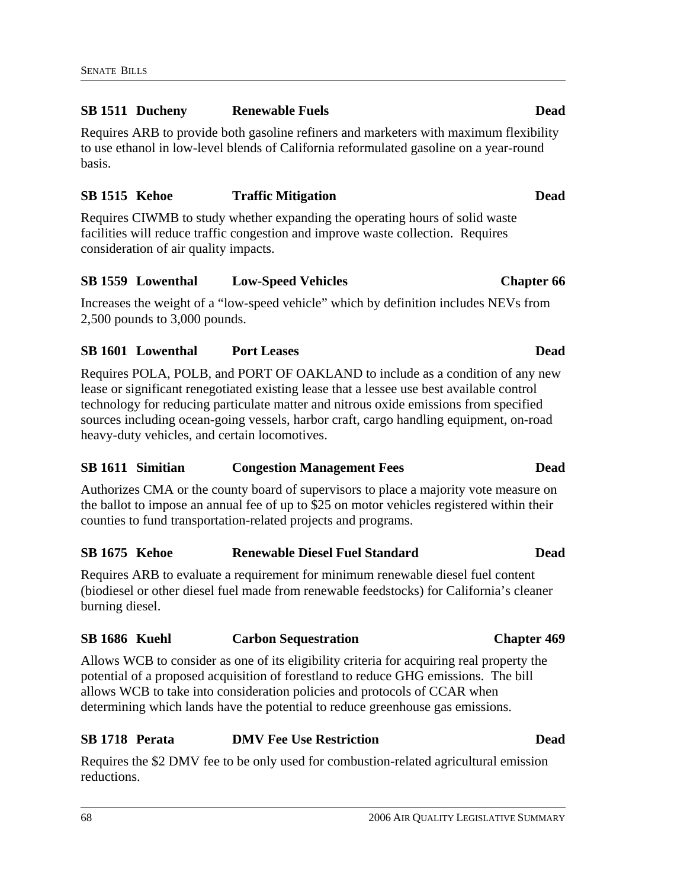**SB 1511 Ducheny Renewable Fuels Dead**

Requires ARB to provide both gasoline refiners and marketers with maximum flexibility to use ethanol in low-level blends of California reformulated gasoline on a year-round basis.

**SB 1515 Kehoe Traffic Mitigation Dead**

Requires CIWMB to study whether expanding the operating hours of solid waste facilities will reduce traffic congestion and improve waste collection. Requires consideration of air quality impacts.

**SB 1559 Lowenthal Low-Speed Vehicles Chapter 66**

Increases the weight of a "low-speed vehicle" which by definition includes NEVs from 2,500 pounds to 3,000 pounds.

**SB 1601 Lowenthal Port Leases Dead**

Requires POLA, POLB, and PORT OF OAKLAND to include as a condition of any new lease or significant renegotiated existing lease that a lessee use best available control technology for reducing particulate matter and nitrous oxide emissions from specified sources including ocean-going vessels, harbor craft, cargo handling equipment, on-road heavy-duty vehicles, and certain locomotives.

**SB 1611 Simitian Congestion Management Fees Dead**

Authorizes CMA or the county board of supervisors to place a majority vote measure on the ballot to impose an annual fee of up to $25 on motor vehicles registered within their counties to fund transportation-related projects and programs.

**SB 1675 Kehoe Renewable Diesel Fuel Standard Dead**

Requires ARB to evaluate a requirement for minimum renewable diesel fuel content (biodiesel or other diesel fuel made from renewable feedstocks) for California's cleaner burning diesel.

**SB 1686 Kuehl Carbon Sequestration Chapter 469**

Allows WCB to consider as one of its eligibility criteria for acquiring real property the potential of a proposed acquisition of forestland to reduce GHG emissions. The bill allows WCB to take into consideration policies and protocols of CCAR when determining which lands have the potential to reduce greenhouse gas emissions.

**SB 1718 Perata DMV Fee Use Restriction Dead**

Requires the $2 DMV fee to be only used for combustion-related agricultural emission reductions.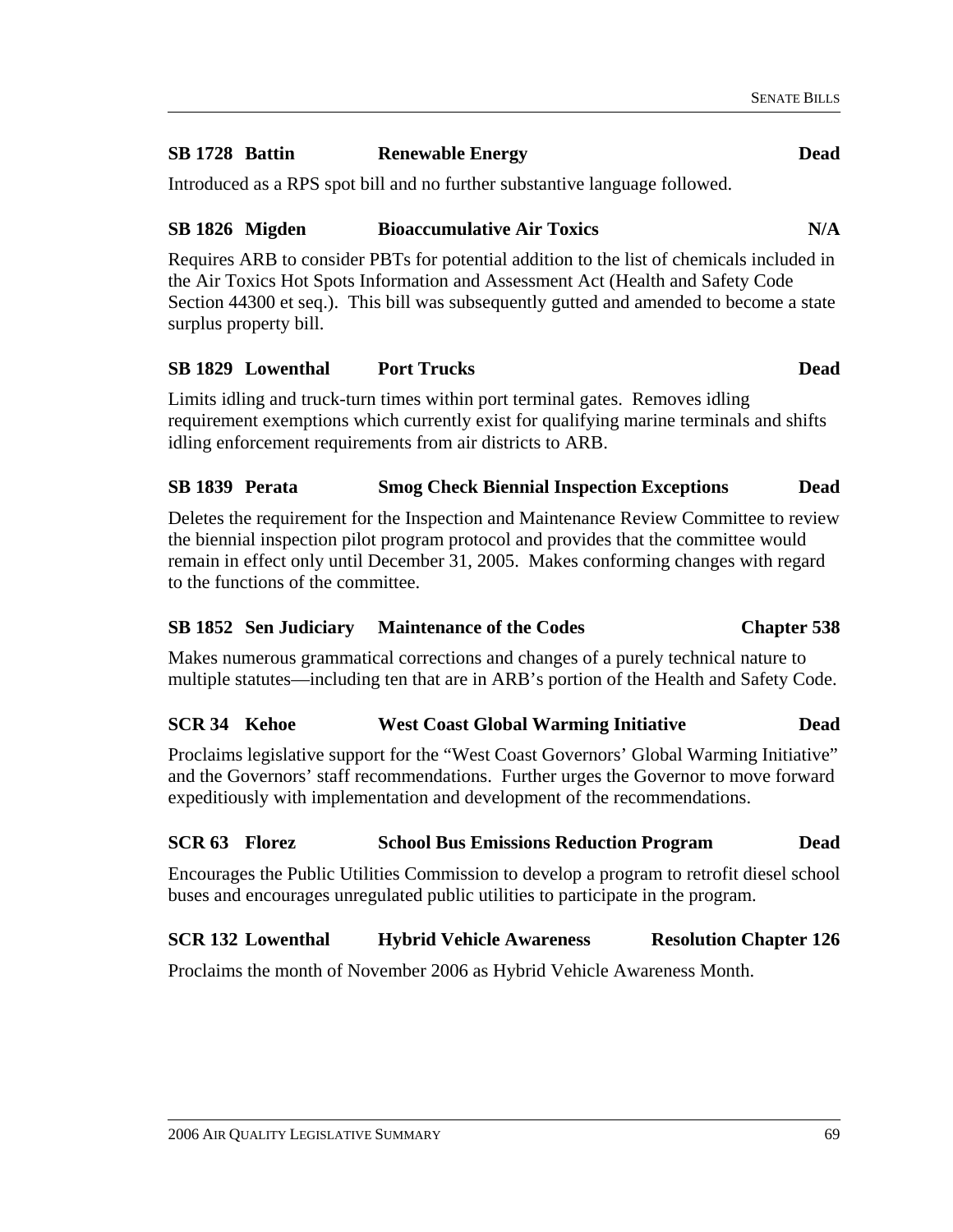**SB 1728 Battin** **Renewable Energy** **Dead**

Introduced as a RPS spot bill and no further substantive language followed.

**SB 1826 Migden** **Bioaccumulative Air Toxics** **N/A**

Requires ARB to consider PBTs for potential addition to the list of chemicals included in the Air Toxics Hot Spots Information and Assessment Act (Health and Safety Code Section 44300 et seq.). This bill was subsequently gutted and amended to become a state surplus property bill.

**SB 1829 Lowenthal** **Port Trucks** **Dead**

Limits idling and truck-turn times within port terminal gates. Removes idling requirement exemptions which currently exist for qualifying marine terminals and shifts idling enforcement requirements from air districts to ARB.

**SB 1839 Perata** **Smog Check Biennial Inspection Exceptions** **Dead**

Deletes the requirement for the Inspection and Maintenance Review Committee to review the biennial inspection pilot program protocol and provides that the committee would remain in effect only until December 31, 2005. Makes conforming changes with regard to the functions of the committee.

**SB 1852 Sen Judiciary** **Maintenance of the Codes** **Chapter 538**

Makes numerous grammatical corrections and changes of a purely technical nature to multiple statutes—including ten that are in ARB's portion of the Health and Safety Code.

**SCR 34 Kehoe** **West Coast Global Warming Initiative** **Dead**

Proclaims legislative support for the "West Coast Governors' Global Warming Initiative" and the Governors' staff recommendations. Further urges the Governor to move forward expeditiously with implementation and development of the recommendations.

**SCR 63 Florez** **School Bus Emissions Reduction Program** **Dead**

Encourages the Public Utilities Commission to develop a program to retrofit diesel school buses and encourages unregulated public utilities to participate in the program.

**SCR 132 Lowenthal** **Hybrid Vehicle Awareness** **Resolution Chapter 126**

Proclaims the month of November 2006 as Hybrid Vehicle Awareness Month.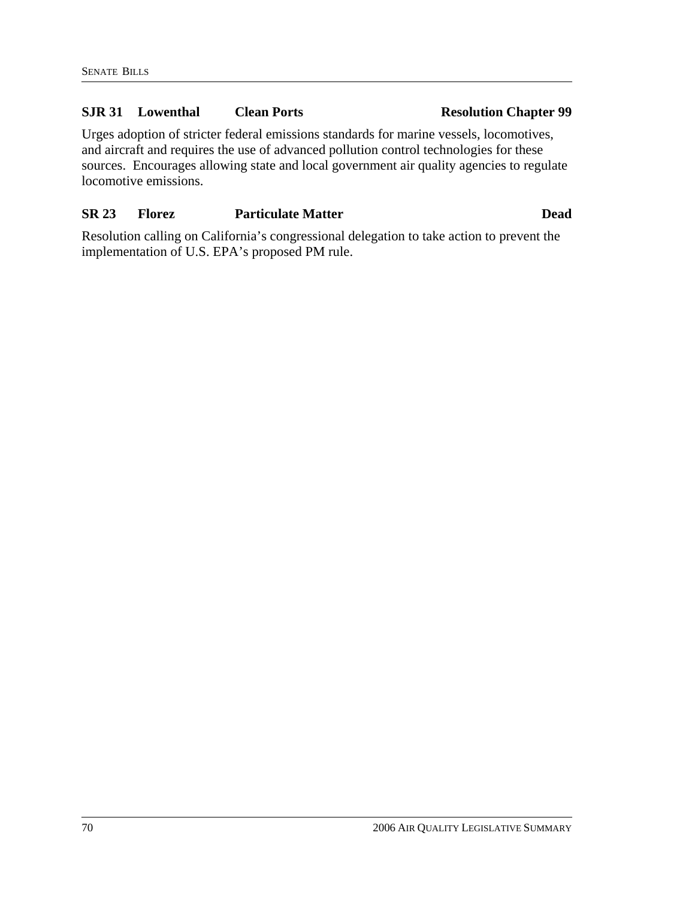**SJR 31 Lowenthal Clean Ports Resolution Chapter 99**

Urges adoption of stricter federal emissions standards for marine vessels, locomotives, and aircraft and requires the use of advanced pollution control technologies for these sources. Encourages allowing state and local government air quality agencies to regulate locomotive emissions.

**SR 23 Florez Particulate Matter Dead**

Resolution calling on California's congressional delegation to take action to prevent the implementation of U.S. EPA's proposed PM rule.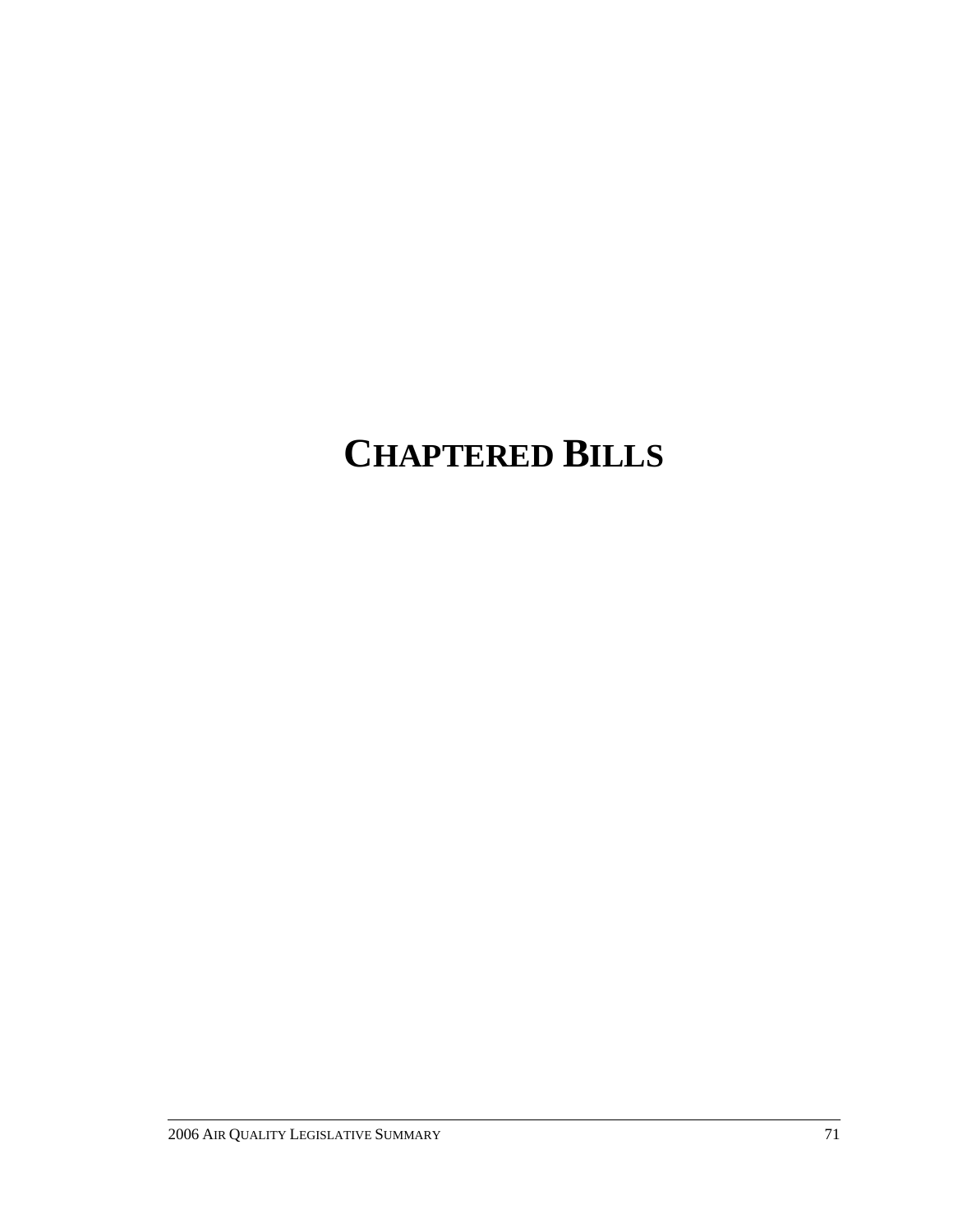# CHAPTERED BILLS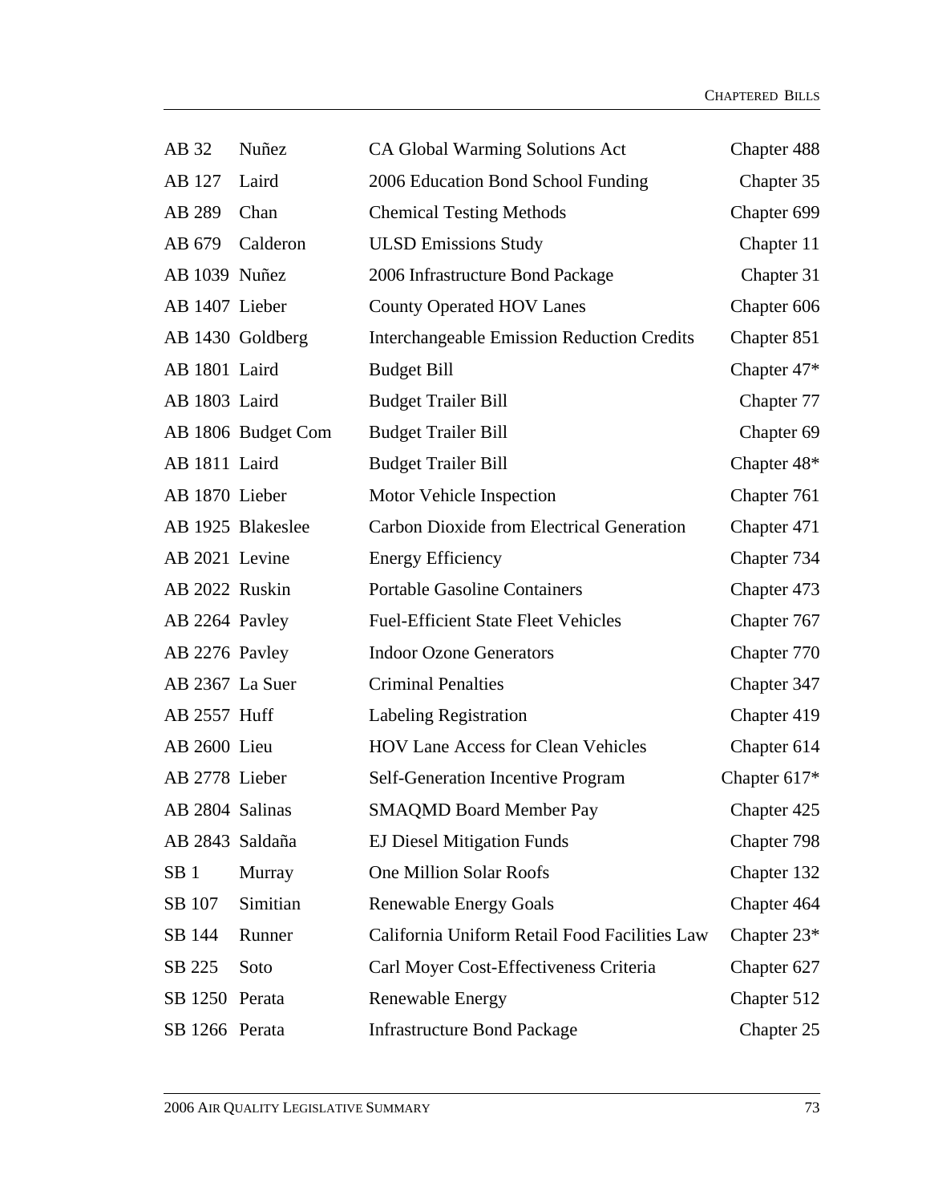| | | | |
|---|---|---|---|
| AB 32 | Nuñez | CA Global Warming Solutions Act | Chapter 488 |
| AB 127 | Laird | 2006 Education Bond School Funding | Chapter 35 |
| AB 289 | Chan | Chemical Testing Methods | Chapter 699 |
| AB 679 | Calderon | ULSD Emissions Study | Chapter 11 |
| AB 1039 | Nuñez | 2006 Infrastructure Bond Package | Chapter 31 |
| AB 1407 | Lieber | County Operated HOV Lanes | Chapter 606 |
| AB 1430 | Goldberg | Interchangeable Emission Reduction Credits | Chapter 851 |
| AB 1801 | Laird | Budget Bill | Chapter 47* |
| AB 1803 | Laird | Budget Trailer Bill | Chapter 77 |
| AB 1806 | Budget Com | Budget Trailer Bill | Chapter 69 |
| AB 1811 | Laird | Budget Trailer Bill | Chapter 48* |
| AB 1870 | Lieber | Motor Vehicle Inspection | Chapter 761 |
| AB 1925 | Blakeslee | Carbon Dioxide from Electrical Generation | Chapter 471 |
| AB 2021 | Levine | Energy Efficiency | Chapter 734 |
| AB 2022 | Ruskin | Portable Gasoline Containers | Chapter 473 |
| AB 2264 | Pavley | Fuel-Efficient State Fleet Vehicles | Chapter 767 |
| AB 2276 | Pavley | Indoor Ozone Generators | Chapter 770 |
| AB 2367 | La Suer | Criminal Penalties | Chapter 347 |
| AB 2557 | Huff | Labeling Registration | Chapter 419 |
| AB 2600 | Lieu | HOV Lane Access for Clean Vehicles | Chapter 614 |
| AB 2778 | Lieber | Self-Generation Incentive Program | Chapter 617* |
| AB 2804 | Salinas | SMAQMD Board Member Pay | Chapter 425 |
| AB 2843 | Saldaña | EJ Diesel Mitigation Funds | Chapter 798 |
| SB 1 | Murray | One Million Solar Roofs | Chapter 132 |
| SB 107 | Simitian | Renewable Energy Goals | Chapter 464 |
| SB 144 | Runner | California Uniform Retail Food Facilities Law | Chapter 23* |
| SB 225 | Soto | Carl Moyer Cost-Effectiveness Criteria | Chapter 627 |
| SB 1250 | Perata | Renewable Energy | Chapter 512 |
| SB 1266 | Perata | Infrastructure Bond Package | Chapter 25 |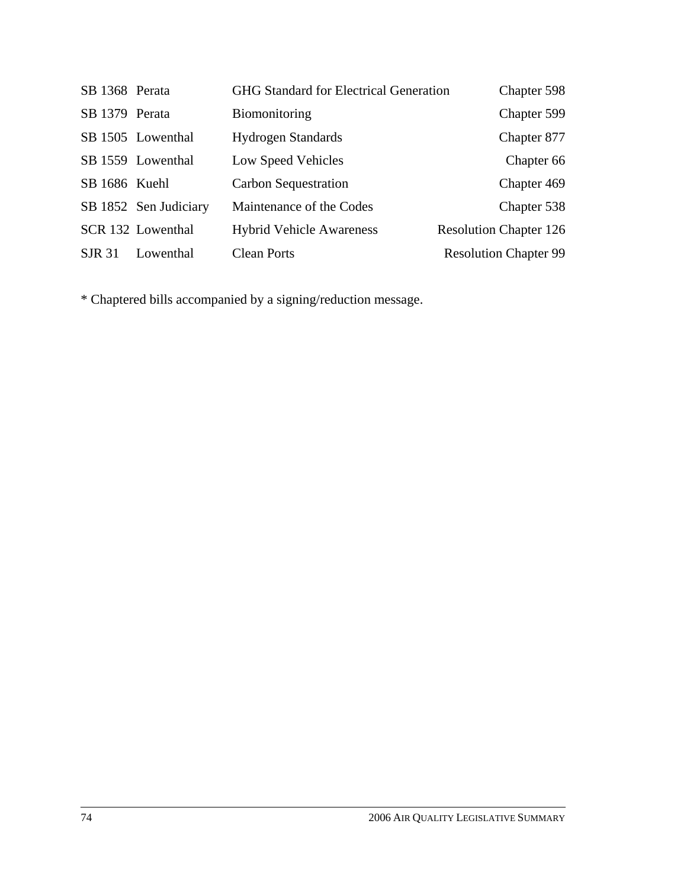| | | | |
|---|---|---|---|
| SB 1368 | Perata | GHG Standard for Electrical Generation | Chapter 598 |
| SB 1379 | Perata | Biomonitoring | Chapter 599 |
| SB 1505 | Lowenthal | Hydrogen Standards | Chapter 877 |
| SB 1559 | Lowenthal | Low Speed Vehicles | Chapter 66 |
| SB 1686 | Kuehl | Carbon Sequestration | Chapter 469 |
| SB 1852 | Sen Judiciary | Maintenance of the Codes | Chapter 538 |
| SCR 132 | Lowenthal | Hybrid Vehicle Awareness | Resolution Chapter 126 |
| SJR 31 | Lowenthal | Clean Ports | Resolution Chapter 99 |

* Chaptered bills accompanied by a signing/reduction message.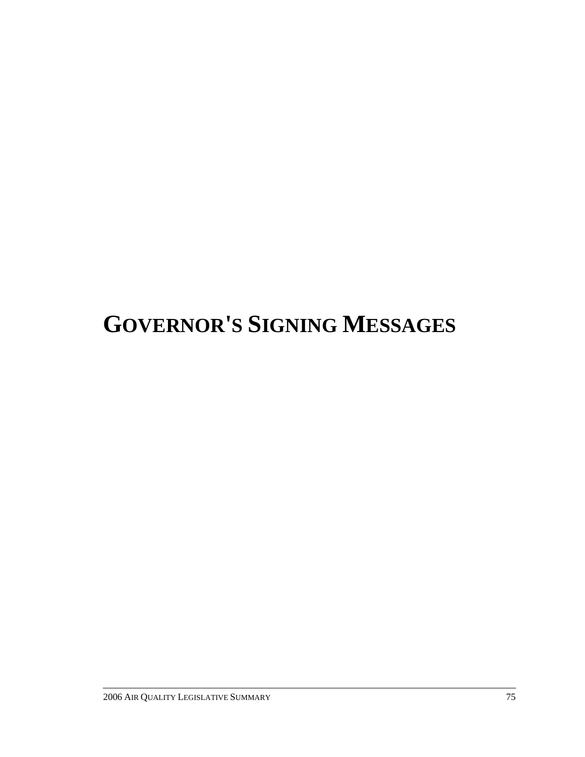# GOVERNOR'S SIGNING MESSAGES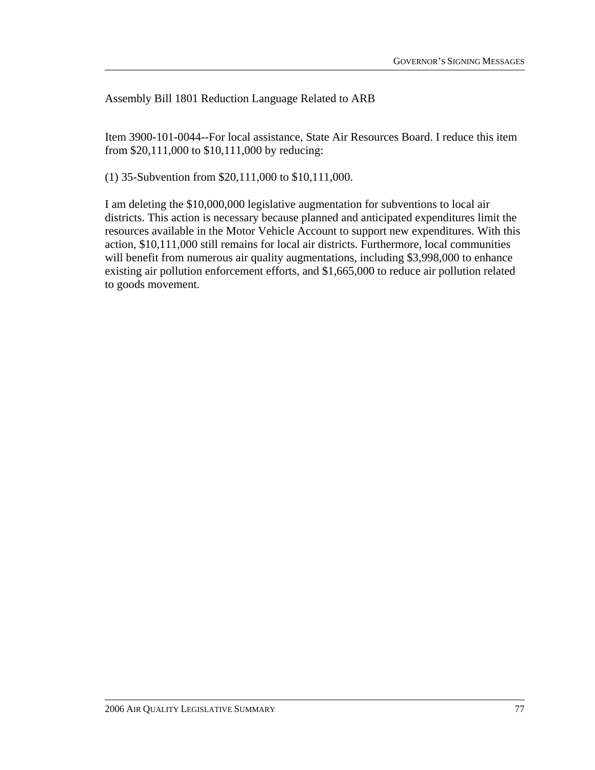Assembly Bill 1801 Reduction Language Related to ARB

Item 3900-101-0044--For local assistance, State Air Resources Board. I reduce this item from $20,111,000 to $10,111,000 by reducing:

(1) 35-Subvention from $20,111,000 to $10,111,000.

I am deleting the $10,000,000 legislative augmentation for subventions to local air districts. This action is necessary because planned and anticipated expenditures limit the resources available in the Motor Vehicle Account to support new expenditures. With this action, $10,111,000 still remains for local air districts. Furthermore, local communities will benefit from numerous air quality augmentations, including $3,998,000 to enhance existing air pollution enforcement efforts, and $1,665,000 to reduce air pollution related to goods movement.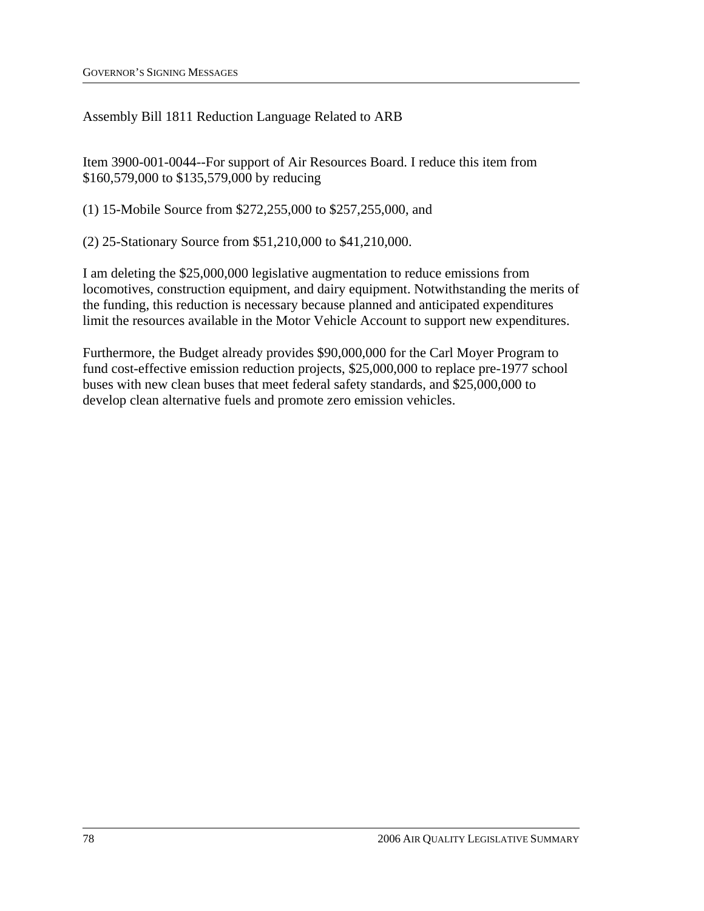Assembly Bill 1811 Reduction Language Related to ARB

Item 3900-001-0044--For support of Air Resources Board. I reduce this item from $160,579,000 to $135,579,000 by reducing

(1) 15-Mobile Source from $272,255,000 to $257,255,000, and

(2) 25-Stationary Source from $51,210,000 to $41,210,000.

I am deleting the $25,000,000 legislative augmentation to reduce emissions from locomotives, construction equipment, and dairy equipment. Notwithstanding the merits of the funding, this reduction is necessary because planned and anticipated expenditures limit the resources available in the Motor Vehicle Account to support new expenditures.

Furthermore, the Budget already provides $90,000,000 for the Carl Moyer Program to fund cost-effective emission reduction projects, $25,000,000 to replace pre-1977 school buses with new clean buses that meet federal safety standards, and $25,000,000 to develop clean alternative fuels and promote zero emission vehicles.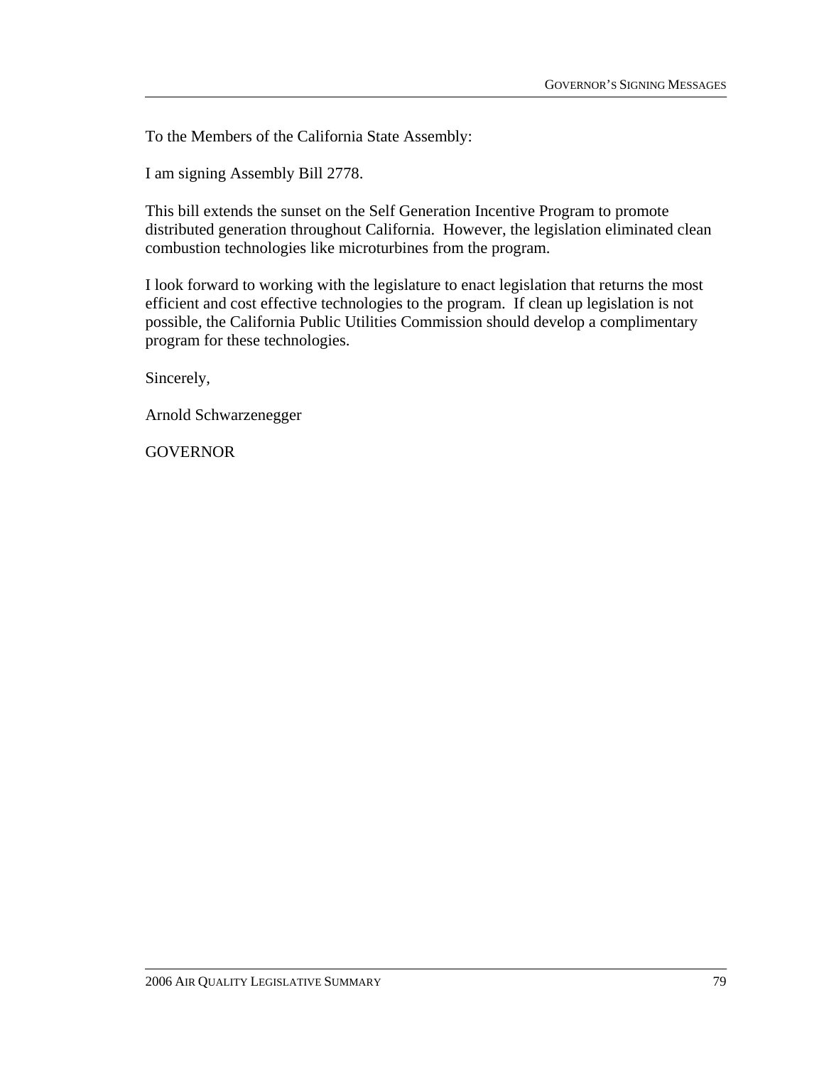To the Members of the California State Assembly:

I am signing Assembly Bill 2778.

This bill extends the sunset on the Self Generation Incentive Program to promote distributed generation throughout California. However, the legislation eliminated clean combustion technologies like microturbines from the program.

I look forward to working with the legislature to enact legislation that returns the most efficient and cost effective technologies to the program. If clean up legislation is not possible, the California Public Utilities Commission should develop a complimentary program for these technologies.

Sincerely,

Arnold Schwarzenegger

GOVERNOR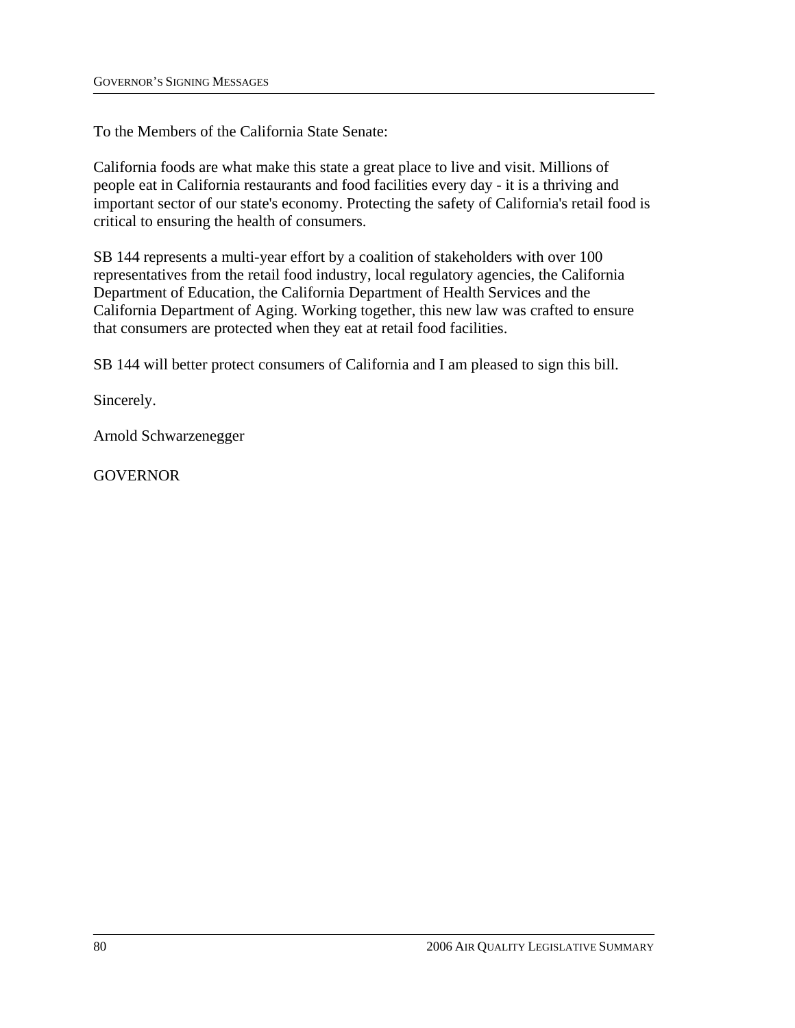To the Members of the California State Senate:

California foods are what make this state a great place to live and visit. Millions of people eat in California restaurants and food facilities every day - it is a thriving and important sector of our state's economy. Protecting the safety of California's retail food is critical to ensuring the health of consumers.

SB 144 represents a multi-year effort by a coalition of stakeholders with over 100 representatives from the retail food industry, local regulatory agencies, the California Department of Education, the California Department of Health Services and the California Department of Aging. Working together, this new law was crafted to ensure that consumers are protected when they eat at retail food facilities.

SB 144 will better protect consumers of California and I am pleased to sign this bill.

Sincerely.

Arnold Schwarzenegger

GOVERNOR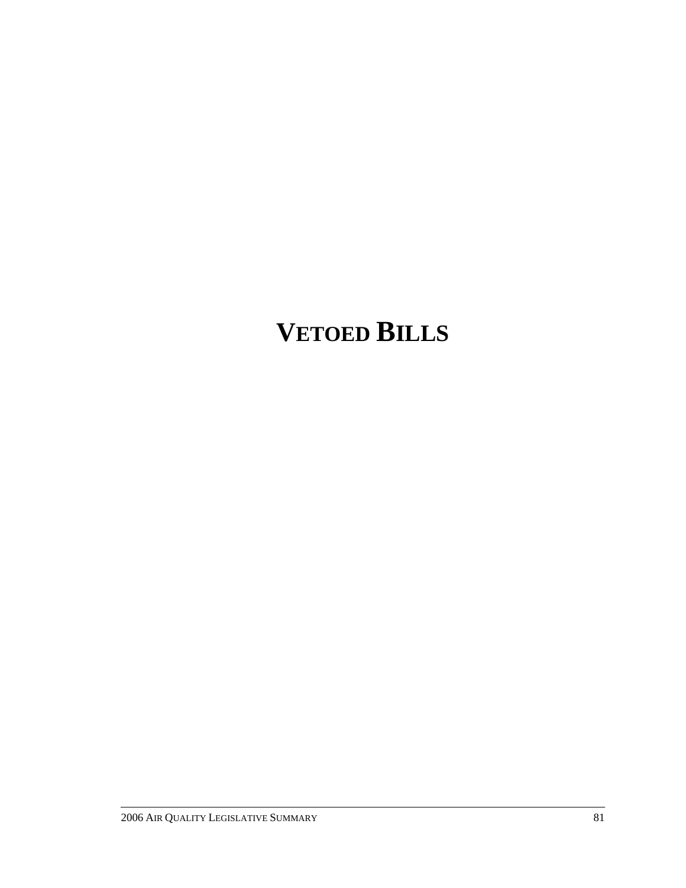# VETOED BILLS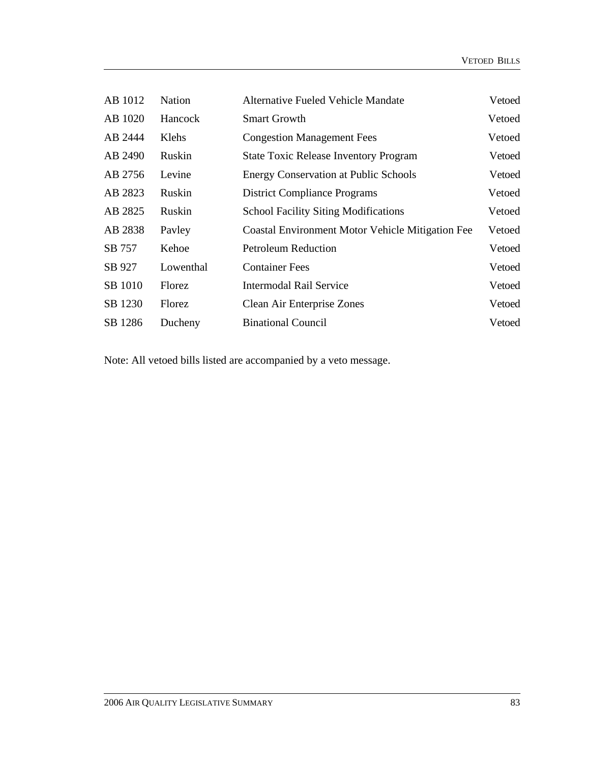| | | | |
|---|---|---|---|
| AB 1012 | Nation | Alternative Fueled Vehicle Mandate | Vetoed |
| AB 1020 | Hancock | Smart Growth | Vetoed |
| AB 2444 | Klehs | Congestion Management Fees | Vetoed |
| AB 2490 | Ruskin | State Toxic Release Inventory Program | Vetoed |
| AB 2756 | Levine | Energy Conservation at Public Schools | Vetoed |
| AB 2823 | Ruskin | District Compliance Programs | Vetoed |
| AB 2825 | Ruskin | School Facility Siting Modifications | Vetoed |
| AB 2838 | Pavley | Coastal Environment Motor Vehicle Mitigation Fee | Vetoed |
| SB 757 | Kehoe | Petroleum Reduction | Vetoed |
| SB 927 | Lowenthal | Container Fees | Vetoed |
| SB 1010 | Florez | Intermodal Rail Service | Vetoed |
| SB 1230 | Florez | Clean Air Enterprise Zones | Vetoed |
| SB 1286 | Ducheny | Binational Council | Vetoed |

Note: All vetoed bills listed are accompanied by a veto message.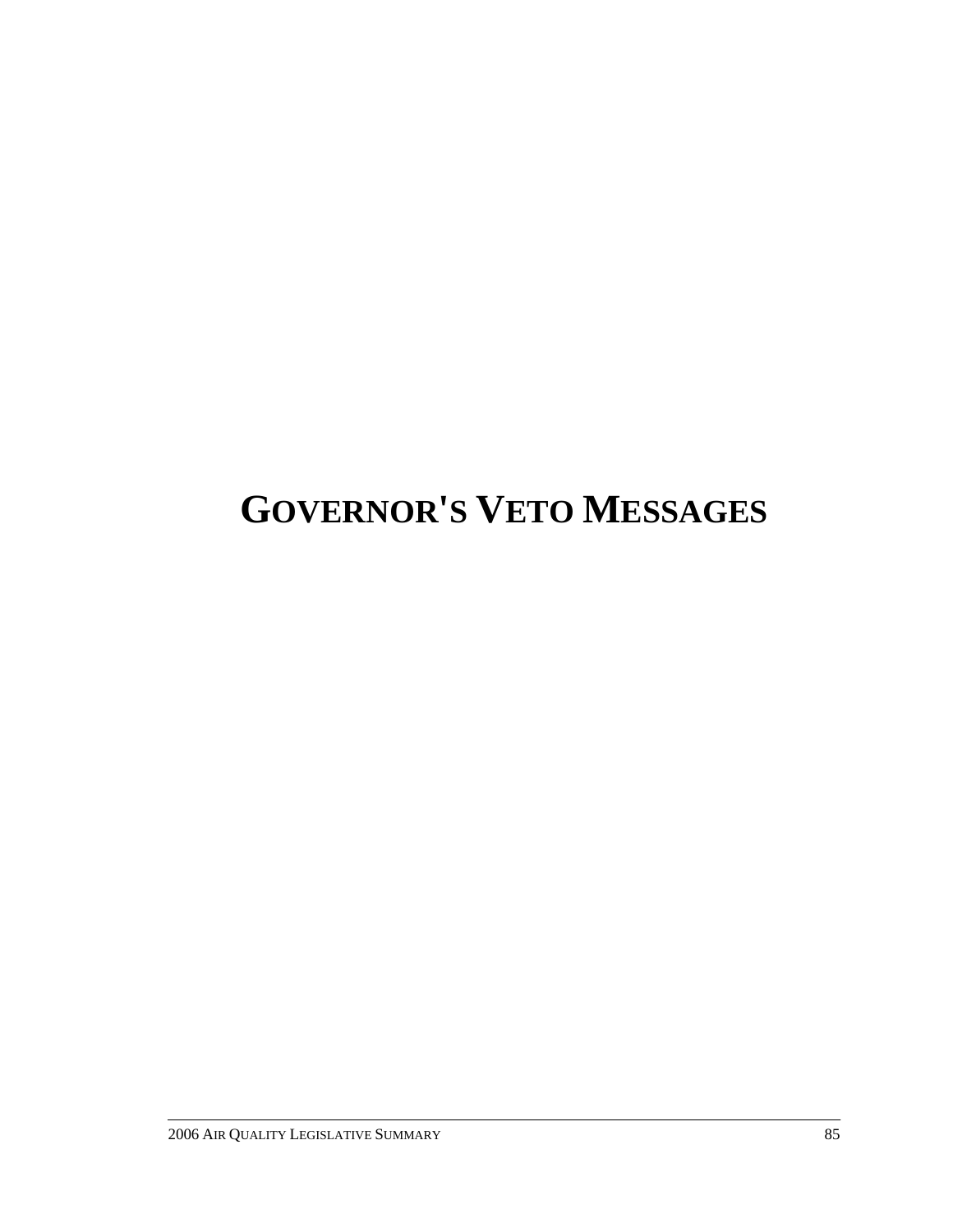# GOVERNOR'S VETO MESSAGES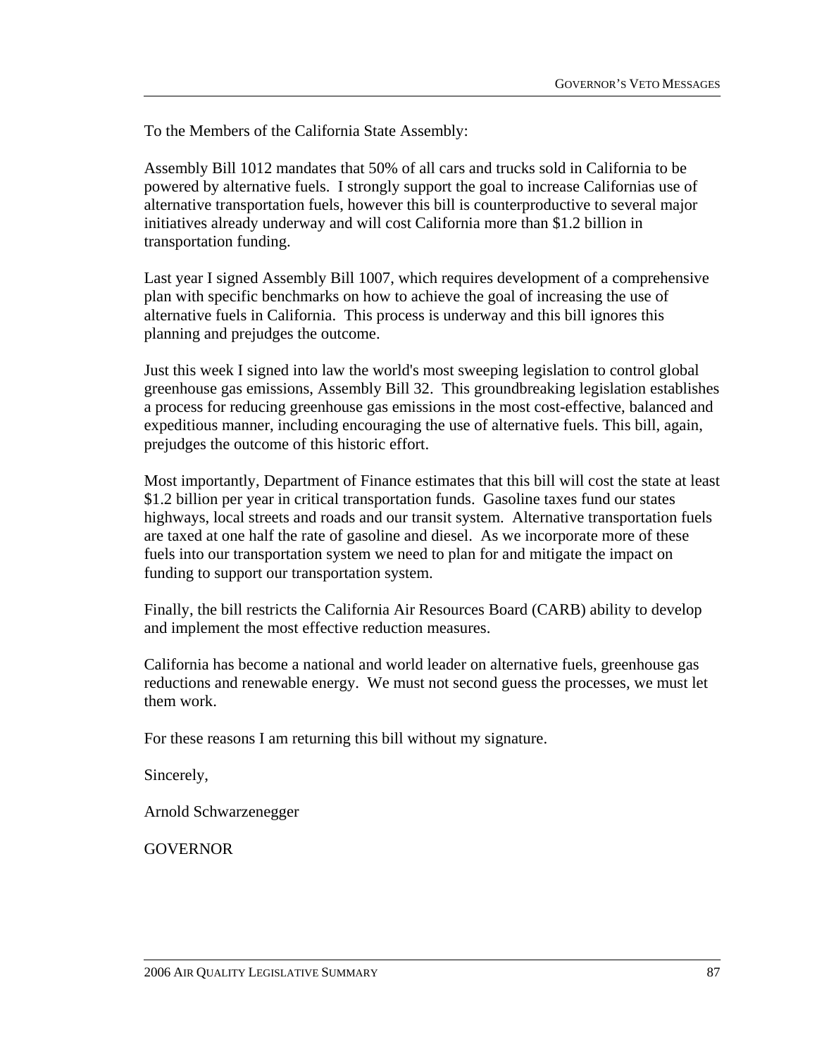To the Members of the California State Assembly:

Assembly Bill 1012 mandates that 50% of all cars and trucks sold in California to be powered by alternative fuels. I strongly support the goal to increase Californias use of alternative transportation fuels, however this bill is counterproductive to several major initiatives already underway and will cost California more than $1.2 billion in transportation funding.

Last year I signed Assembly Bill 1007, which requires development of a comprehensive plan with specific benchmarks on how to achieve the goal of increasing the use of alternative fuels in California. This process is underway and this bill ignores this planning and prejudges the outcome.

Just this week I signed into law the world's most sweeping legislation to control global greenhouse gas emissions, Assembly Bill 32. This groundbreaking legislation establishes a process for reducing greenhouse gas emissions in the most cost-effective, balanced and expeditious manner, including encouraging the use of alternative fuels. This bill, again, prejudges the outcome of this historic effort.

Most importantly, Department of Finance estimates that this bill will cost the state at least $1.2 billion per year in critical transportation funds. Gasoline taxes fund our states highways, local streets and roads and our transit system. Alternative transportation fuels are taxed at one half the rate of gasoline and diesel. As we incorporate more of these fuels into our transportation system we need to plan for and mitigate the impact on funding to support our transportation system.

Finally, the bill restricts the California Air Resources Board (CARB) ability to develop and implement the most effective reduction measures.

California has become a national and world leader on alternative fuels, greenhouse gas reductions and renewable energy. We must not second guess the processes, we must let them work.

For these reasons I am returning this bill without my signature.

Sincerely,

Arnold Schwarzenegger

GOVERNOR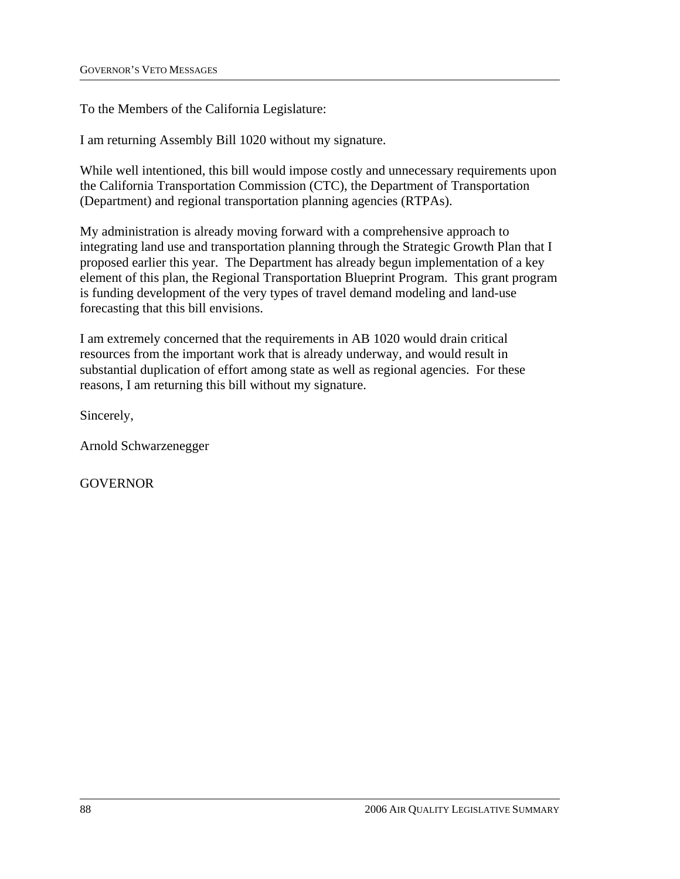To the Members of the California Legislature:

I am returning Assembly Bill 1020 without my signature.

While well intentioned, this bill would impose costly and unnecessary requirements upon the California Transportation Commission (CTC), the Department of Transportation (Department) and regional transportation planning agencies (RTPAs).

My administration is already moving forward with a comprehensive approach to integrating land use and transportation planning through the Strategic Growth Plan that I proposed earlier this year. The Department has already begun implementation of a key element of this plan, the Regional Transportation Blueprint Program. This grant program is funding development of the very types of travel demand modeling and land-use forecasting that this bill envisions.

I am extremely concerned that the requirements in AB 1020 would drain critical resources from the important work that is already underway, and would result in substantial duplication of effort among state as well as regional agencies. For these reasons, I am returning this bill without my signature.

Sincerely,

Arnold Schwarzenegger

GOVERNOR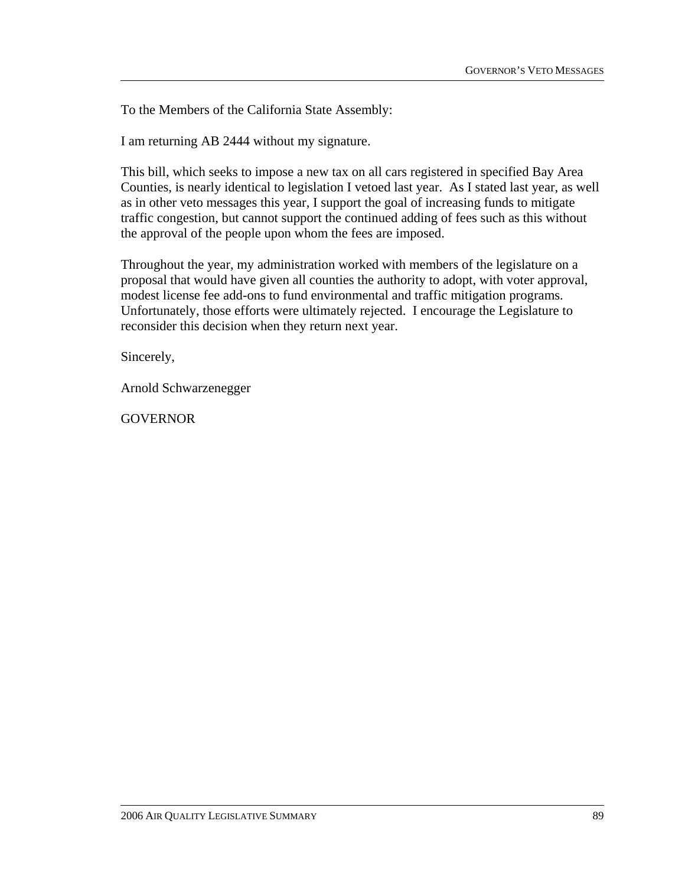To the Members of the California State Assembly:

I am returning AB 2444 without my signature.

This bill, which seeks to impose a new tax on all cars registered in specified Bay Area Counties, is nearly identical to legislation I vetoed last year. As I stated last year, as well as in other veto messages this year, I support the goal of increasing funds to mitigate traffic congestion, but cannot support the continued adding of fees such as this without the approval of the people upon whom the fees are imposed.

Throughout the year, my administration worked with members of the legislature on a proposal that would have given all counties the authority to adopt, with voter approval, modest license fee add-ons to fund environmental and traffic mitigation programs. Unfortunately, those efforts were ultimately rejected. I encourage the Legislature to reconsider this decision when they return next year.

Sincerely,

Arnold Schwarzenegger

GOVERNOR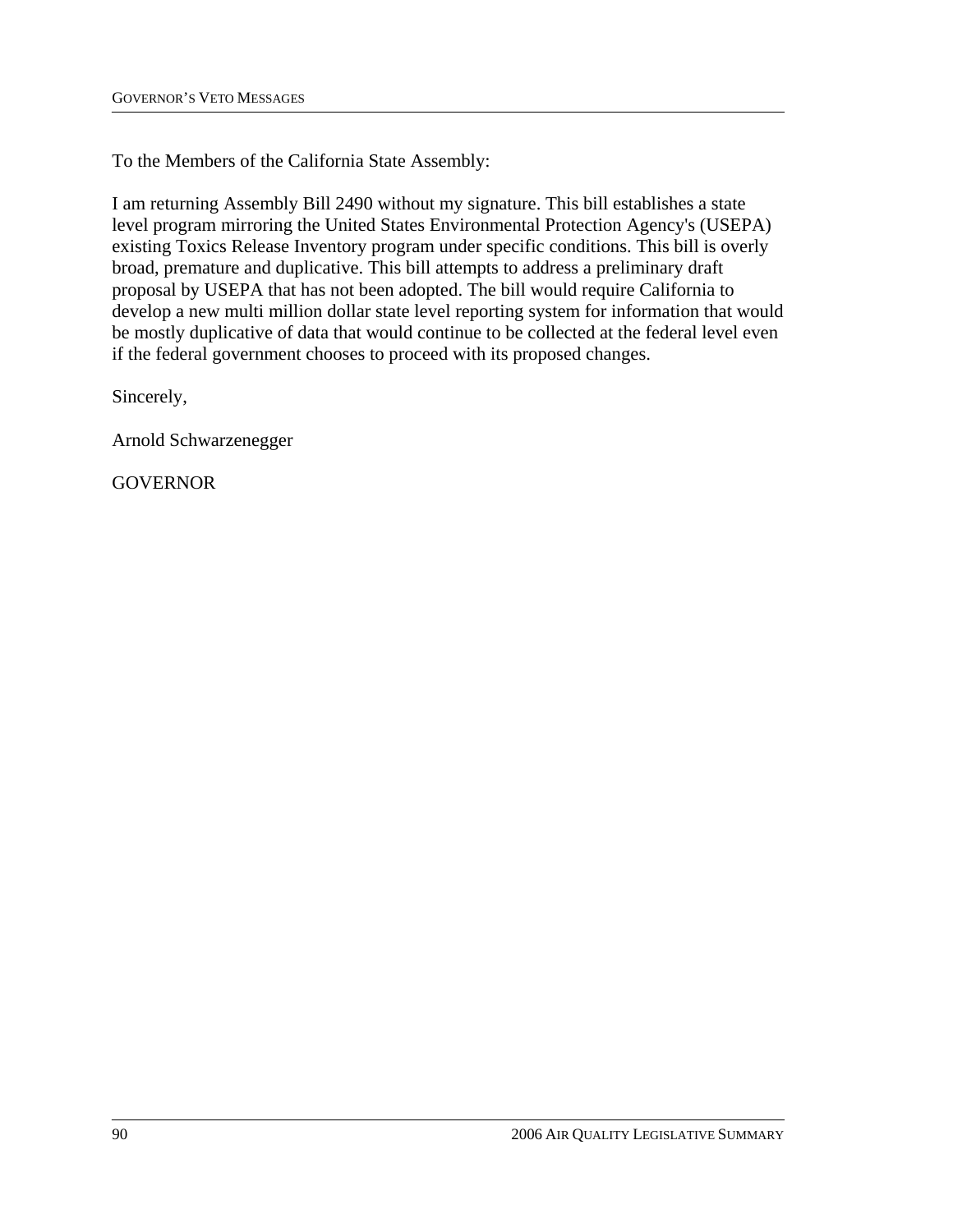To the Members of the California State Assembly:

I am returning Assembly Bill 2490 without my signature. This bill establishes a state level program mirroring the United States Environmental Protection Agency's (USEPA) existing Toxics Release Inventory program under specific conditions. This bill is overly broad, premature and duplicative. This bill attempts to address a preliminary draft proposal by USEPA that has not been adopted. The bill would require California to develop a new multi million dollar state level reporting system for information that would be mostly duplicative of data that would continue to be collected at the federal level even if the federal government chooses to proceed with its proposed changes.

Sincerely,

Arnold Schwarzenegger

GOVERNOR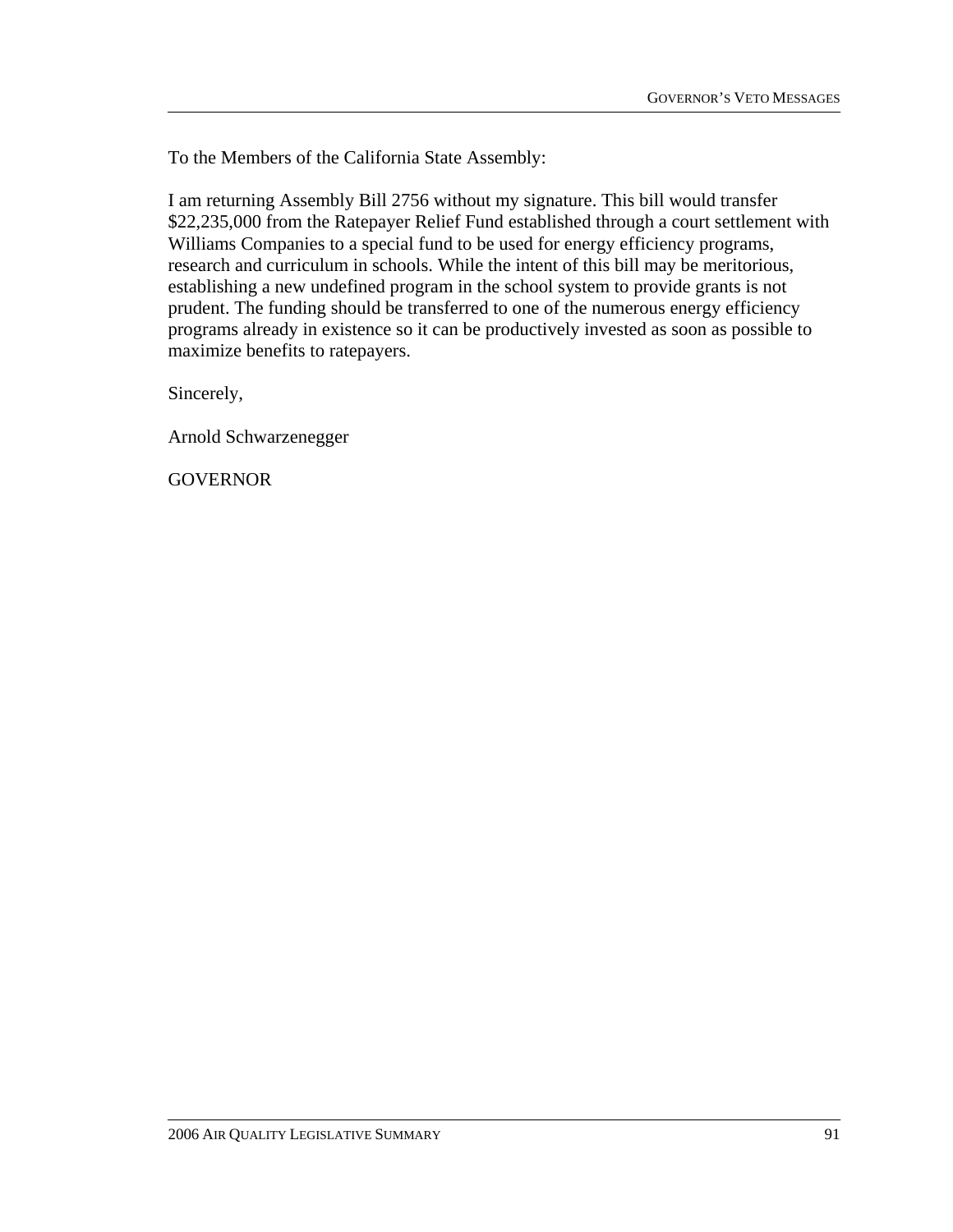To the Members of the California State Assembly:

I am returning Assembly Bill 2756 without my signature. This bill would transfer $22,235,000 from the Ratepayer Relief Fund established through a court settlement with Williams Companies to a special fund to be used for energy efficiency programs, research and curriculum in schools. While the intent of this bill may be meritorious, establishing a new undefined program in the school system to provide grants is not prudent. The funding should be transferred to one of the numerous energy efficiency programs already in existence so it can be productively invested as soon as possible to maximize benefits to ratepayers.

Sincerely,

Arnold Schwarzenegger

GOVERNOR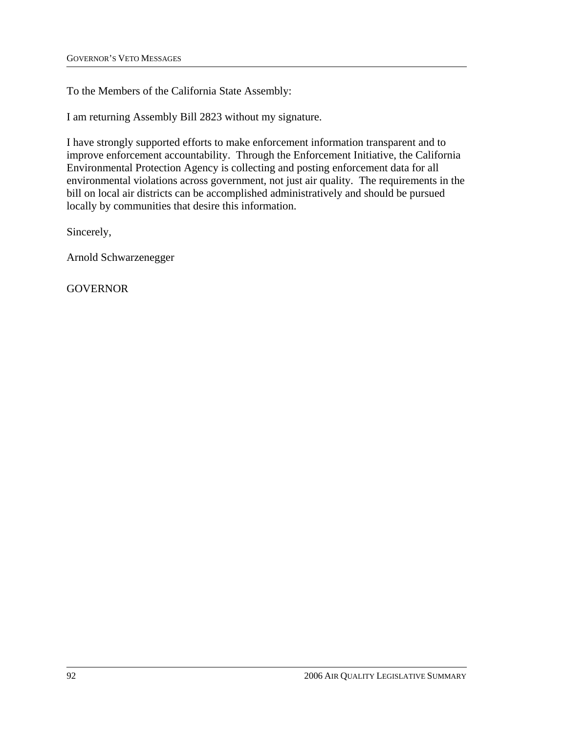To the Members of the California State Assembly:

I am returning Assembly Bill 2823 without my signature.

I have strongly supported efforts to make enforcement information transparent and to improve enforcement accountability. Through the Enforcement Initiative, the California Environmental Protection Agency is collecting and posting enforcement data for all environmental violations across government, not just air quality. The requirements in the bill on local air districts can be accomplished administratively and should be pursued locally by communities that desire this information.

Sincerely,

Arnold Schwarzenegger

GOVERNOR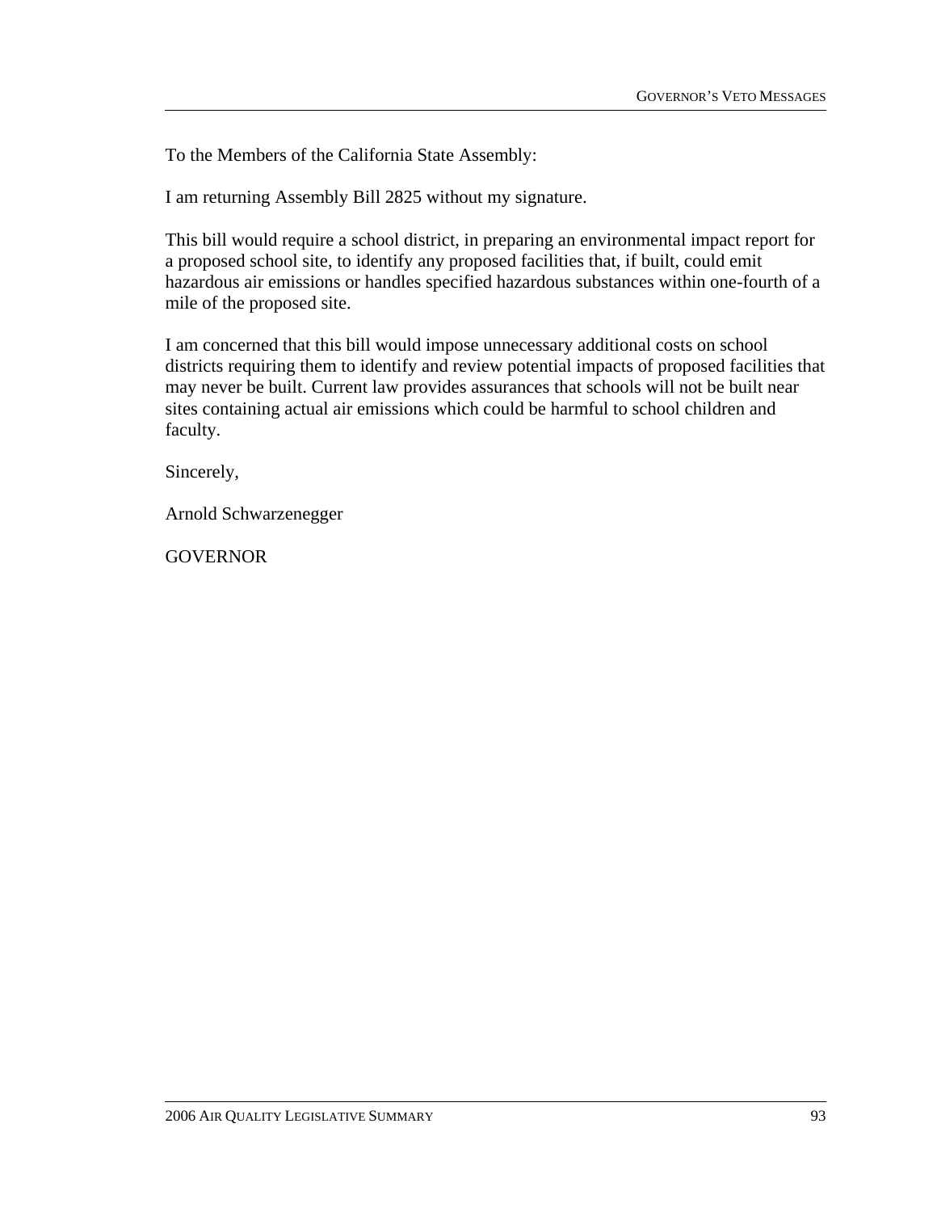To the Members of the California State Assembly:

I am returning Assembly Bill 2825 without my signature.

This bill would require a school district, in preparing an environmental impact report for a proposed school site, to identify any proposed facilities that, if built, could emit hazardous air emissions or handles specified hazardous substances within one-fourth of a mile of the proposed site.

I am concerned that this bill would impose unnecessary additional costs on school districts requiring them to identify and review potential impacts of proposed facilities that may never be built. Current law provides assurances that schools will not be built near sites containing actual air emissions which could be harmful to school children and faculty.

Sincerely,

Arnold Schwarzenegger

GOVERNOR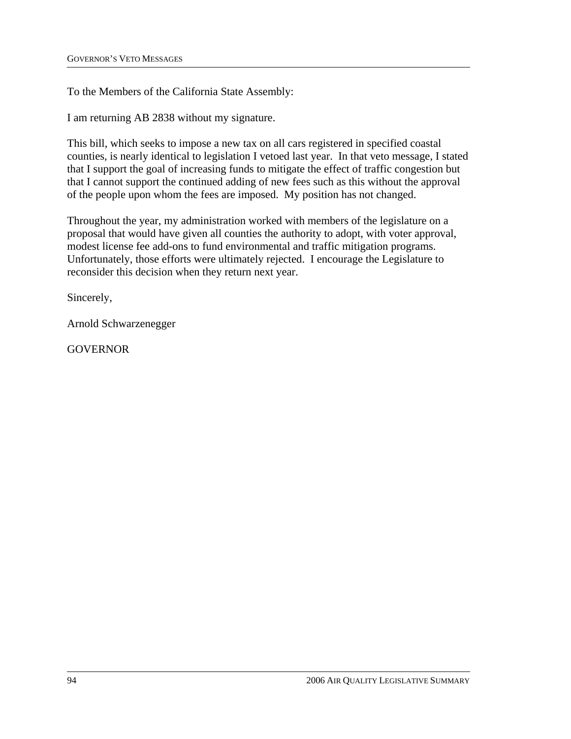To the Members of the California State Assembly:

I am returning AB 2838 without my signature.

This bill, which seeks to impose a new tax on all cars registered in specified coastal counties, is nearly identical to legislation I vetoed last year. In that veto message, I stated that I support the goal of increasing funds to mitigate the effect of traffic congestion but that I cannot support the continued adding of new fees such as this without the approval of the people upon whom the fees are imposed. My position has not changed.

Throughout the year, my administration worked with members of the legislature on a proposal that would have given all counties the authority to adopt, with voter approval, modest license fee add-ons to fund environmental and traffic mitigation programs. Unfortunately, those efforts were ultimately rejected. I encourage the Legislature to reconsider this decision when they return next year.

Sincerely,

Arnold Schwarzenegger

GOVERNOR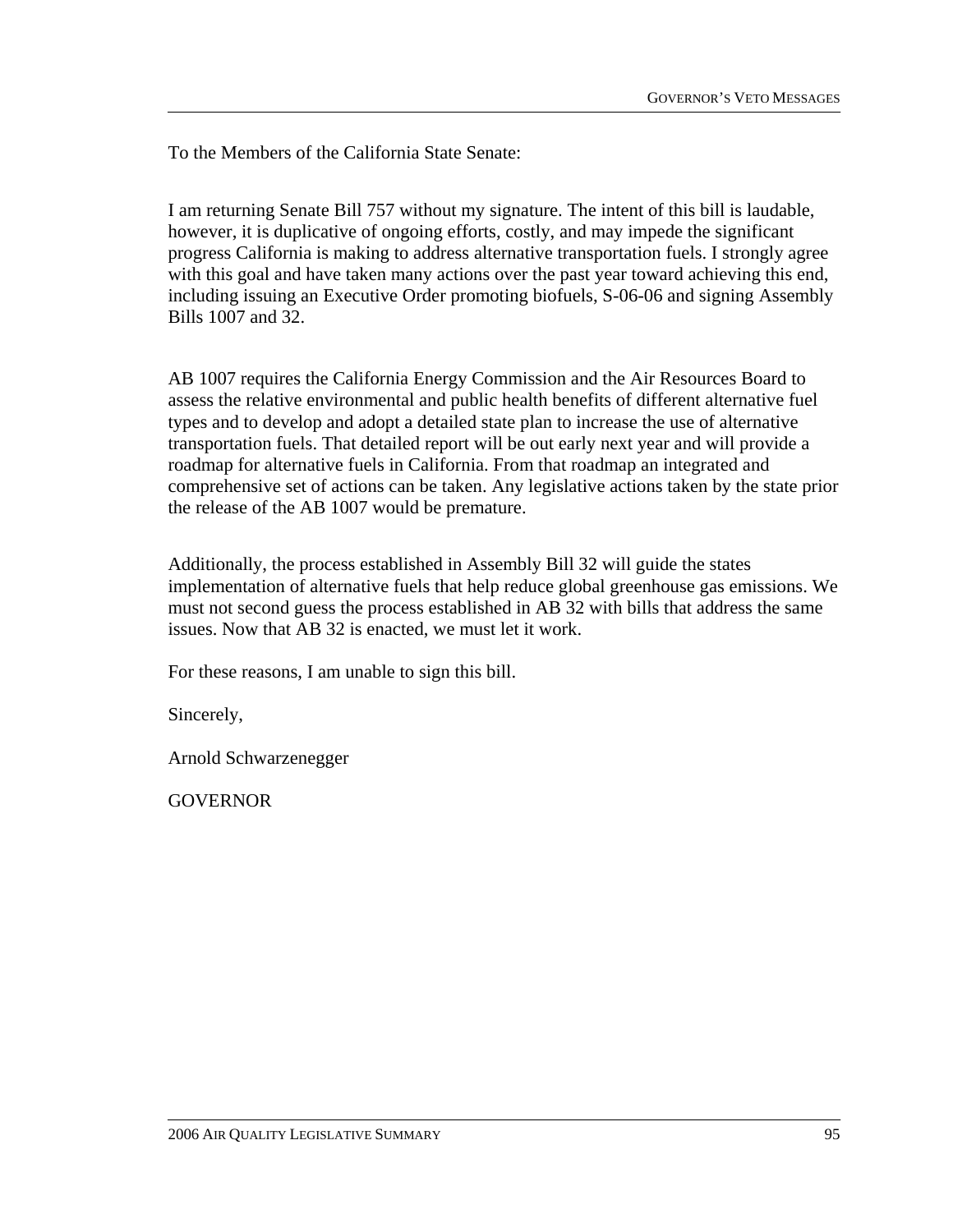To the Members of the California State Senate:

I am returning Senate Bill 757 without my signature. The intent of this bill is laudable, however, it is duplicative of ongoing efforts, costly, and may impede the significant progress California is making to address alternative transportation fuels. I strongly agree with this goal and have taken many actions over the past year toward achieving this end, including issuing an Executive Order promoting biofuels, S-06-06 and signing Assembly Bills 1007 and 32.

AB 1007 requires the California Energy Commission and the Air Resources Board to assess the relative environmental and public health benefits of different alternative fuel types and to develop and adopt a detailed state plan to increase the use of alternative transportation fuels. That detailed report will be out early next year and will provide a roadmap for alternative fuels in California. From that roadmap an integrated and comprehensive set of actions can be taken. Any legislative actions taken by the state prior the release of the AB 1007 would be premature.

Additionally, the process established in Assembly Bill 32 will guide the states implementation of alternative fuels that help reduce global greenhouse gas emissions. We must not second guess the process established in AB 32 with bills that address the same issues. Now that AB 32 is enacted, we must let it work.

For these reasons, I am unable to sign this bill.

Sincerely,

Arnold Schwarzenegger

GOVERNOR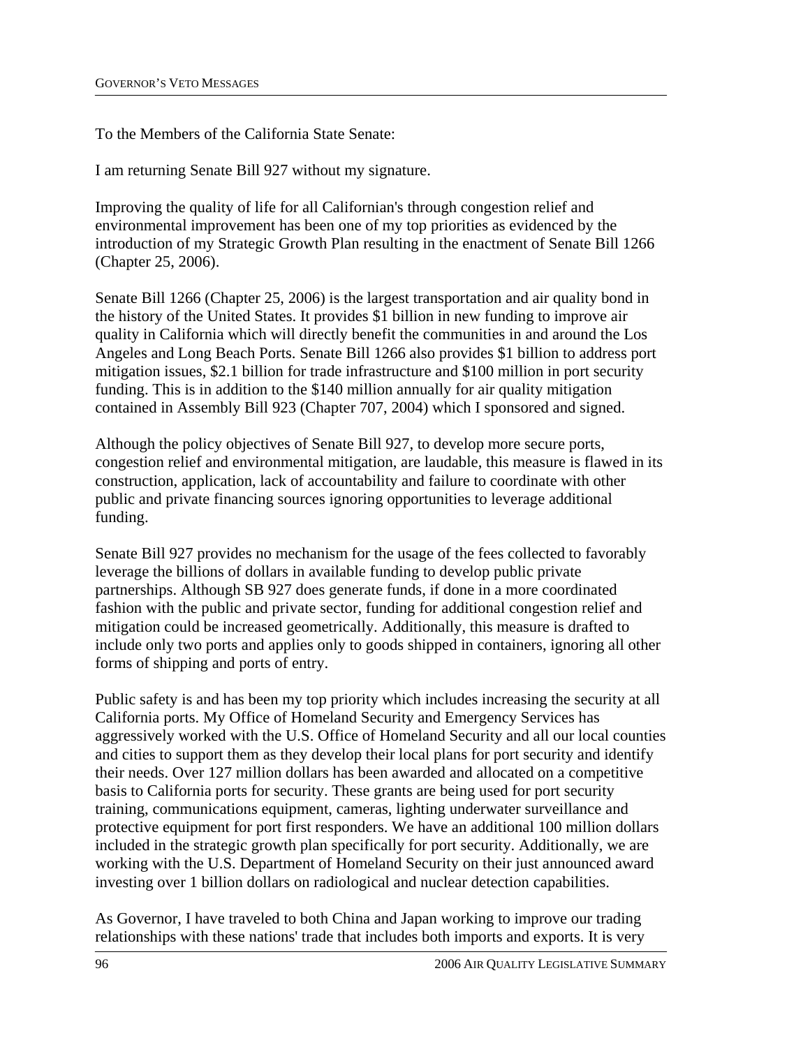To the Members of the California State Senate:

I am returning Senate Bill 927 without my signature.

Improving the quality of life for all Californian's through congestion relief and environmental improvement has been one of my top priorities as evidenced by the introduction of my Strategic Growth Plan resulting in the enactment of Senate Bill 1266 (Chapter 25, 2006).

Senate Bill 1266 (Chapter 25, 2006) is the largest transportation and air quality bond in the history of the United States. It provides $1 billion in new funding to improve air quality in California which will directly benefit the communities in and around the Los Angeles and Long Beach Ports. Senate Bill 1266 also provides $1 billion to address port mitigation issues, $2.1 billion for trade infrastructure and $100 million in port security funding. This is in addition to the $140 million annually for air quality mitigation contained in Assembly Bill 923 (Chapter 707, 2004) which I sponsored and signed.

Although the policy objectives of Senate Bill 927, to develop more secure ports, congestion relief and environmental mitigation, are laudable, this measure is flawed in its construction, application, lack of accountability and failure to coordinate with other public and private financing sources ignoring opportunities to leverage additional funding.

Senate Bill 927 provides no mechanism for the usage of the fees collected to favorably leverage the billions of dollars in available funding to develop public private partnerships. Although SB 927 does generate funds, if done in a more coordinated fashion with the public and private sector, funding for additional congestion relief and mitigation could be increased geometrically. Additionally, this measure is drafted to include only two ports and applies only to goods shipped in containers, ignoring all other forms of shipping and ports of entry.

Public safety is and has been my top priority which includes increasing the security at all California ports. My Office of Homeland Security and Emergency Services has aggressively worked with the U.S. Office of Homeland Security and all our local counties and cities to support them as they develop their local plans for port security and identify their needs. Over 127 million dollars has been awarded and allocated on a competitive basis to California ports for security. These grants are being used for port security training, communications equipment, cameras, lighting underwater surveillance and protective equipment for port first responders. We have an additional 100 million dollars included in the strategic growth plan specifically for port security. Additionally, we are working with the U.S. Department of Homeland Security on their just announced award investing over 1 billion dollars on radiological and nuclear detection capabilities.

As Governor, I have traveled to both China and Japan working to improve our trading relationships with these nations' trade that includes both imports and exports. It is very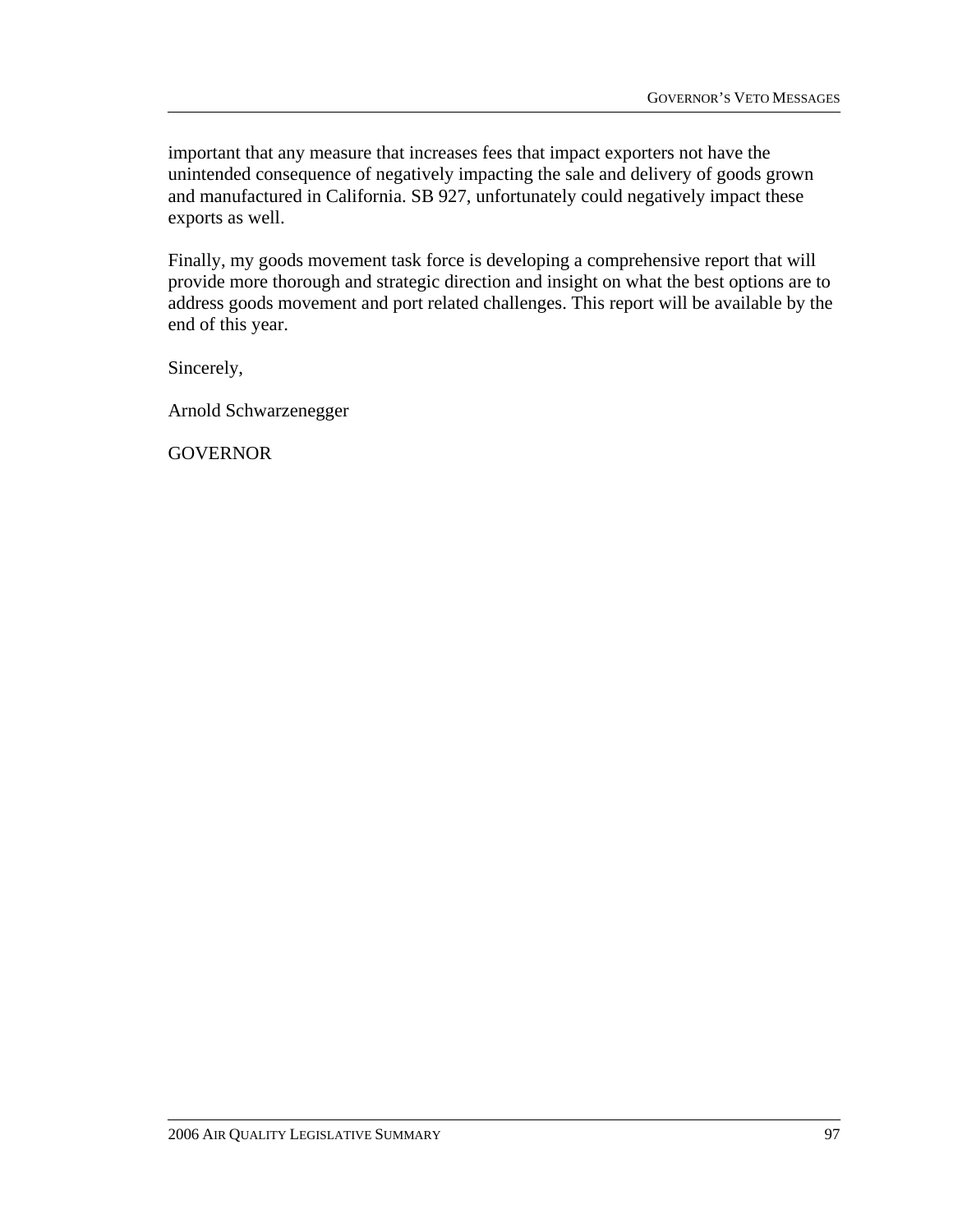important that any measure that increases fees that impact exporters not have the unintended consequence of negatively impacting the sale and delivery of goods grown and manufactured in California. SB 927, unfortunately could negatively impact these exports as well.

Finally, my goods movement task force is developing a comprehensive report that will provide more thorough and strategic direction and insight on what the best options are to address goods movement and port related challenges. This report will be available by the end of this year.

Sincerely,

Arnold Schwarzenegger

GOVERNOR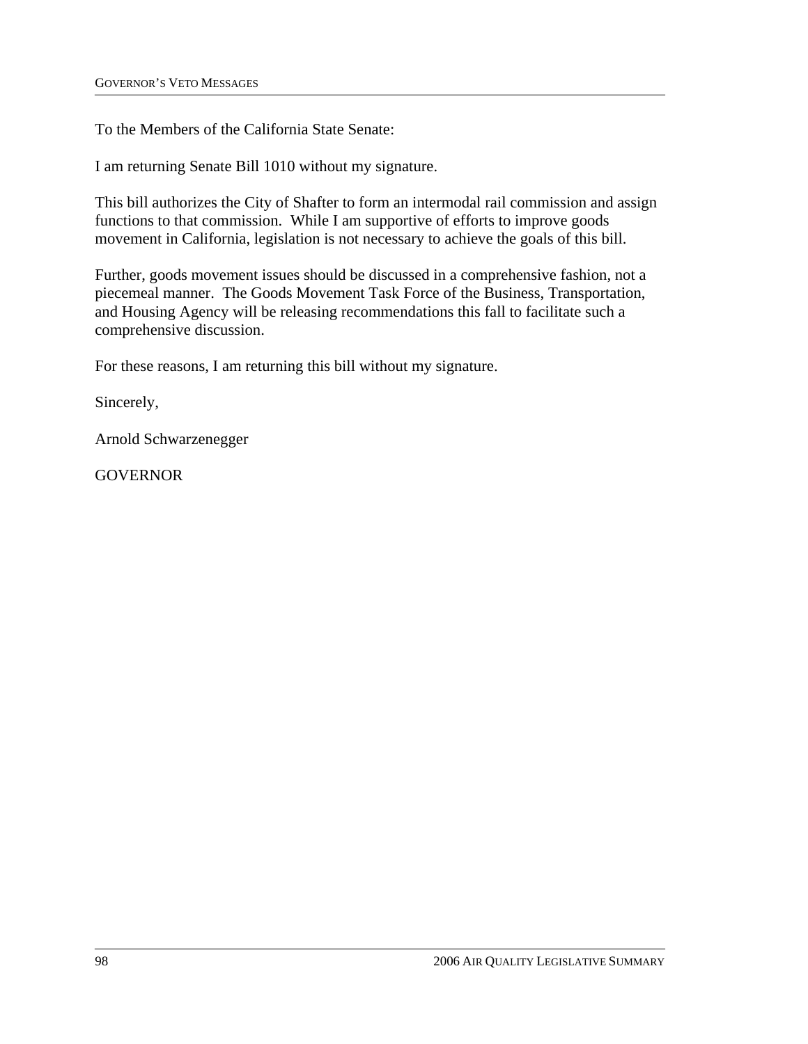To the Members of the California State Senate:

I am returning Senate Bill 1010 without my signature.

This bill authorizes the City of Shafter to form an intermodal rail commission and assign functions to that commission. While I am supportive of efforts to improve goods movement in California, legislation is not necessary to achieve the goals of this bill.

Further, goods movement issues should be discussed in a comprehensive fashion, not a piecemeal manner. The Goods Movement Task Force of the Business, Transportation, and Housing Agency will be releasing recommendations this fall to facilitate such a comprehensive discussion.

For these reasons, I am returning this bill without my signature.

Sincerely,

Arnold Schwarzenegger

GOVERNOR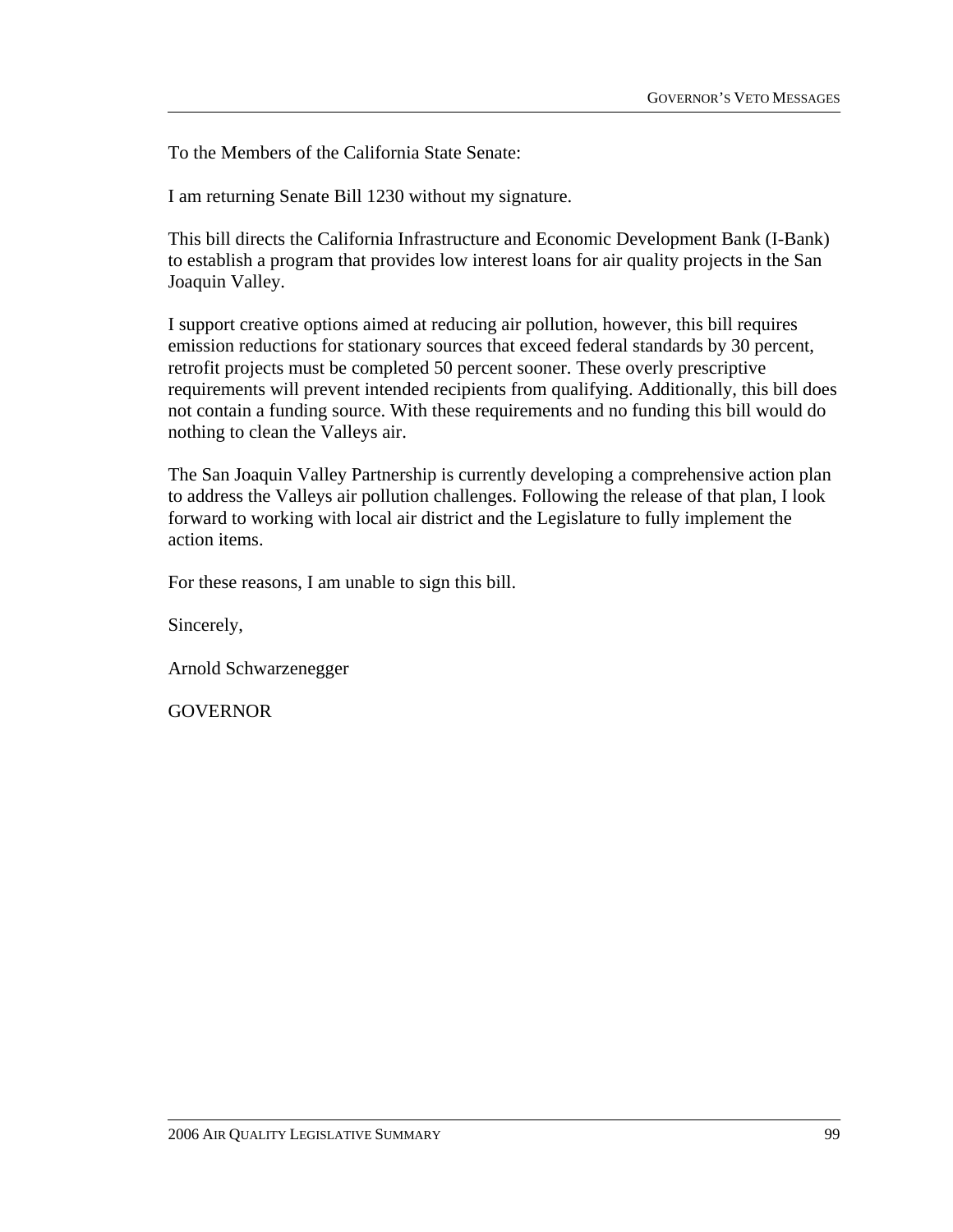To the Members of the California State Senate:

I am returning Senate Bill 1230 without my signature.

This bill directs the California Infrastructure and Economic Development Bank (I-Bank) to establish a program that provides low interest loans for air quality projects in the San Joaquin Valley.

I support creative options aimed at reducing air pollution, however, this bill requires emission reductions for stationary sources that exceed federal standards by 30 percent, retrofit projects must be completed 50 percent sooner. These overly prescriptive requirements will prevent intended recipients from qualifying. Additionally, this bill does not contain a funding source. With these requirements and no funding this bill would do nothing to clean the Valleys air.

The San Joaquin Valley Partnership is currently developing a comprehensive action plan to address the Valleys air pollution challenges. Following the release of that plan, I look forward to working with local air district and the Legislature to fully implement the action items.

For these reasons, I am unable to sign this bill.

Sincerely,

Arnold Schwarzenegger

GOVERNOR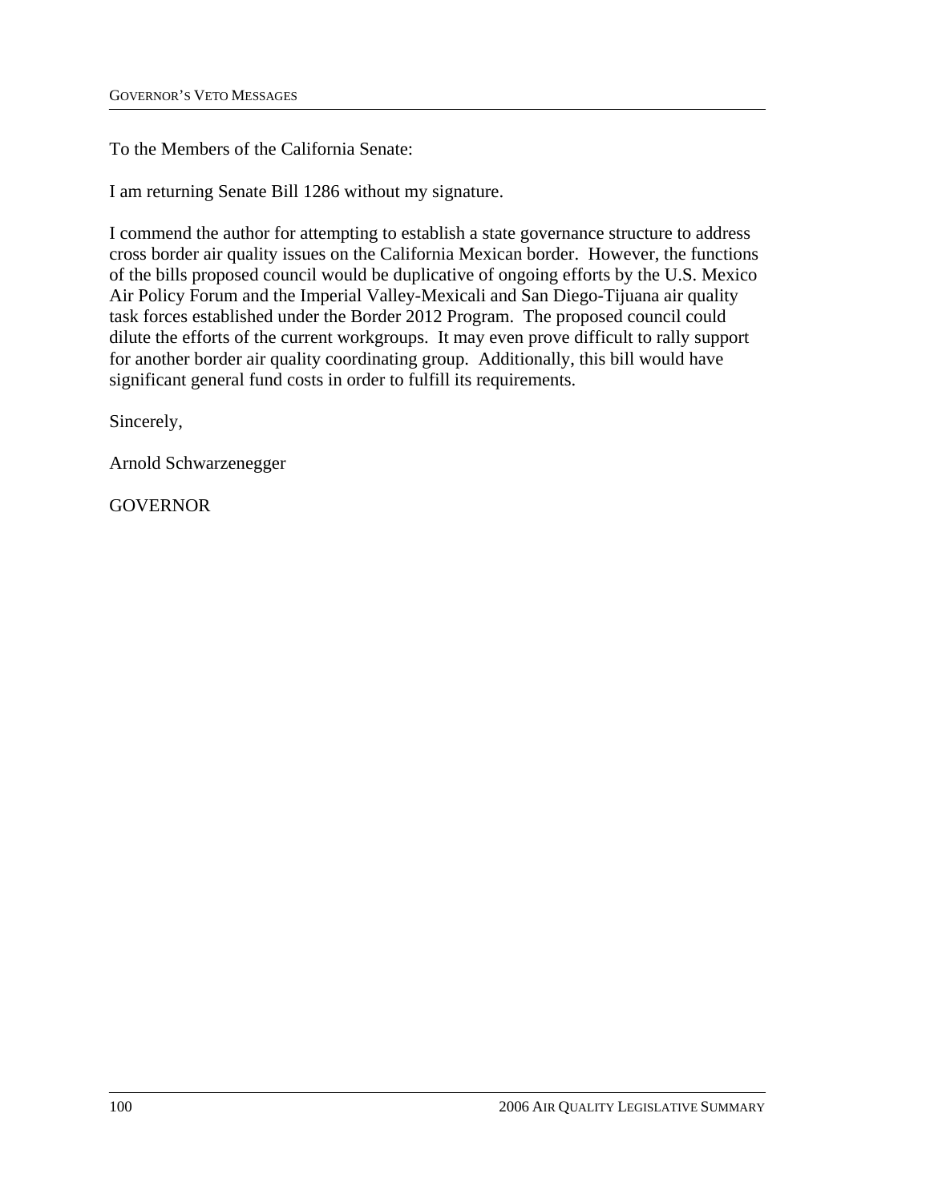To the Members of the California Senate:

I am returning Senate Bill 1286 without my signature.

I commend the author for attempting to establish a state governance structure to address cross border air quality issues on the California Mexican border. However, the functions of the bills proposed council would be duplicative of ongoing efforts by the U.S. Mexico Air Policy Forum and the Imperial Valley-Mexicali and San Diego-Tijuana air quality task forces established under the Border 2012 Program. The proposed council could dilute the efforts of the current workgroups. It may even prove difficult to rally support for another border air quality coordinating group. Additionally, this bill would have significant general fund costs in order to fulfill its requirements.

Sincerely,

Arnold Schwarzenegger

GOVERNOR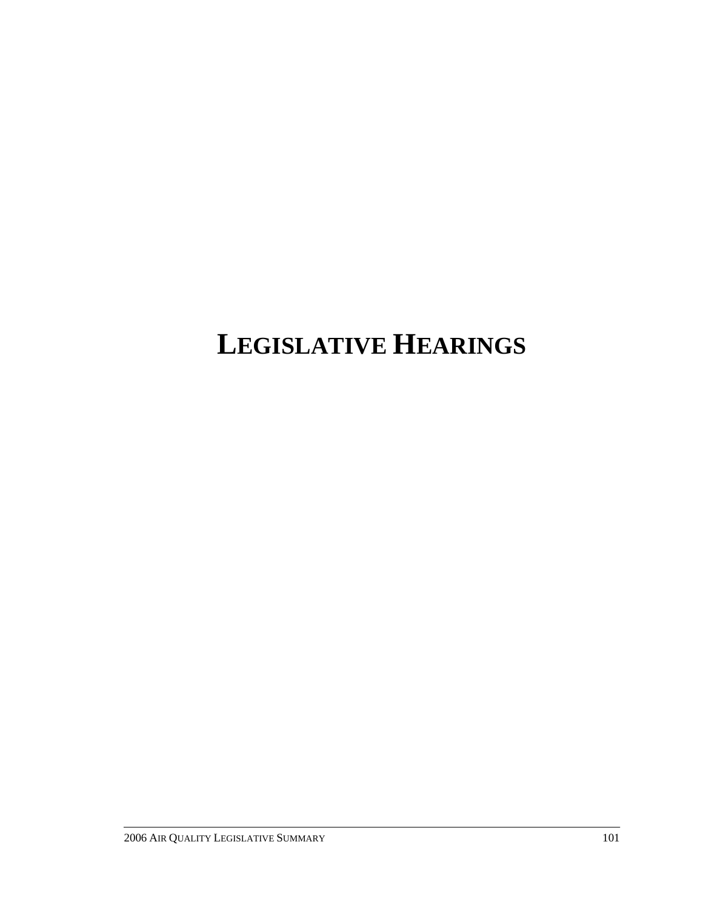# LEGISLATIVE HEARINGS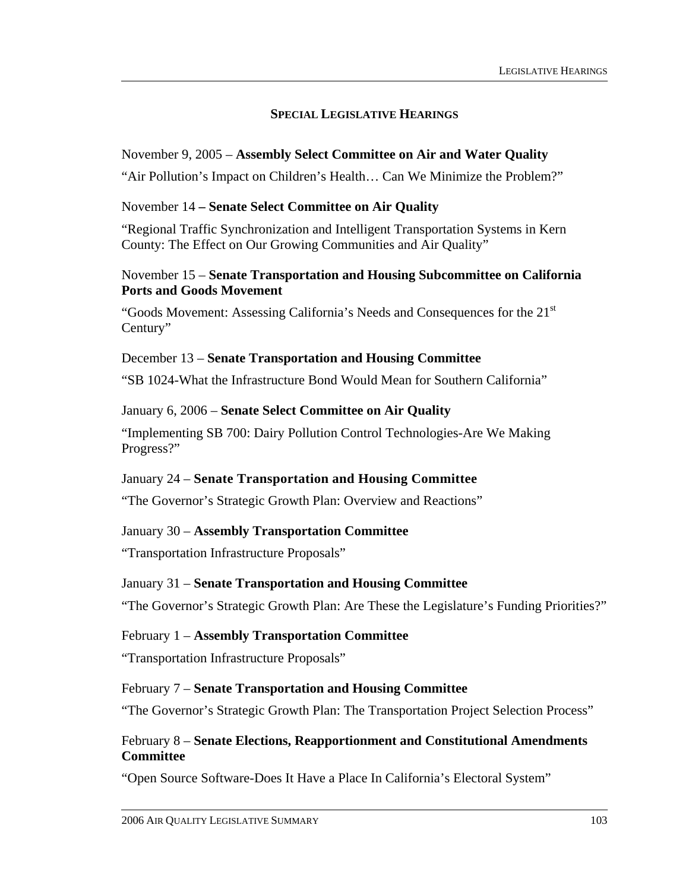## SPECIAL LEGISLATIVE HEARINGS

November 9, 2005 – **Assembly Select Committee on Air and Water Quality**

"Air Pollution's Impact on Children's Health… Can We Minimize the Problem?"

November 14 **– Senate Select Committee on Air Quality**

"Regional Traffic Synchronization and Intelligent Transportation Systems in Kern County: The Effect on Our Growing Communities and Air Quality"

November 15 – **Senate Transportation and Housing Subcommittee on California Ports and Goods Movement**

"Goods Movement: Assessing California's Needs and Consequences for the 21st Century"

December 13 – **Senate Transportation and Housing Committee**

"SB 1024-What the Infrastructure Bond Would Mean for Southern California"

January 6, 2006 – **Senate Select Committee on Air Quality**

"Implementing SB 700: Dairy Pollution Control Technologies-Are We Making Progress?"

January 24 – **Senate Transportation and Housing Committee**

"The Governor's Strategic Growth Plan: Overview and Reactions"

January 30 – **Assembly Transportation Committee**

"Transportation Infrastructure Proposals"

January 31 – **Senate Transportation and Housing Committee**

"The Governor's Strategic Growth Plan: Are These the Legislature's Funding Priorities?"

February 1 – **Assembly Transportation Committee**

"Transportation Infrastructure Proposals"

February 7 – **Senate Transportation and Housing Committee**

"The Governor's Strategic Growth Plan: The Transportation Project Selection Process"

February 8 – **Senate Elections, Reapportionment and Constitutional Amendments Committee**

"Open Source Software-Does It Have a Place In California's Electoral System"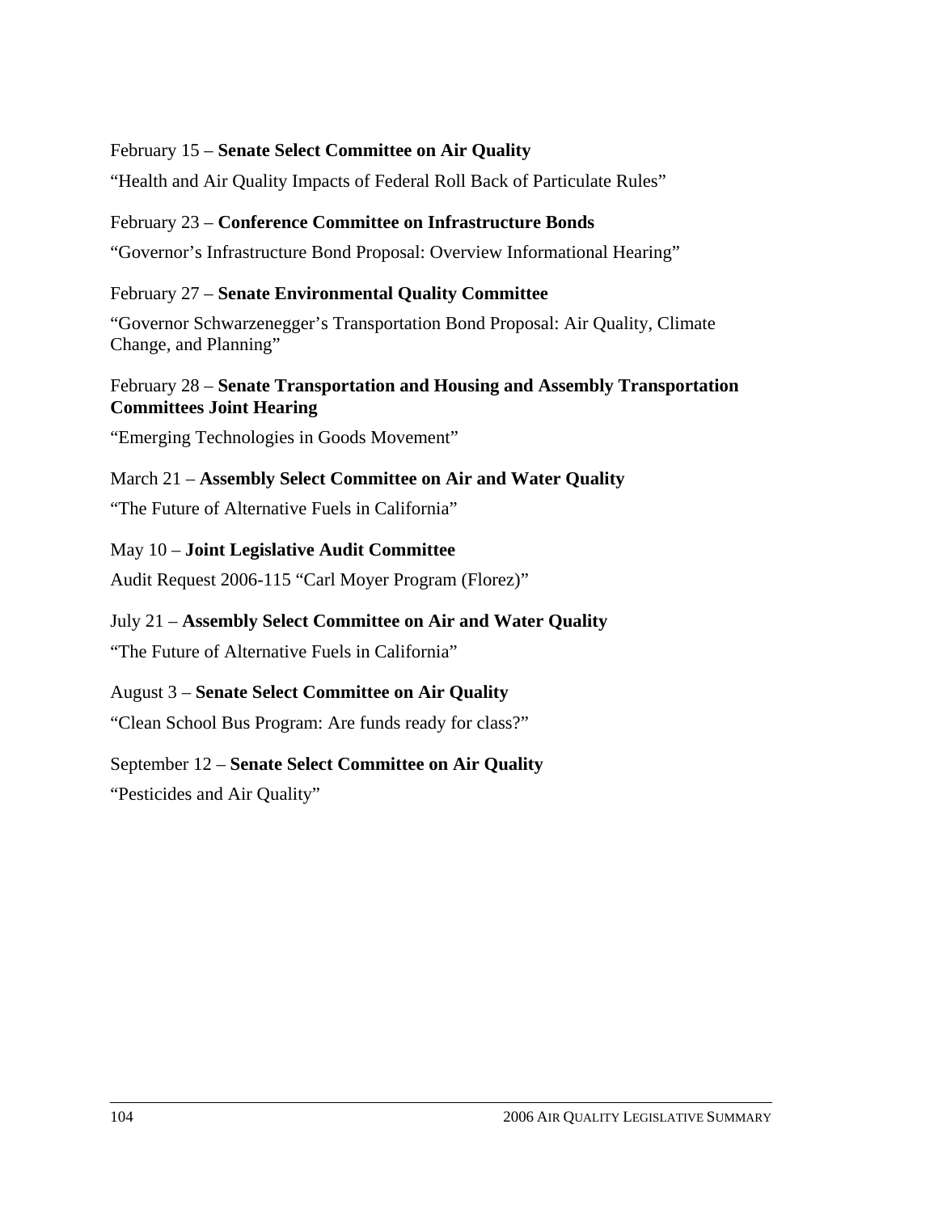February 15 – **Senate Select Committee on Air Quality**

“Health and Air Quality Impacts of Federal Roll Back of Particulate Rules”

February 23 – **Conference Committee on Infrastructure Bonds**

“Governor’s Infrastructure Bond Proposal: Overview Informational Hearing”

February 27 – **Senate Environmental Quality Committee**

“Governor Schwarzenegger’s Transportation Bond Proposal: Air Quality, Climate Change, and Planning”

February 28 – **Senate Transportation and Housing and Assembly Transportation Committees Joint Hearing**

“Emerging Technologies in Goods Movement”

March 21 – **Assembly Select Committee on Air and Water Quality**

“The Future of Alternative Fuels in California”

May 10 – **Joint Legislative Audit Committee**

Audit Request 2006-115 “Carl Moyer Program (Florez)”

July 21 – **Assembly Select Committee on Air and Water Quality**

“The Future of Alternative Fuels in California”

August 3 – **Senate Select Committee on Air Quality**

“Clean School Bus Program: Are funds ready for class?”

September 12 – **Senate Select Committee on Air Quality**

“Pesticides and Air Quality”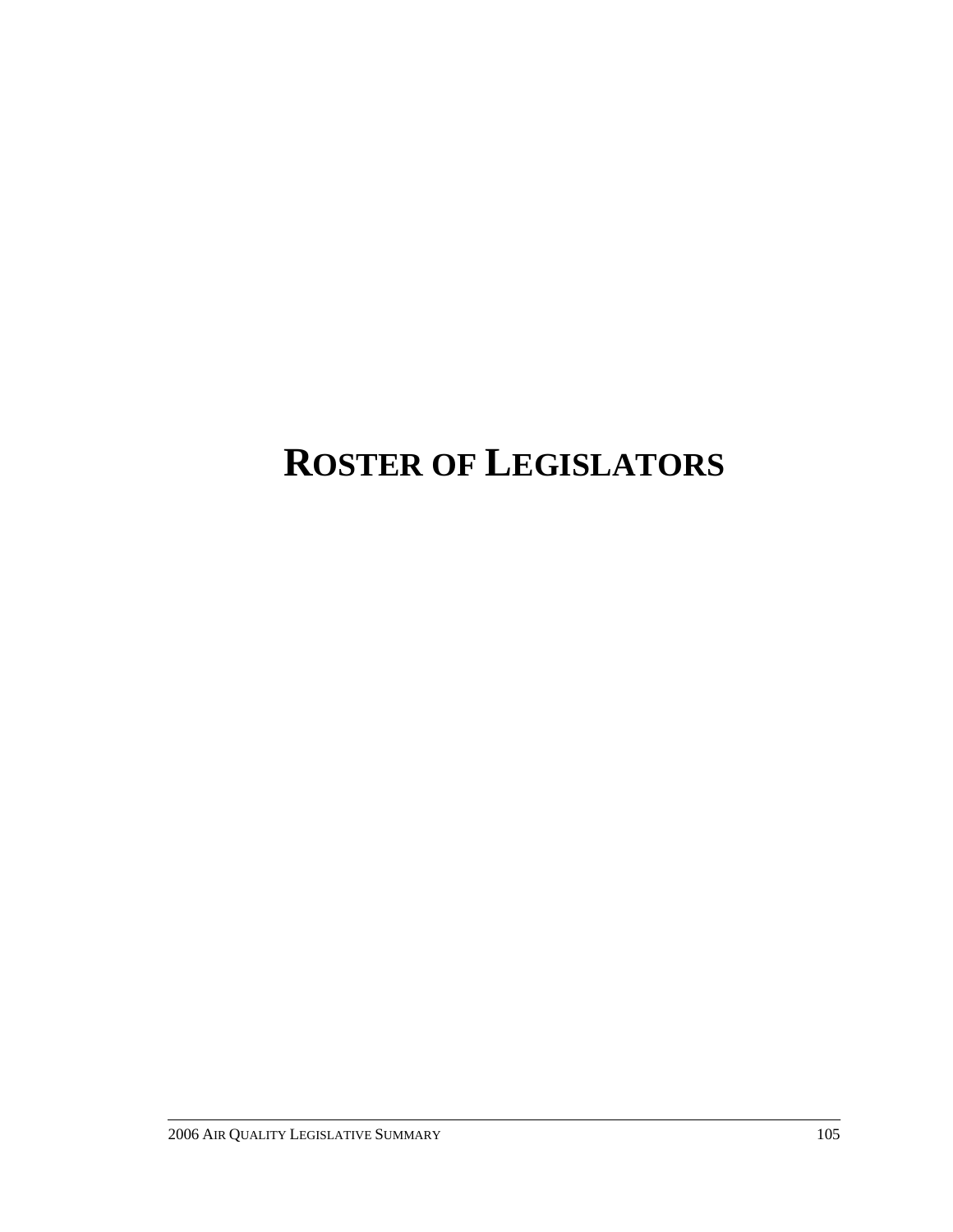# ROSTER OF LEGISLATORS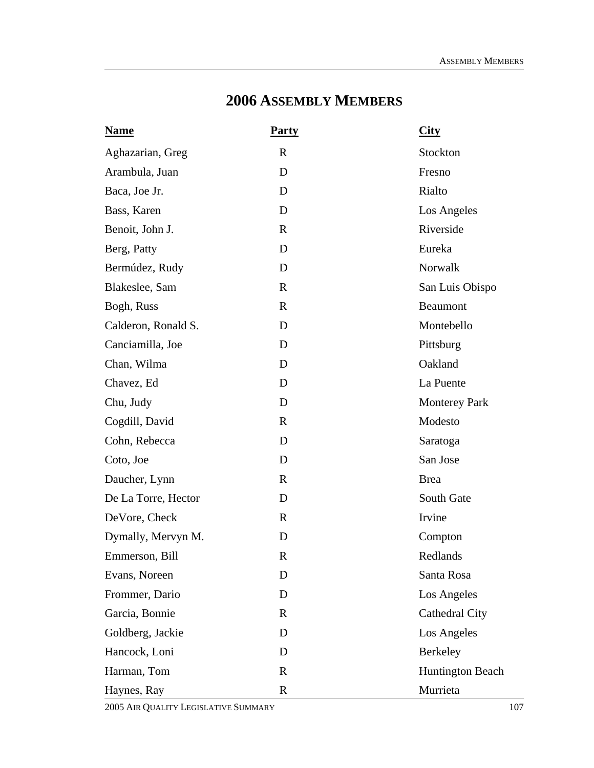# 2006 Assembly Members

| Name | Party | City |
|---|---|---|
| Aghazarian, Greg | R | Stockton |
| Arambula, Juan | D | Fresno |
| Baca, Joe Jr. | D | Rialto |
| Bass, Karen | D | Los Angeles |
| Benoit, John J. | R | Riverside |
| Berg, Patty | D | Eureka |
| Bermúdez, Rudy | D | Norwalk |
| Blakeslee, Sam | R | San Luis Obispo |
| Bogh, Russ | R | Beaumont |
| Calderon, Ronald S. | D | Montebello |
| Canciamilla, Joe | D | Pittsburg |
| Chan, Wilma | D | Oakland |
| Chavez, Ed | D | La Puente |
| Chu, Judy | D | Monterey Park |
| Cogdill, David | R | Modesto |
| Cohn, Rebecca | D | Saratoga |
| Coto, Joe | D | San Jose |
| Daucher, Lynn | R | Brea |
| De La Torre, Hector | D | South Gate |
| DeVore, Check | R | Irvine |
| Dymally, Mervyn M. | D | Compton |
| Emmerson, Bill | R | Redlands |
| Evans, Noreen | D | Santa Rosa |
| Frommer, Dario | D | Los Angeles |
| Garcia, Bonnie | R | Cathedral City |
| Goldberg, Jackie | D | Los Angeles |
| Hancock, Loni | D | Berkeley |
| Harman, Tom | R | Huntington Beach |
| Haynes, Ray | R | Murrieta |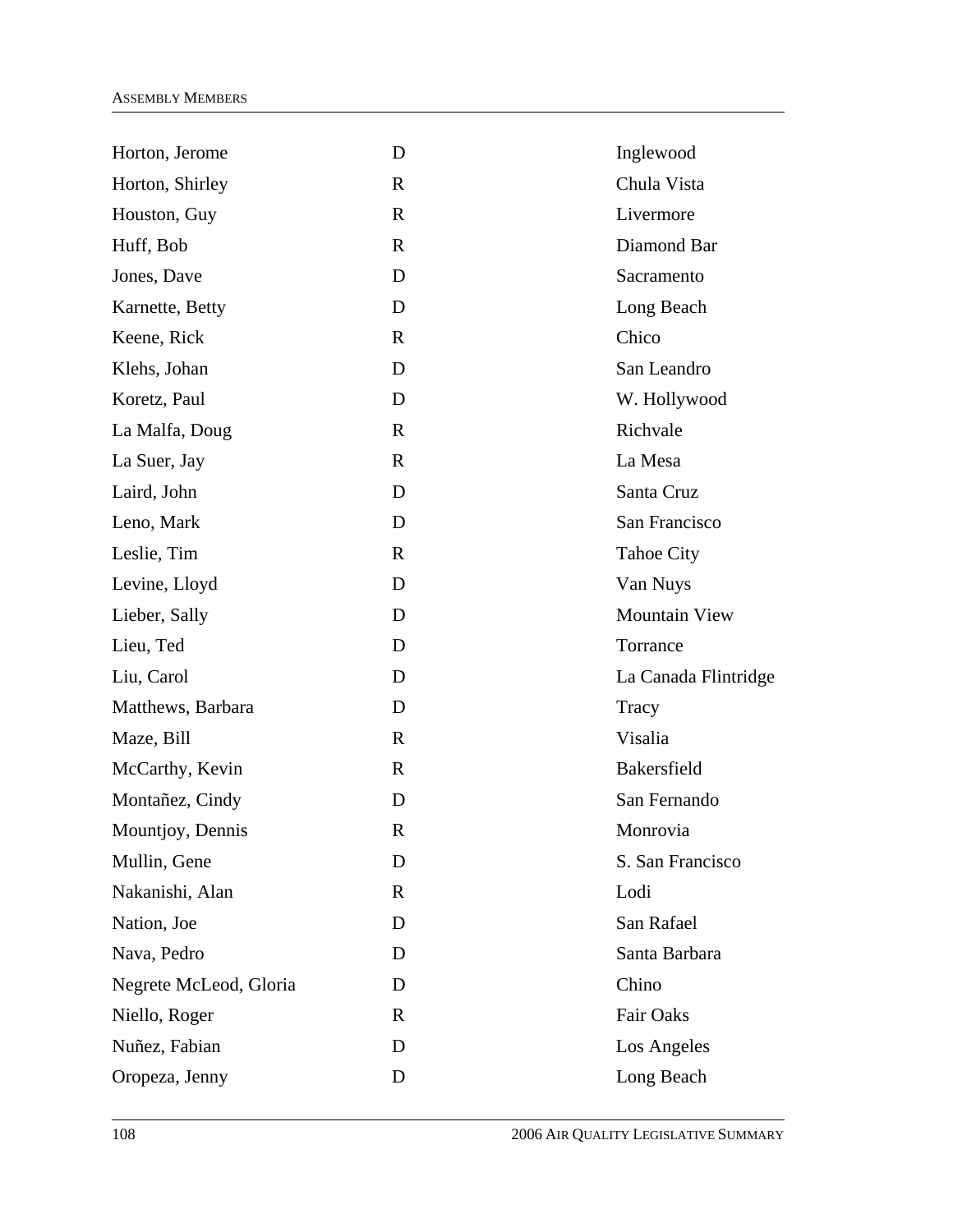| | | |
|---|---|---|
| Horton, Jerome | D | Inglewood |
| Horton, Shirley | R | Chula Vista |
| Houston, Guy | R | Livermore |
| Huff, Bob | R | Diamond Bar |
| Jones, Dave | D | Sacramento |
| Karnette, Betty | D | Long Beach |
| Keene, Rick | R | Chico |
| Klehs, Johan | D | San Leandro |
| Koretz, Paul | D | W. Hollywood |
| La Malfa, Doug | R | Richvale |
| La Suer, Jay | R | La Mesa |
| Laird, John | D | Santa Cruz |
| Leno, Mark | D | San Francisco |
| Leslie, Tim | R | Tahoe City |
| Levine, Lloyd | D | Van Nuys |
| Lieber, Sally | D | Mountain View |
| Lieu, Ted | D | Torrance |
| Liu, Carol | D | La Canada Flintridge |
| Matthews, Barbara | D | Tracy |
| Maze, Bill | R | Visalia |
| McCarthy, Kevin | R | Bakersfield |
| Montañez, Cindy | D | San Fernando |
| Mountjoy, Dennis | R | Monrovia |
| Mullin, Gene | D | S. San Francisco |
| Nakanishi, Alan | R | Lodi |
| Nation, Joe | D | San Rafael |
| Nava, Pedro | D | Santa Barbara |
| Negrete McLeod, Gloria | D | Chino |
| Niello, Roger | R | Fair Oaks |
| Nuñez, Fabian | D | Los Angeles |
| Oropeza, Jenny | D | Long Beach |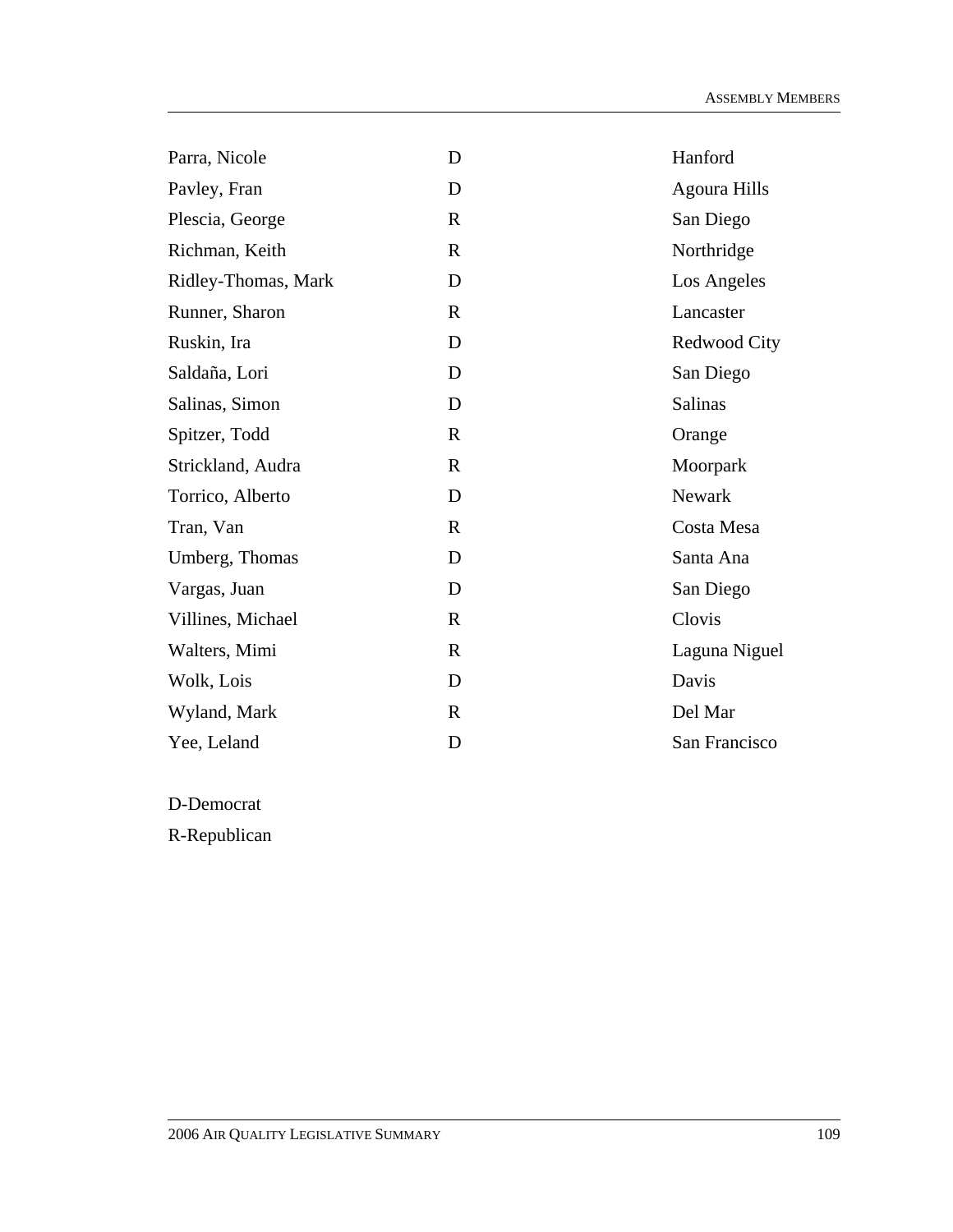| | | |
|---|---|---|
| Parra, Nicole | D | Hanford |
| Pavley, Fran | D | Agoura Hills |
| Plescia, George | R | San Diego |
| Richman, Keith | R | Northridge |
| Ridley-Thomas, Mark | D | Los Angeles |
| Runner, Sharon | R | Lancaster |
| Ruskin, Ira | D | Redwood City |
| Saldaña, Lori | D | San Diego |
| Salinas, Simon | D | Salinas |
| Spitzer, Todd | R | Orange |
| Strickland, Audra | R | Moorpark |
| Torrico, Alberto | D | Newark |
| Tran, Van | R | Costa Mesa |
| Umberg, Thomas | D | Santa Ana |
| Vargas, Juan | D | San Diego |
| Villines, Michael | R | Clovis |
| Walters, Mimi | R | Laguna Niguel |
| Wolk, Lois | D | Davis |
| Wyland, Mark | R | Del Mar |
| Yee, Leland | D | San Francisco |

D-Democrat

R-Republican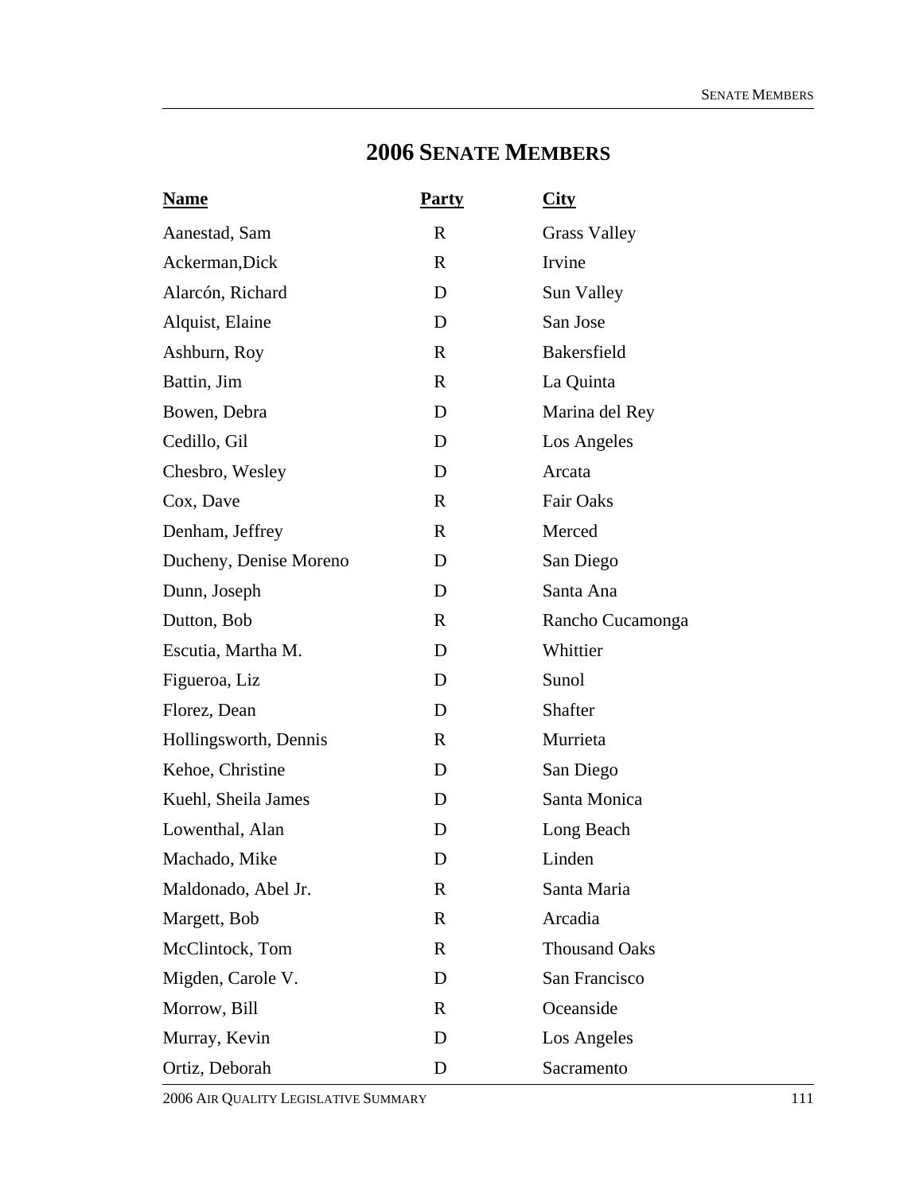## 2006 SENATE MEMBERS

| Name | Party | City |
|---|---|---|
| Aanestad, Sam | R | Grass Valley |
| Ackerman,Dick | R | Irvine |
| Alarcón, Richard | D | Sun Valley |
| Alquist, Elaine | D | San Jose |
| Ashburn, Roy | R | Bakersfield |
| Battin, Jim | R | La Quinta |
| Bowen, Debra | D | Marina del Rey |
| Cedillo, Gil | D | Los Angeles |
| Chesbro, Wesley | D | Arcata |
| Cox, Dave | R | Fair Oaks |
| Denham, Jeffrey | R | Merced |
| Ducheny, Denise Moreno | D | San Diego |
| Dunn, Joseph | D | Santa Ana |
| Dutton, Bob | R | Rancho Cucamonga |
| Escutia, Martha M. | D | Whittier |
| Figueroa, Liz | D | Sunol |
| Florez, Dean | D | Shafter |
| Hollingsworth, Dennis | R | Murrieta |
| Kehoe, Christine | D | San Diego |
| Kuehl, Sheila James | D | Santa Monica |
| Lowenthal, Alan | D | Long Beach |
| Machado, Mike | D | Linden |
| Maldonado, Abel Jr. | R | Santa Maria |
| Margett, Bob | R | Arcadia |
| McClintock, Tom | R | Thousand Oaks |
| Migden, Carole V. | D | San Francisco |
| Morrow, Bill | R | Oceanside |
| Murray, Kevin | D | Los Angeles |
| Ortiz, Deborah | D | Sacramento |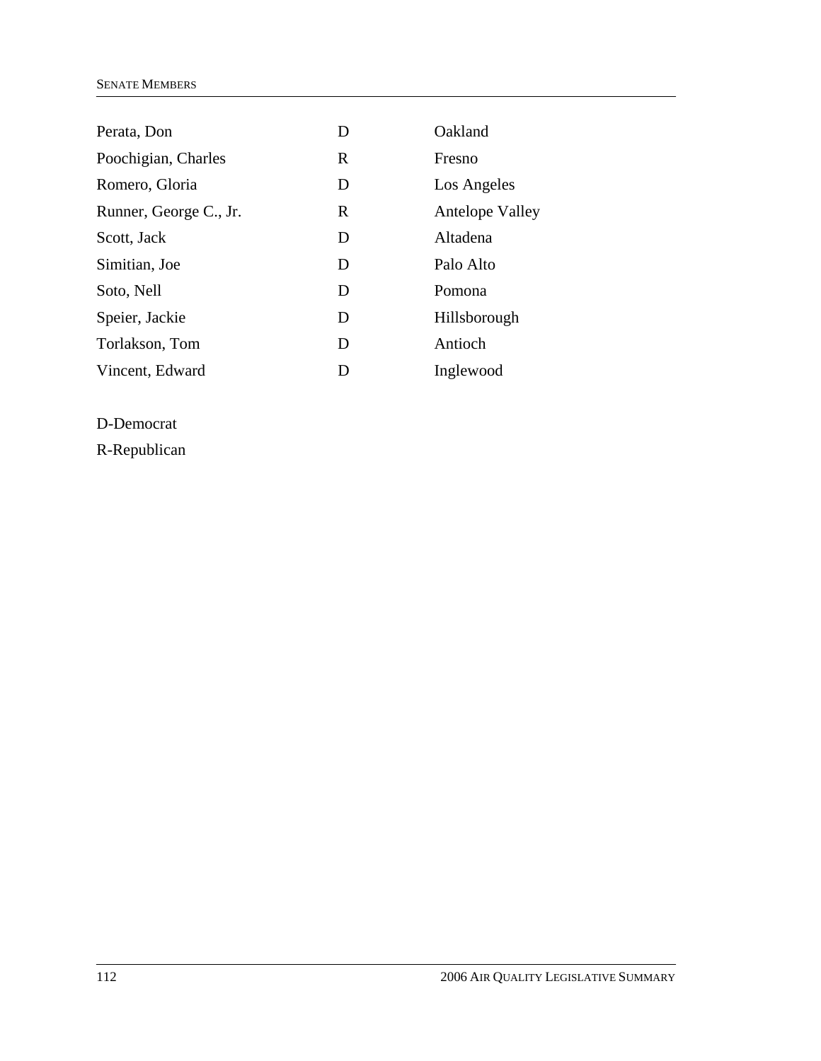| | | |
|---|---|---|
| Perata, Don | D | Oakland |
| Poochigian, Charles | R | Fresno |
| Romero, Gloria | D | Los Angeles |
| Runner, George C., Jr. | R | Antelope Valley |
| Scott, Jack | D | Altadena |
| Simitian, Joe | D | Palo Alto |
| Soto, Nell | D | Pomona |
| Speier, Jackie | D | Hillsborough |
| Torlakson, Tom | D | Antioch |
| Vincent, Edward | D | Inglewood |

D-Democrat

R-Republican